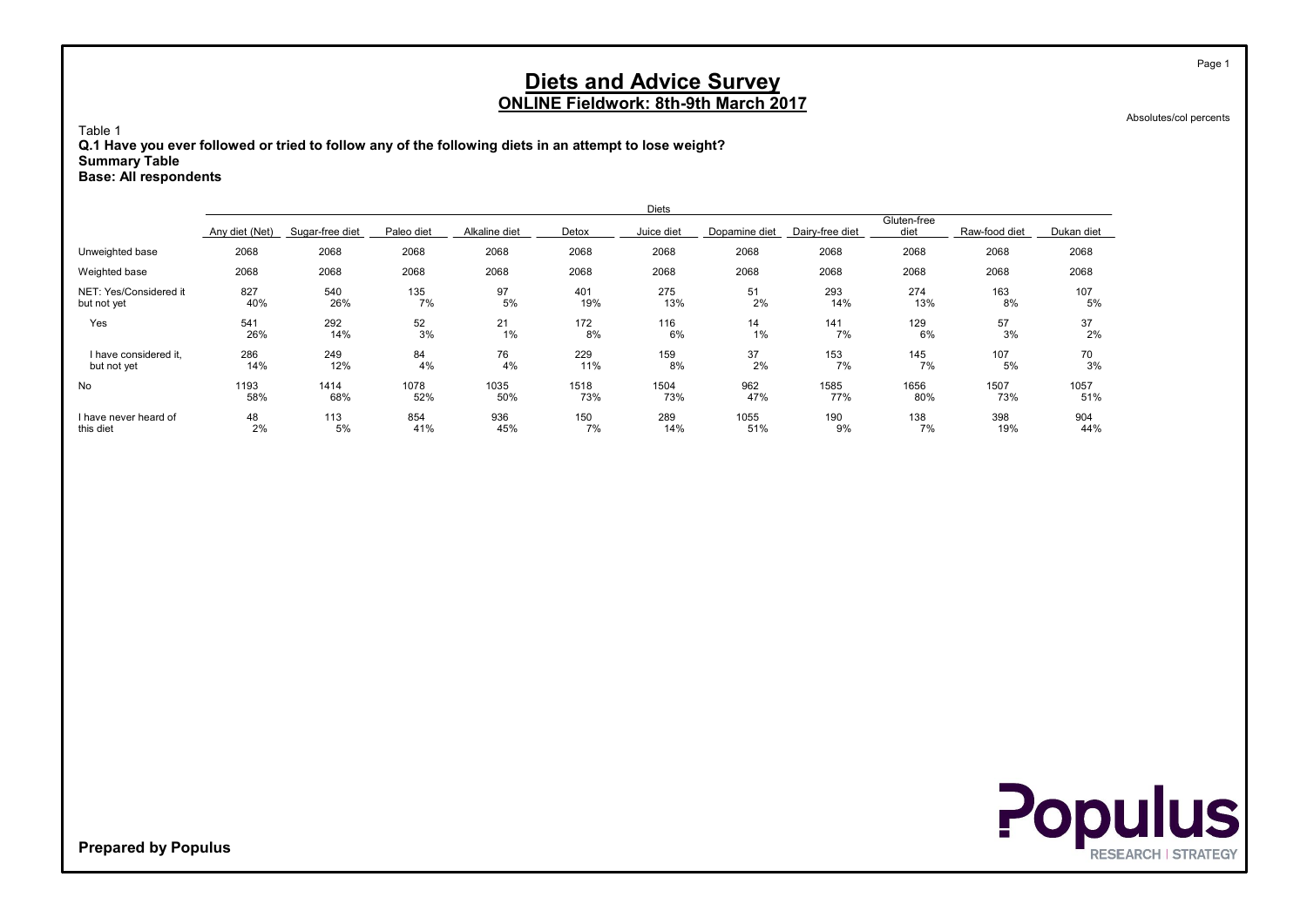# Diets and Advice Survey

## ONLINE Fieldwork: 8th-9th March 2017

Absolutes/col percents

Table 1

**Q.1 Have you ever followed or tried to follow any of the following diets in an attempt to lose weight?**

**Summary Table**

**Base: All respondents**

| | Diets | | | | | | | | | | |
|---|---|---|---|---|---|---|---|---|---|---|---|
| | Any diet (Net) | Sugar-free diet | Paleo diet | Alkaline diet | Detox | Juice diet | Dopamine diet | Dairy-free diet | Gluten-free diet | Raw-food diet | Dukan diet |
| Unweighted base | 2068 | 2068 | 2068 | 2068 | 2068 | 2068 | 2068 | 2068 | 2068 | 2068 | 2068 |
| Weighted base | 2068 | 2068 | 2068 | 2068 | 2068 | 2068 | 2068 | 2068 | 2068 | 2068 | 2068 |
| NET: Yes/Considered it but not yet | 827<br>40% | 540<br>26% | 135<br>7% | 97<br>5% | 401<br>19% | 275<br>13% | 51<br>2% | 293<br>14% | 274<br>13% | 163<br>8% | 107<br>5% |
| Yes | 541<br>26% | 292<br>14% | 52<br>3% | 21<br>1% | 172<br>8% | 116<br>6% | 14<br>1% | 141<br>7% | 129<br>6% | 57<br>3% | 37<br>2% |
| I have considered it, but not yet | 286<br>14% | 249<br>12% | 84<br>4% | 76<br>4% | 229<br>11% | 159<br>8% | 37<br>2% | 153<br>7% | 145<br>7% | 107<br>5% | 70<br>3% |
| No | 1193<br>58% | 1414<br>68% | 1078<br>52% | 1035<br>50% | 1518<br>73% | 1504<br>73% | 962<br>47% | 1585<br>77% | 1656<br>80% | 1507<br>73% | 1057<br>51% |
| I have never heard of this diet | 48<br>2% | 113<br>5% | 854<br>41% | 936<br>45% | 150<br>7% | 289<br>14% | 1055<br>51% | 190<br>9% | 138<br>7% | 398<br>19% | 904<br>44% |

**Prepared by Populus**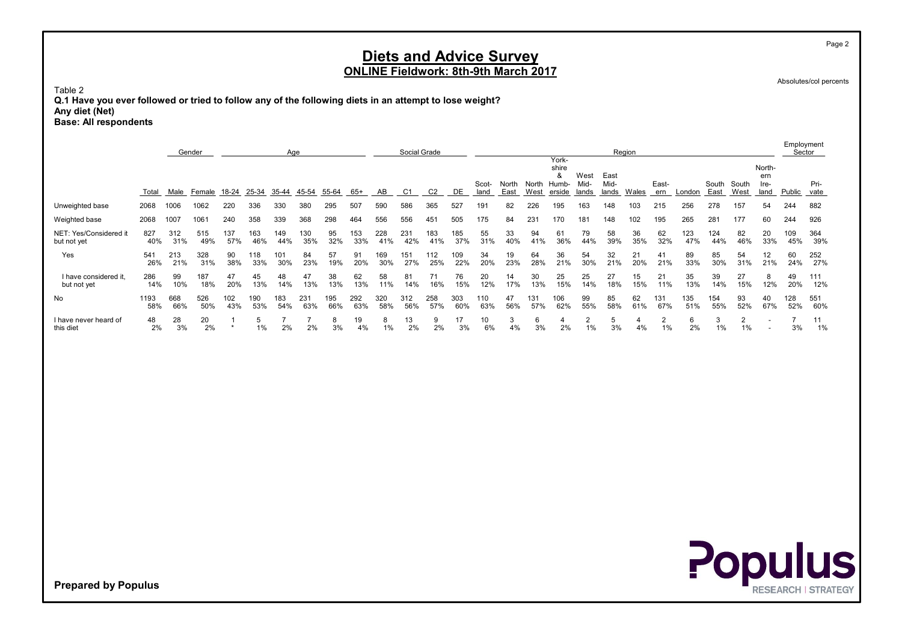# Diets and Advice Survey

## ONLINE Fieldwork: 8th-9th March 2017

Absolutes/col percents

Table 2
**Q.1 Have you ever followed or tried to follow any of the following diets in an attempt to lose weight?**
**Any diet (Net)**
**Base: All respondents**

| | | Gender | | Age | | | | | | Social Grade | | | | Region | | | | | | | | | | | | Employment Sector | |
|---|---|---|---|---|---|---|---|---|---|---|---|---|---|---|---|---|---|---|---|---|---|---|---|---|---|---|---|
| | Total | Male | Female | 18-24 | 25-34 | 35-44 | 45-54 | 55-64 | 65+ | AB | C1 | C2 | DE | Scotland | North East | North West | Yorkshire & Humberside | West Midlands | East Midlands | Wales | Eastern | London | South East | South West | Northern Ireland | Public | Private |
| Unweighted base | 2068 | 1006 | 1062 | 220 | 336 | 330 | 380 | 295 | 507 | 590 | 586 | 365 | 527 | 191 | 82 | 226 | 195 | 163 | 148 | 103 | 215 | 256 | 278 | 157 | 54 | 244 | 882 |
| Weighted base | 2068 | 1007 | 1061 | 240 | 358 | 339 | 368 | 298 | 464 | 556 | 556 | 451 | 505 | 175 | 84 | 231 | 170 | 181 | 148 | 102 | 195 | 265 | 281 | 177 | 60 | 244 | 926 |
| NET: Yes/Considered it but not yet | 827 | 312 | 515 | 137 | 163 | 149 | 130 | 95 | 153 | 228 | 231 | 183 | 185 | 55 | 33 | 94 | 61 | 79 | 58 | 36 | 62 | 123 | 124 | 82 | 20 | 109 | 364 |
| | 40% | 31% | 49% | 57% | 46% | 44% | 35% | 32% | 33% | 41% | 42% | 41% | 37% | 31% | 40% | 41% | 36% | 44% | 39% | 35% | 32% | 47% | 44% | 46% | 33% | 45% | 39% |
| Yes | 541 | 213 | 328 | 90 | 118 | 101 | 84 | 57 | 91 | 169 | 151 | 112 | 109 | 34 | 19 | 64 | 36 | 54 | 32 | 21 | 41 | 89 | 85 | 54 | 12 | 60 | 252 |
| | 26% | 21% | 31% | 38% | 33% | 30% | 23% | 19% | 20% | 30% | 27% | 25% | 22% | 20% | 23% | 28% | 21% | 30% | 21% | 20% | 21% | 33% | 30% | 31% | 21% | 24% | 27% |
| I have considered it, but not yet | 286 | 99 | 187 | 47 | 45 | 48 | 47 | 38 | 62 | 58 | 81 | 71 | 76 | 20 | 14 | 30 | 25 | 25 | 27 | 15 | 21 | 35 | 39 | 27 | 8 | 49 | 111 |
| | 14% | 10% | 18% | 20% | 13% | 14% | 13% | 13% | 13% | 11% | 14% | 16% | 15% | 12% | 17% | 13% | 15% | 14% | 18% | 15% | 11% | 13% | 14% | 15% | 12% | 20% | 12% |
| No | 1193 | 668 | 526 | 102 | 190 | 183 | 231 | 195 | 292 | 320 | 312 | 258 | 303 | 110 | 47 | 131 | 106 | 99 | 85 | 62 | 131 | 135 | 154 | 93 | 40 | 128 | 551 |
| | 58% | 66% | 50% | 43% | 53% | 54% | 63% | 66% | 63% | 58% | 56% | 57% | 60% | 63% | 56% | 57% | 62% | 55% | 58% | 61% | 67% | 51% | 55% | 52% | 67% | 52% | 60% |
| I have never heard of this diet | 48 | 28 | 20 | 1 | 5 | 7 | 7 | 8 | 19 | 8 | 13 | 9 | 17 | 10 | 3 | 6 | 4 | 2 | 5 | 4 | 2 | 6 | 3 | 2 | - | 7 | 11 |
| | 2% | 3% | 2% | * | 1% | 2% | 2% | 3% | 4% | 1% | 2% | 2% | 3% | 6% | 4% | 3% | 2% | 1% | 3% | 4% | 1% | 2% | 1% | 1% | - | 3% | 1% |

**Prepared by Populus**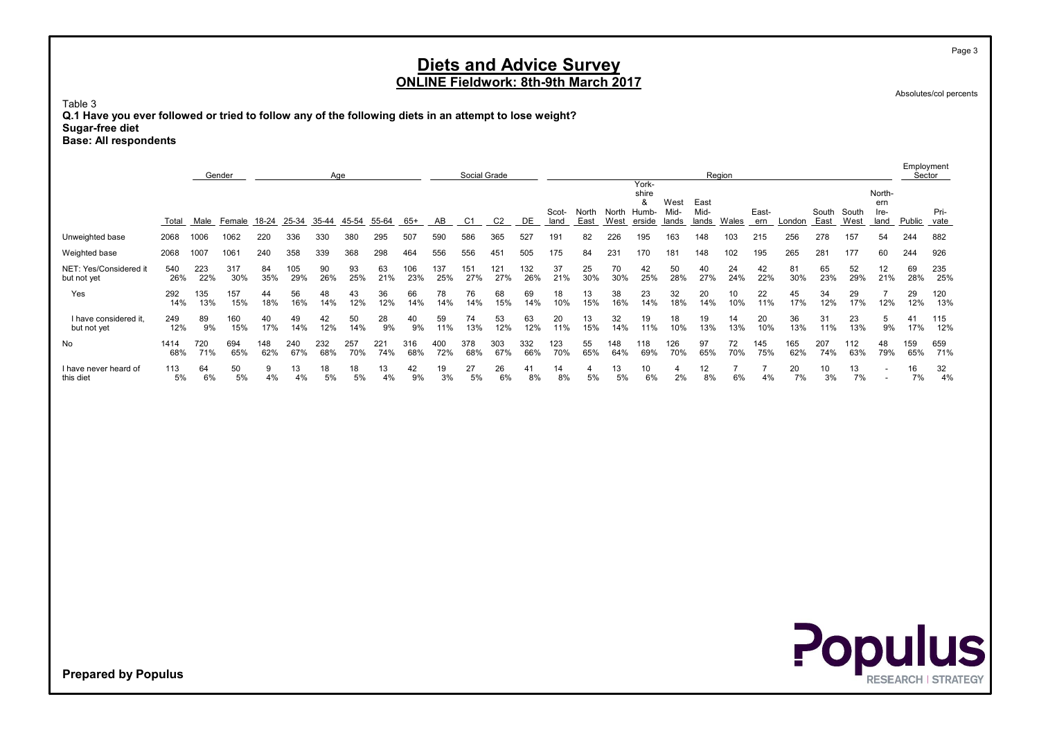# Diets and Advice Survey

## ONLINE Fieldwork: 8th-9th March 2017

Absolutes/col percents

Table 3

**Q.1 Have you ever followed or tried to follow any of the following diets in an attempt to lose weight?**

**Sugar-free diet**

**Base: All respondents**

| | | Gender | | Age | | | | | | Social Grade | | | | Region | | | | | | | | | | | | Employment Sector | |
|---|---|---|---|---|---|---|---|---|---|---|---|---|---|---|---|---|---|---|---|---|---|---|---|---|---|---|---|
| | Total | Male | Female | 18-24 | 25-34 | 35-44 | 45-54 | 55-64 | 65+ | AB | C1 | C2 | DE | Scot-land | North East | North West | York-shire & Humb-erside | West Mid-lands | East Mid-lands | Wales | East-ern | London | South East | South West | North-ern Ire-land | Public | Pri-vate |
| Unweighted base | 2068 | 1006 | 1062 | 220 | 336 | 330 | 380 | 295 | 507 | 590 | 586 | 365 | 527 | 191 | 82 | 226 | 195 | 163 | 148 | 103 | 215 | 256 | 278 | 157 | 54 | 244 | 882 |
| Weighted base | 2068 | 1007 | 1061 | 240 | 358 | 339 | 368 | 298 | 464 | 556 | 556 | 451 | 505 | 175 | 84 | 231 | 170 | 181 | 148 | 102 | 195 | 265 | 281 | 177 | 60 | 244 | 926 |
| NET: Yes/Considered it but not yet | 540 | 223 | 317 | 84 | 105 | 90 | 93 | 63 | 106 | 137 | 151 | 121 | 132 | 37 | 25 | 70 | 42 | 50 | 40 | 24 | 42 | 81 | 65 | 52 | 12 | 69 | 235 |
| | 26% | 22% | 30% | 35% | 29% | 26% | 25% | 21% | 23% | 25% | 27% | 27% | 26% | 21% | 30% | 30% | 25% | 28% | 27% | 24% | 22% | 30% | 23% | 29% | 21% | 28% | 25% |
| Yes | 292 | 135 | 157 | 44 | 56 | 48 | 43 | 36 | 66 | 78 | 76 | 68 | 69 | 18 | 13 | 38 | 23 | 32 | 20 | 10 | 22 | 45 | 34 | 29 | 7 | 29 | 120 |
| | 14% | 13% | 15% | 18% | 16% | 14% | 12% | 12% | 14% | 14% | 14% | 15% | 14% | 10% | 15% | 16% | 14% | 18% | 14% | 10% | 11% | 17% | 12% | 17% | 12% | 12% | 13% |
| I have considered it, but not yet | 249 | 89 | 160 | 40 | 49 | 42 | 50 | 28 | 40 | 59 | 74 | 53 | 63 | 20 | 13 | 32 | 19 | 18 | 19 | 14 | 20 | 36 | 31 | 23 | 5 | 41 | 115 |
| | 12% | 9% | 15% | 17% | 14% | 12% | 14% | 9% | 9% | 11% | 13% | 12% | 12% | 11% | 15% | 14% | 11% | 10% | 13% | 13% | 10% | 13% | 11% | 13% | 9% | 17% | 12% |
| No | 1414 | 720 | 694 | 148 | 240 | 232 | 257 | 221 | 316 | 400 | 378 | 303 | 332 | 123 | 55 | 148 | 118 | 126 | 97 | 72 | 145 | 165 | 207 | 112 | 48 | 159 | 659 |
| | 68% | 71% | 65% | 62% | 67% | 68% | 70% | 74% | 68% | 72% | 68% | 67% | 66% | 70% | 65% | 64% | 69% | 70% | 65% | 70% | 75% | 62% | 74% | 63% | 79% | 65% | 71% |
| I have never heard of this diet | 113 | 64 | 50 | 9 | 13 | 18 | 18 | 13 | 42 | 19 | 27 | 26 | 41 | 14 | 4 | 13 | 10 | 4 | 12 | 7 | 7 | 20 | 10 | 13 | - | 16 | 32 |
| | 5% | 6% | 5% | 4% | 4% | 5% | 5% | 4% | 9% | 3% | 5% | 6% | 8% | 8% | 5% | 5% | 6% | 2% | 8% | 6% | 4% | 7% | 3% | 7% | - | 7% | 4% |

Prepared by Populus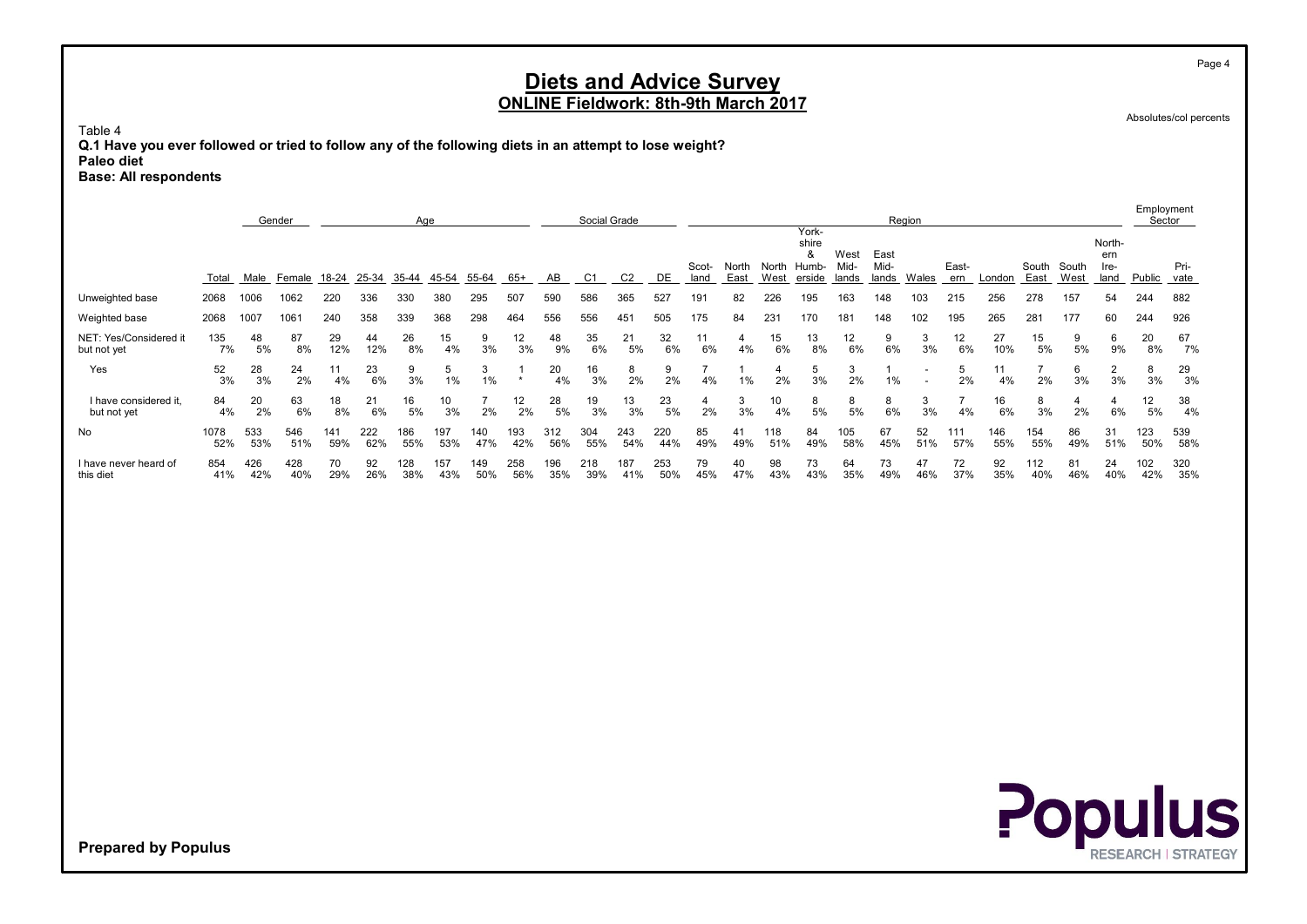# Diets and Advice Survey

## ONLINE Fieldwork: 8th-9th March 2017

Absolutes/col percents

Table 4

**Q.1 Have you ever followed or tried to follow any of the following diets in an attempt to lose weight?**

**Paleo diet**

**Base: All respondents**

| | | Gender | | Age | | | | | | Social Grade | | | | Region | | | | | | | | | | | | Employment Sector | |
|---|---|---|---|---|---|---|---|---|---|---|---|---|---|---|---|---|---|---|---|---|---|---|---|---|---|---|---|
| | Total | Male | Female | 18-24 | 25-34 | 35-44 | 45-54 | 55-64 | 65+ | AB | C1 | C2 | DE | Scotland | North East | North West | Yorkshire & Humberside | West Midlands | East Midlands | Wales | Eastern | London | South East | South West | Northern Ireland | Public | Private |
| Unweighted base | 2068 | 1006 | 1062 | 220 | 336 | 330 | 380 | 295 | 507 | 590 | 586 | 365 | 527 | 191 | 82 | 226 | 195 | 163 | 148 | 103 | 215 | 256 | 278 | 157 | 54 | 244 | 882 |
| Weighted base | 2068 | 1007 | 1061 | 240 | 358 | 339 | 368 | 298 | 464 | 556 | 556 | 451 | 505 | 175 | 84 | 231 | 170 | 181 | 148 | 102 | 195 | 265 | 281 | 177 | 60 | 244 | 926 |
| NET: Yes/Considered it but not yet | 135 | 48 | 87 | 29 | 44 | 26 | 15 | 9 | 12 | 48 | 35 | 21 | 32 | 11 | 4 | 15 | 13 | 12 | 9 | 3 | 12 | 27 | 15 | 9 | 6 | 20 | 67 |
| | 7% | 5% | 8% | 12% | 12% | 8% | 4% | 3% | 3% | 9% | 6% | 5% | 6% | 6% | 4% | 6% | 8% | 6% | 6% | 3% | 6% | 10% | 5% | 5% | 9% | 8% | 7% |
| Yes | 52 | 28 | 24 | 11 | 23 | 9 | 5 | 3 | 1 | 20 | 16 | 8 | 9 | 7 | 1 | 4 | 5 | 3 | 1 | - | 5 | 11 | 7 | 6 | 2 | 8 | 29 |
| | 3% | 3% | 2% | 4% | 6% | 3% | 1% | 1% | * | 4% | 3% | 2% | 2% | 4% | 1% | 2% | 3% | 2% | 1% | - | 2% | 4% | 2% | 3% | 3% | 3% | 3% |
| I have considered it, but not yet | 84 | 20 | 63 | 18 | 21 | 16 | 10 | 7 | 12 | 28 | 19 | 13 | 23 | 4 | 3 | 10 | 8 | 8 | 8 | 3 | 7 | 16 | 8 | 4 | 4 | 12 | 38 |
| | 4% | 2% | 6% | 8% | 6% | 5% | 3% | 2% | 2% | 5% | 3% | 3% | 5% | 2% | 3% | 4% | 5% | 5% | 6% | 3% | 4% | 6% | 3% | 2% | 6% | 5% | 4% |
| No | 1078 | 533 | 546 | 141 | 222 | 186 | 197 | 140 | 193 | 312 | 304 | 243 | 220 | 85 | 41 | 118 | 84 | 105 | 67 | 52 | 111 | 146 | 154 | 86 | 31 | 123 | 539 |
| | 52% | 53% | 51% | 59% | 62% | 55% | 53% | 47% | 42% | 56% | 55% | 54% | 44% | 49% | 49% | 51% | 49% | 58% | 45% | 51% | 57% | 55% | 55% | 49% | 51% | 50% | 58% |
| I have never heard of this diet | 854 | 426 | 428 | 70 | 92 | 128 | 157 | 149 | 258 | 196 | 218 | 187 | 253 | 79 | 40 | 98 | 73 | 64 | 73 | 47 | 72 | 92 | 112 | 81 | 24 | 102 | 320 |
| | 41% | 42% | 40% | 29% | 26% | 38% | 43% | 50% | 56% | 35% | 39% | 41% | 50% | 45% | 47% | 43% | 43% | 35% | 49% | 46% | 37% | 35% | 40% | 46% | 40% | 42% | 35% |

**Prepared by Populus**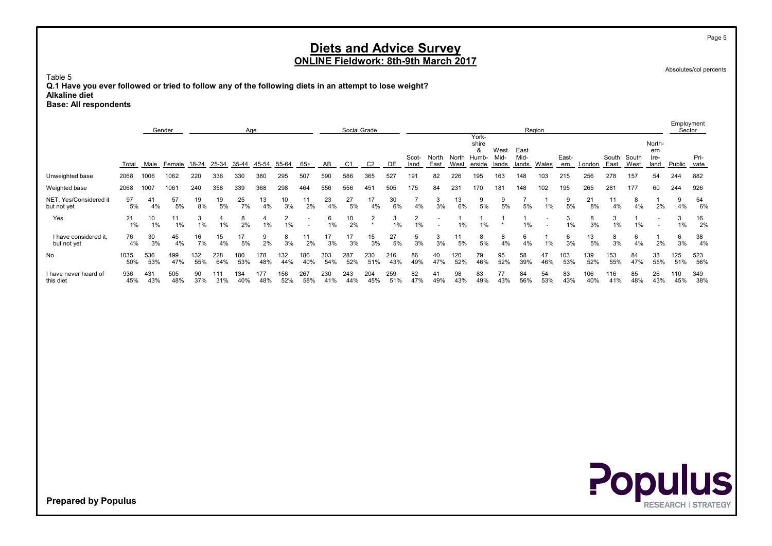# Diets and Advice Survey

## ONLINE Fieldwork: 8th-9th March 2017

Absolutes/col percents

Table 5

**Q.1 Have you ever followed or tried to follow any of the following diets in an attempt to lose weight?**

**Alkaline diet**

**Base: All respondents**

| | | Gender | | Age | | | | | | Social Grade | | | | Region | | | | | | | | | | | | Employment Sector | |
|---|---|---|---|---|---|---|---|---|---|---|---|---|---|---|---|---|---|---|---|---|---|---|---|---|---|---|---|
| | Total | Male | Female | 18-24 | 25-34 | 35-44 | 45-54 | 55-64 | 65+ | AB | C1 | C2 | DE | Scotland | North East | North West | Yorkshire & Humberside | West Midlands | East Midlands | Wales | Eastern | London | South East | South West | Northern Ireland | Public | Private |
| Unweighted base | 2068 | 1006 | 1062 | 220 | 336 | 330 | 380 | 295 | 507 | 590 | 586 | 365 | 527 | 191 | 82 | 226 | 195 | 163 | 148 | 103 | 215 | 256 | 278 | 157 | 54 | 244 | 882 |
| Weighted base | 2068 | 1007 | 1061 | 240 | 358 | 339 | 368 | 298 | 464 | 556 | 556 | 451 | 505 | 175 | 84 | 231 | 170 | 181 | 148 | 102 | 195 | 265 | 281 | 177 | 60 | 244 | 926 |
| NET: Yes/Considered it but not yet | 97 | 41 | 57 | 19 | 19 | 25 | 13 | 10 | 11 | 23 | 27 | 17 | 30 | 7 | 3 | 13 | 9 | 9 | 7 | 1 | 9 | 21 | 11 | 8 | 1 | 9 | 54 |
| | 5% | 4% | 5% | 8% | 5% | 7% | 4% | 3% | 2% | 4% | 5% | 4% | 6% | 4% | 3% | 6% | 5% | 5% | 5% | 1% | 5% | 8% | 4% | 4% | 2% | 4% | 6% |
| Yes | 21 | 10 | 11 | 3 | 4 | 8 | 4 | 2 | - | 6 | 10 | 2 | 3 | 2 | - | 1 | 1 | 1 | 1 | - | 3 | 8 | 3 | 1 | - | 3 | 16 |
| | 1% | 1% | 1% | 1% | 1% | 2% | 1% | 1% | - | 1% | 2% | * | 1% | 1% | - | 1% | 1% | * | 1% | - | 1% | 3% | 1% | 1% | - | 1% | 2% |
| I have considered it, but not yet | 76 | 30 | 45 | 16 | 15 | 17 | 9 | 8 | 11 | 17 | 17 | 15 | 27 | 5 | 3 | 11 | 8 | 8 | 6 | 1 | 6 | 13 | 8 | 6 | 1 | 6 | 38 |
| | 4% | 3% | 4% | 7% | 4% | 5% | 2% | 3% | 2% | 3% | 3% | 3% | 5% | 3% | 3% | 5% | 5% | 4% | 4% | 1% | 3% | 5% | 3% | 4% | 2% | 3% | 4% |
| No | 1035 | 536 | 499 | 132 | 228 | 180 | 178 | 132 | 186 | 303 | 287 | 230 | 216 | 86 | 40 | 120 | 79 | 95 | 58 | 47 | 103 | 139 | 153 | 84 | 33 | 125 | 523 |
| | 50% | 53% | 47% | 55% | 64% | 53% | 48% | 44% | 40% | 54% | 52% | 51% | 43% | 49% | 47% | 52% | 46% | 52% | 39% | 46% | 53% | 52% | 55% | 47% | 55% | 51% | 56% |
| I have never heard of this diet | 936 | 431 | 505 | 90 | 111 | 134 | 177 | 156 | 267 | 230 | 243 | 204 | 259 | 82 | 41 | 98 | 83 | 77 | 84 | 54 | 83 | 106 | 116 | 85 | 26 | 110 | 349 |
| | 45% | 43% | 48% | 37% | 31% | 40% | 48% | 52% | 58% | 41% | 44% | 45% | 51% | 47% | 49% | 43% | 49% | 43% | 56% | 53% | 43% | 40% | 41% | 48% | 43% | 45% | 38% |

Prepared by Populus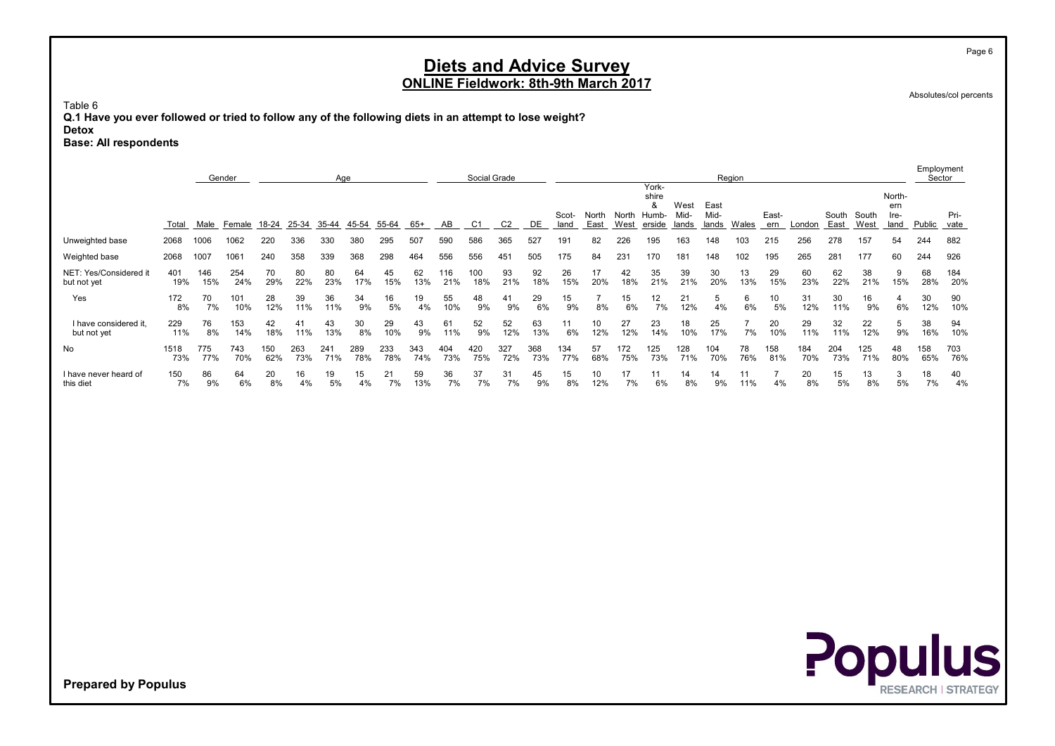# Diets and Advice Survey

## ONLINE Fieldwork: 8th-9th March 2017

Absolutes/col percents

Table 6

**Q.1 Have you ever followed or tried to follow any of the following diets in an attempt to lose weight?**

**Detox**

**Base: All respondents**

| | | Gender | | Age | | | | | | Social Grade | | | | Region | | | | | | | | | | | | Employment Sector | |
|---|---|---|---|---|---|---|---|---|---|---|---|---|---|---|---|---|---|---|---|---|---|---|---|---|---|---|---|
| | Total | Male | Female | 18-24 | 25-34 | 35-44 | 45-54 | 55-64 | 65+ | AB | C1 | C2 | DE | Scotland | North East | North West | Yorkshire & Humberside | West Midlands | East Midlands | Wales | Eastern | London | South East | South West | Northern Ireland | Public | Private |
| Unweighted base | 2068 | 1006 | 1062 | 220 | 336 | 330 | 380 | 295 | 507 | 590 | 586 | 365 | 527 | 191 | 82 | 226 | 195 | 163 | 148 | 103 | 215 | 256 | 278 | 157 | 54 | 244 | 882 |
| Weighted base | 2068 | 1007 | 1061 | 240 | 358 | 339 | 368 | 298 | 464 | 556 | 556 | 451 | 505 | 175 | 84 | 231 | 170 | 181 | 148 | 102 | 195 | 265 | 281 | 177 | 60 | 244 | 926 |
| NET: Yes/Considered it but not yet | 401 | 146 | 254 | 70 | 80 | 80 | 64 | 45 | 62 | 116 | 100 | 93 | 92 | 26 | 17 | 42 | 35 | 39 | 30 | 13 | 29 | 60 | 62 | 38 | 9 | 68 | 184 |
| | 19% | 15% | 24% | 29% | 22% | 23% | 17% | 15% | 13% | 21% | 18% | 21% | 18% | 15% | 20% | 18% | 21% | 21% | 20% | 13% | 15% | 23% | 22% | 21% | 15% | 28% | 20% |
| Yes | 172 | 70 | 101 | 28 | 39 | 36 | 34 | 16 | 19 | 55 | 48 | 41 | 29 | 15 | 7 | 15 | 12 | 21 | 5 | 6 | 10 | 31 | 30 | 16 | 4 | 30 | 90 |
| | 8% | 7% | 10% | 12% | 11% | 11% | 9% | 5% | 4% | 10% | 9% | 9% | 6% | 9% | 8% | 6% | 7% | 12% | 4% | 6% | 5% | 12% | 11% | 9% | 6% | 12% | 10% |
| I have considered it, but not yet | 229 | 76 | 153 | 42 | 41 | 43 | 30 | 29 | 43 | 61 | 52 | 52 | 63 | 11 | 10 | 27 | 23 | 18 | 25 | 7 | 20 | 29 | 32 | 22 | 5 | 38 | 94 |
| | 11% | 8% | 14% | 18% | 11% | 13% | 8% | 10% | 9% | 11% | 9% | 12% | 13% | 6% | 12% | 12% | 14% | 10% | 17% | 7% | 10% | 11% | 11% | 12% | 9% | 16% | 10% |
| No | 1518 | 775 | 743 | 150 | 263 | 241 | 289 | 233 | 343 | 404 | 420 | 327 | 368 | 134 | 57 | 172 | 125 | 128 | 104 | 78 | 158 | 184 | 204 | 125 | 48 | 158 | 703 |
| | 73% | 77% | 70% | 62% | 73% | 71% | 78% | 78% | 74% | 73% | 75% | 72% | 73% | 77% | 68% | 75% | 73% | 71% | 70% | 76% | 81% | 70% | 73% | 71% | 80% | 65% | 76% |
| I have never heard of this diet | 150 | 86 | 64 | 20 | 16 | 19 | 15 | 21 | 59 | 36 | 37 | 31 | 45 | 15 | 10 | 17 | 11 | 14 | 14 | 11 | 7 | 20 | 15 | 13 | 3 | 18 | 40 |
| | 7% | 9% | 6% | 8% | 4% | 5% | 4% | 7% | 13% | 7% | 7% | 7% | 9% | 8% | 12% | 7% | 6% | 8% | 9% | 11% | 4% | 8% | 5% | 8% | 5% | 7% | 4% |

Prepared by Populus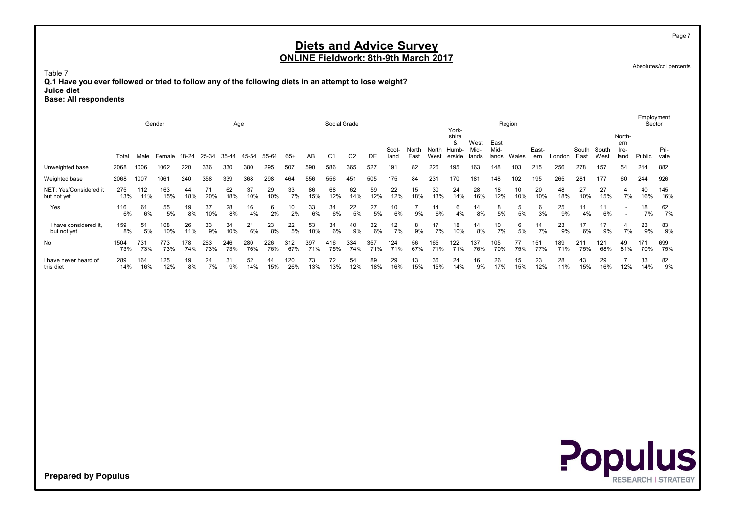# Diets and Advice Survey

## ONLINE Fieldwork: 8th-9th March 2017

Absolutes/col percents

Table 7

**Q.1 Have you ever followed or tried to follow any of the following diets in an attempt to lose weight?**

**Juice diet**

**Base: All respondents**

| | | Gender | | Age | | | | | | Social Grade | | | | Region | | | | | | | | | | | | Employment Sector | |
|---|---|---|---|---|---|---|---|---|---|---|---|---|---|---|---|---|---|---|---|---|---|---|---|---|---|---|---|
| | Total | Male | Female | 18-24 | 25-34 | 35-44 | 45-54 | 55-64 | 65+ | AB | C1 | C2 | DE | Scotland | North East | North West | Yorkshire & Humberside | West Midlands | East Midlands | Wales | Eastern | London | South East | South West | Northern Ireland | Public | Private |
| Unweighted base | 2068 | 1006 | 1062 | 220 | 336 | 330 | 380 | 295 | 507 | 590 | 586 | 365 | 527 | 191 | 82 | 226 | 195 | 163 | 148 | 103 | 215 | 256 | 278 | 157 | 54 | 244 | 882 |
| Weighted base | 2068 | 1007 | 1061 | 240 | 358 | 339 | 368 | 298 | 464 | 556 | 556 | 451 | 505 | 175 | 84 | 231 | 170 | 181 | 148 | 102 | 195 | 265 | 281 | 177 | 60 | 244 | 926 |
| NET: Yes/Considered it but not yet | 275 | 112 | 163 | 44 | 71 | 62 | 37 | 29 | 33 | 86 | 68 | 62 | 59 | 22 | 15 | 30 | 24 | 28 | 18 | 10 | 20 | 48 | 27 | 27 | 4 | 40 | 145 |
| | 13% | 11% | 15% | 18% | 20% | 18% | 10% | 10% | 7% | 15% | 12% | 14% | 12% | 12% | 18% | 13% | 14% | 16% | 12% | 10% | 10% | 18% | 10% | 15% | 7% | 16% | 16% |
| Yes | 116 | 61 | 55 | 19 | 37 | 28 | 16 | 6 | 10 | 33 | 34 | 22 | 27 | 10 | 7 | 14 | 6 | 14 | 8 | 5 | 6 | 25 | 11 | 11 | - | 18 | 62 |
| | 6% | 6% | 5% | 8% | 10% | 8% | 4% | 2% | 2% | 6% | 6% | 5% | 5% | 6% | 9% | 6% | 4% | 8% | 5% | 5% | 3% | 9% | 4% | 6% | - | 7% | 7% |
| I have considered it, but not yet | 159 | 51 | 108 | 26 | 33 | 34 | 21 | 23 | 22 | 53 | 34 | 40 | 32 | 12 | 8 | 17 | 18 | 14 | 10 | 6 | 14 | 23 | 17 | 17 | 4 | 23 | 83 |
| | 8% | 5% | 10% | 11% | 9% | 10% | 6% | 8% | 5% | 10% | 6% | 9% | 6% | 7% | 9% | 7% | 10% | 8% | 7% | 5% | 7% | 9% | 6% | 9% | 7% | 9% | 9% |
| No | 1504 | 731 | 773 | 178 | 263 | 246 | 280 | 226 | 312 | 397 | 416 | 334 | 357 | 124 | 56 | 165 | 122 | 137 | 105 | 77 | 151 | 189 | 211 | 121 | 49 | 171 | 699 |
| | 73% | 73% | 73% | 74% | 73% | 73% | 76% | 76% | 67% | 71% | 75% | 74% | 71% | 71% | 67% | 71% | 71% | 76% | 70% | 75% | 77% | 71% | 75% | 68% | 81% | 70% | 75% |
| I have never heard of this diet | 289 | 164 | 125 | 19 | 24 | 31 | 52 | 44 | 120 | 73 | 72 | 54 | 89 | 29 | 13 | 36 | 24 | 16 | 26 | 15 | 23 | 28 | 43 | 29 | 7 | 33 | 82 |
| | 14% | 16% | 12% | 8% | 7% | 9% | 14% | 15% | 26% | 13% | 13% | 12% | 18% | 16% | 15% | 15% | 14% | 9% | 17% | 15% | 12% | 11% | 15% | 16% | 12% | 14% | 9% |

Prepared by Populus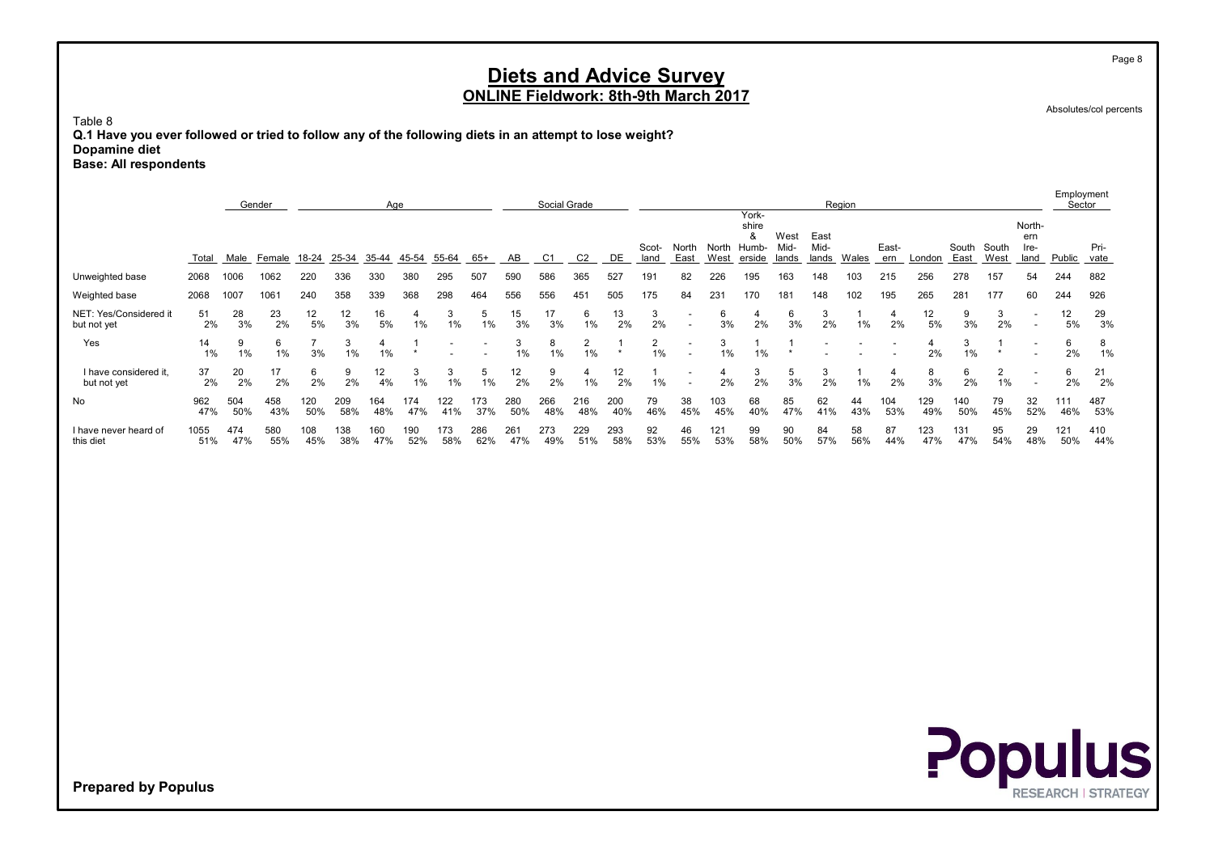# Diets and Advice Survey
## ONLINE Fieldwork: 8th-9th March 2017

Absolutes/col percents

Table 8
**Q.1 Have you ever followed or tried to follow any of the following diets in an attempt to lose weight?**
**Dopamine diet**
**Base: All respondents**

| | | Gender | | Age | | | | | | Social Grade | | | | Region | | | | | | | | | | | | | Employment Sector | |
|---|---|---|---|---|---|---|---|---|---|---|---|---|---|---|---|---|---|---|---|---|---|---|---|---|---|---|---|---|
| | Total | Male | Female | 18-24 | 25-34 | 35-44 | 45-54 | 55-64 | 65+ | AB | C1 | C2 | DE | Scotland | North East | North West | Yorkshire & Humberside | West Midlands | East Midlands | Wales | Eastern | London | South East | South West | Northern Ireland | Public | Private |
| Unweighted base | 2068 | 1006 | 1062 | 220 | 336 | 330 | 380 | 295 | 507 | 590 | 586 | 365 | 527 | 191 | 82 | 226 | 195 | 163 | 148 | 103 | 215 | 256 | 278 | 157 | 54 | 244 | 882 |
| Weighted base | 2068 | 1007 | 1061 | 240 | 358 | 339 | 368 | 298 | 464 | 556 | 556 | 451 | 505 | 175 | 84 | 231 | 170 | 181 | 148 | 102 | 195 | 265 | 281 | 177 | 60 | 244 | 926 |
| NET: Yes/Considered it but not yet | 51<br>2% | 28<br>3% | 23<br>2% | 12<br>5% | 12<br>3% | 16<br>5% | 4<br>1% | 3<br>1% | 5<br>1% | 15<br>3% | 17<br>3% | 6<br>1% | 13<br>2% | 3<br>2% | -<br>- | 6<br>3% | 4<br>2% | 6<br>3% | 3<br>2% | 1<br>1% | 4<br>2% | 12<br>5% | 9<br>3% | 3<br>2% | -<br>- | 12<br>5% | 29<br>3% |
| Yes | 14<br>1% | 9<br>1% | 6<br>1% | 7<br>3% | 3<br>1% | 4<br>1% | 1<br>* | -<br>- | -<br>- | 3<br>1% | 8<br>1% | 2<br>1% | 1<br>* | 2<br>1% | -<br>- | 3<br>1% | 1<br>1% | 1<br>* | -<br>- | -<br>- | -<br>- | 4<br>2% | 3<br>1% | 1<br>* | -<br>- | 6<br>2% | 8<br>1% |
| I have considered it, but not yet | 37<br>2% | 20<br>2% | 17<br>2% | 6<br>2% | 9<br>2% | 12<br>4% | 3<br>1% | 3<br>1% | 5<br>1% | 12<br>2% | 9<br>2% | 4<br>1% | 12<br>2% | 1<br>1% | -<br>- | 4<br>2% | 3<br>2% | 5<br>3% | 3<br>2% | 1<br>1% | 4<br>2% | 8<br>3% | 6<br>2% | 2<br>1% | -<br>- | 6<br>2% | 21<br>2% |
| No | 962<br>47% | 504<br>50% | 458<br>43% | 120<br>50% | 209<br>58% | 164<br>48% | 174<br>47% | 122<br>41% | 173<br>37% | 280<br>50% | 266<br>48% | 216<br>48% | 200<br>40% | 79<br>46% | 38<br>45% | 103<br>45% | 68<br>40% | 85<br>47% | 62<br>41% | 44<br>43% | 104<br>53% | 129<br>49% | 140<br>50% | 79<br>45% | 32<br>52% | 111<br>46% | 487<br>53% |
| I have never heard of this diet | 1055<br>51% | 474<br>47% | 580<br>55% | 108<br>45% | 138<br>38% | 160<br>47% | 190<br>52% | 173<br>58% | 286<br>62% | 261<br>47% | 273<br>49% | 229<br>51% | 293<br>58% | 92<br>53% | 46<br>55% | 121<br>53% | 99<br>58% | 90<br>50% | 84<br>57% | 58<br>56% | 87<br>44% | 123<br>47% | 131<br>47% | 95<br>54% | 29<br>48% | 121<br>50% | 410<br>44% |

**Prepared by Populus**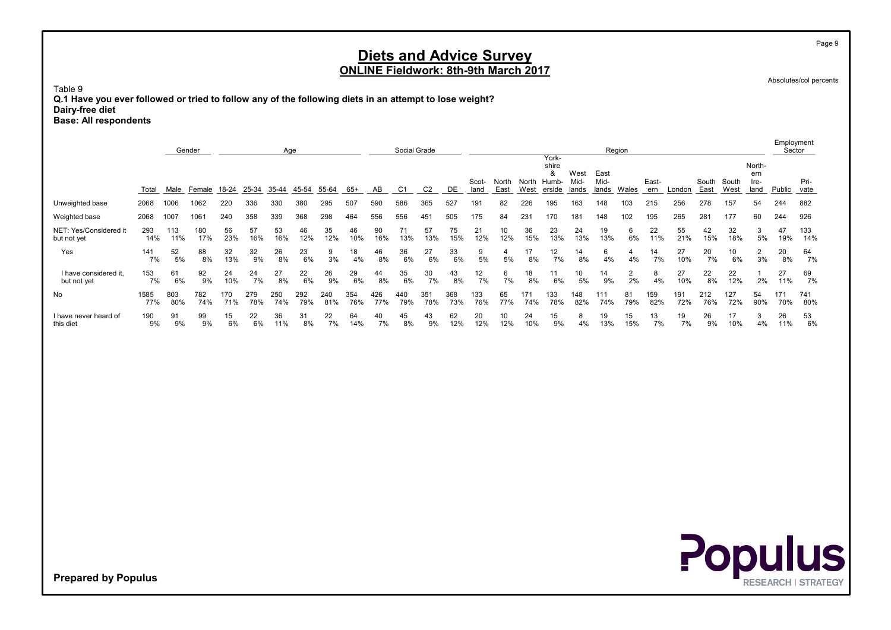# Diets and Advice Survey

## ONLINE Fieldwork: 8th-9th March 2017

Absolutes/col percents

Table 9

**Q.1 Have you ever followed or tried to follow any of the following diets in an attempt to lose weight?**
**Dairy-free diet**
**Base: All respondents**

| | | Gender | | Age | | | | | | Social Grade | | | | Region | | | | | | | | | | | | Employment Sector | |
|---|---|---|---|---|---|---|---|---|---|---|---|---|---|---|---|---|---|---|---|---|---|---|---|---|---|---|---|
| | Total | Male | Female | 18-24 | 25-34 | 35-44 | 45-54 | 55-64 | 65+ | AB | C1 | C2 | DE | Scotland | North East | North West | Yorkshire & Humberside | West Midlands | East Midlands | Wales | Eastern | London | South East | South West | Northern Ireland | Public | Private |
| Unweighted base | 2068 | 1006 | 1062 | 220 | 336 | 330 | 380 | 295 | 507 | 590 | 586 | 365 | 527 | 191 | 82 | 226 | 195 | 163 | 148 | 103 | 215 | 256 | 278 | 157 | 54 | 244 | 882 |
| Weighted base | 2068 | 1007 | 1061 | 240 | 358 | 339 | 368 | 298 | 464 | 556 | 556 | 451 | 505 | 175 | 84 | 231 | 170 | 181 | 148 | 102 | 195 | 265 | 281 | 177 | 60 | 244 | 926 |
| NET: Yes/Considered it but not yet | 293<br>14% | 113<br>11% | 180<br>17% | 56<br>23% | 57<br>16% | 53<br>16% | 46<br>12% | 35<br>12% | 46<br>10% | 90<br>16% | 71<br>13% | 57<br>13% | 75<br>15% | 21<br>12% | 10<br>12% | 36<br>15% | 23<br>13% | 24<br>13% | 19<br>13% | 6<br>6% | 22<br>11% | 55<br>21% | 42<br>15% | 32<br>18% | 3<br>5% | 47<br>19% | 133<br>14% |
| Yes | 141<br>7% | 52<br>5% | 88<br>8% | 32<br>13% | 32<br>9% | 26<br>8% | 23<br>6% | 9<br>3% | 18<br>4% | 46<br>8% | 36<br>6% | 27<br>6% | 33<br>6% | 9<br>5% | 4<br>5% | 17<br>8% | 12<br>7% | 14<br>8% | 6<br>4% | 4<br>4% | 14<br>7% | 27<br>10% | 20<br>7% | 10<br>6% | 2<br>3% | 20<br>8% | 64<br>7% |
| I have considered it, but not yet | 153<br>7% | 61<br>6% | 92<br>9% | 24<br>10% | 24<br>7% | 27<br>8% | 22<br>6% | 26<br>9% | 29<br>6% | 44<br>8% | 35<br>6% | 30<br>7% | 43<br>8% | 12<br>7% | 6<br>7% | 18<br>8% | 11<br>6% | 10<br>5% | 14<br>9% | 2<br>2% | 8<br>4% | 27<br>10% | 22<br>8% | 22<br>12% | 1<br>2% | 27<br>11% | 69<br>7% |
| No | 1585<br>77% | 803<br>80% | 782<br>74% | 170<br>71% | 279<br>78% | 250<br>74% | 292<br>79% | 240<br>81% | 354<br>76% | 426<br>77% | 440<br>79% | 351<br>78% | 368<br>73% | 133<br>76% | 65<br>77% | 171<br>74% | 133<br>78% | 148<br>82% | 111<br>74% | 81<br>79% | 159<br>82% | 191<br>72% | 212<br>76% | 127<br>72% | 54<br>90% | 171<br>70% | 741<br>80% |
| I have never heard of this diet | 190<br>9% | 91<br>9% | 99<br>9% | 15<br>6% | 22<br>6% | 36<br>11% | 31<br>8% | 22<br>7% | 64<br>14% | 40<br>7% | 45<br>8% | 43<br>9% | 62<br>12% | 20<br>12% | 10<br>12% | 24<br>10% | 15<br>9% | 8<br>4% | 19<br>13% | 15<br>15% | 13<br>7% | 19<br>7% | 26<br>9% | 17<br>10% | 3<br>4% | 26<br>11% | 53<br>6% |

Prepared by Populus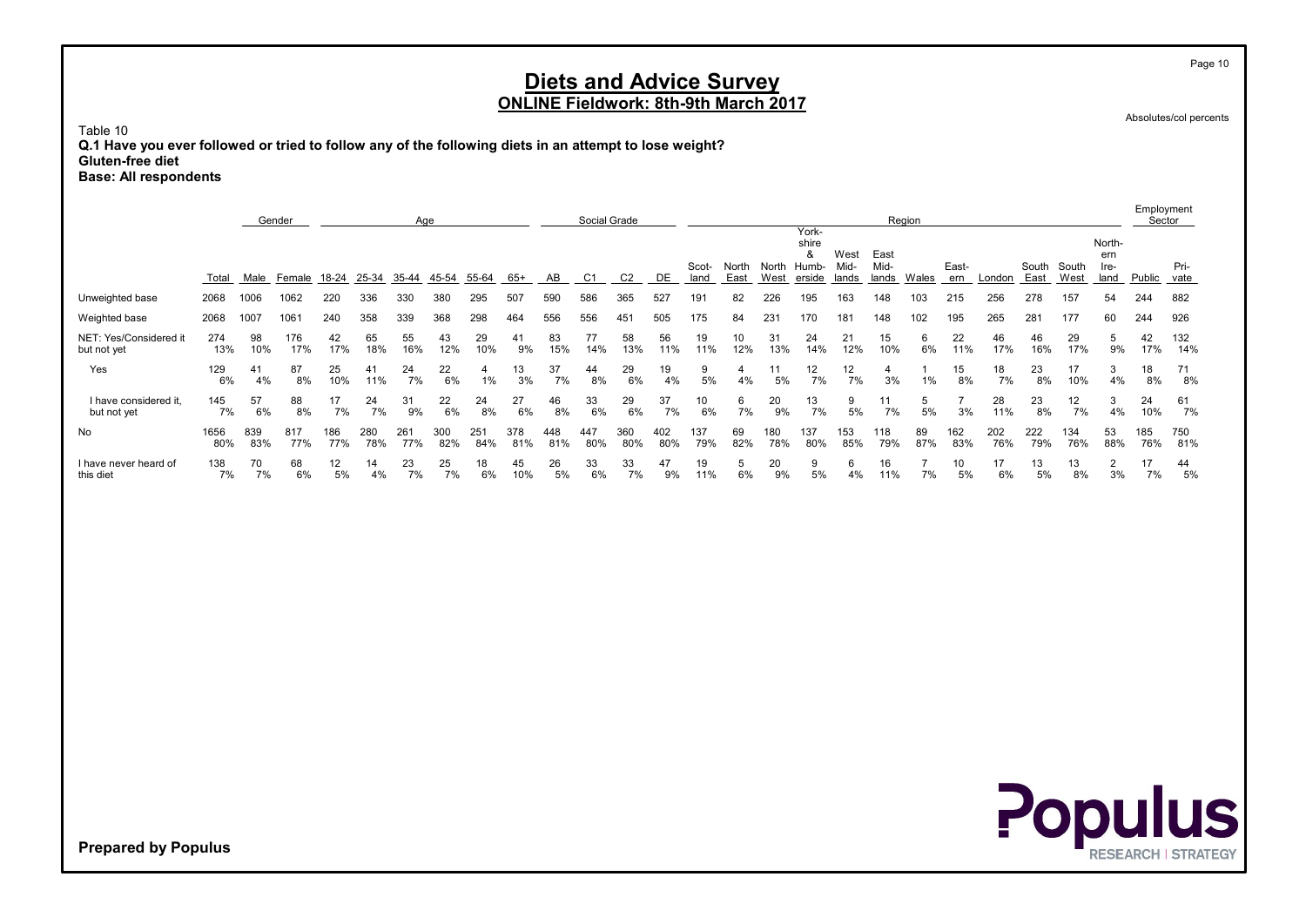# Diets and Advice Survey

## ONLINE Fieldwork: 8th-9th March 2017

Absolutes/col percents

Table 10

**Q.1 Have you ever followed or tried to follow any of the following diets in an attempt to lose weight?**
**Gluten-free diet**
**Base: All respondents**

| | | Gender | | Age | | | | | | Social Grade | | | | Region | | | | | | | | | | | | Employment Sector | |
|---|---|---|---|---|---|---|---|---|---|---|---|---|---|---|---|---|---|---|---|---|---|---|---|---|---|---|---|
| | Total | Male | Female | 18-24 | 25-34 | 35-44 | 45-54 | 55-64 | 65+ | AB | C1 | C2 | DE | Scotland | North East | North West | Yorkshire & Humberside | West Midlands | East Midlands | Wales | Eastern | London | South East | South West | Northern Ireland | Public | Private |
| Unweighted base | 2068 | 1006 | 1062 | 220 | 336 | 330 | 380 | 295 | 507 | 590 | 586 | 365 | 527 | 191 | 82 | 226 | 195 | 163 | 148 | 103 | 215 | 256 | 278 | 157 | 54 | 244 | 882 |
| Weighted base | 2068 | 1007 | 1061 | 240 | 358 | 339 | 368 | 298 | 464 | 556 | 556 | 451 | 505 | 175 | 84 | 231 | 170 | 181 | 148 | 102 | 195 | 265 | 281 | 177 | 60 | 244 | 926 |
| NET: Yes/Considered it but not yet | 274 | 98 | 176 | 42 | 65 | 55 | 43 | 29 | 41 | 83 | 77 | 58 | 56 | 19 | 10 | 31 | 24 | 21 | 15 | 6 | 22 | 46 | 46 | 29 | 5 | 42 | 132 |
| | 13% | 10% | 17% | 17% | 18% | 16% | 12% | 10% | 9% | 15% | 14% | 13% | 11% | 11% | 12% | 13% | 14% | 12% | 10% | 6% | 11% | 17% | 16% | 17% | 9% | 17% | 14% |
| Yes | 129 | 41 | 87 | 25 | 41 | 24 | 22 | 4 | 13 | 37 | 44 | 29 | 19 | 9 | 4 | 11 | 12 | 12 | 4 | 1 | 15 | 18 | 23 | 17 | 3 | 18 | 71 |
| | 6% | 4% | 8% | 10% | 11% | 7% | 6% | 1% | 3% | 7% | 8% | 6% | 4% | 5% | 4% | 5% | 7% | 7% | 3% | 1% | 8% | 7% | 8% | 10% | 4% | 8% | 8% |
| I have considered it, but not yet | 145 | 57 | 88 | 17 | 24 | 31 | 22 | 24 | 27 | 46 | 33 | 29 | 37 | 10 | 6 | 20 | 13 | 9 | 11 | 5 | 7 | 28 | 23 | 12 | 3 | 24 | 61 |
| | 7% | 6% | 8% | 7% | 7% | 9% | 6% | 8% | 6% | 8% | 6% | 6% | 7% | 6% | 7% | 9% | 7% | 5% | 7% | 5% | 3% | 11% | 8% | 7% | 4% | 10% | 7% |
| No | 1656 | 839 | 817 | 186 | 280 | 261 | 300 | 251 | 378 | 448 | 447 | 360 | 402 | 137 | 69 | 180 | 137 | 153 | 118 | 89 | 162 | 202 | 222 | 134 | 53 | 185 | 750 |
| | 80% | 83% | 77% | 77% | 78% | 77% | 82% | 84% | 81% | 81% | 80% | 80% | 80% | 79% | 82% | 78% | 80% | 85% | 79% | 87% | 83% | 76% | 79% | 76% | 88% | 76% | 81% |
| I have never heard of this diet | 138 | 70 | 68 | 12 | 14 | 23 | 25 | 18 | 45 | 26 | 33 | 33 | 47 | 19 | 5 | 20 | 9 | 6 | 16 | 7 | 10 | 17 | 13 | 13 | 2 | 17 | 44 |
| | 7% | 7% | 6% | 5% | 4% | 7% | 7% | 6% | 10% | 5% | 6% | 7% | 9% | 11% | 6% | 9% | 5% | 4% | 11% | 7% | 5% | 6% | 5% | 8% | 3% | 7% | 5% |

**Prepared by Populus**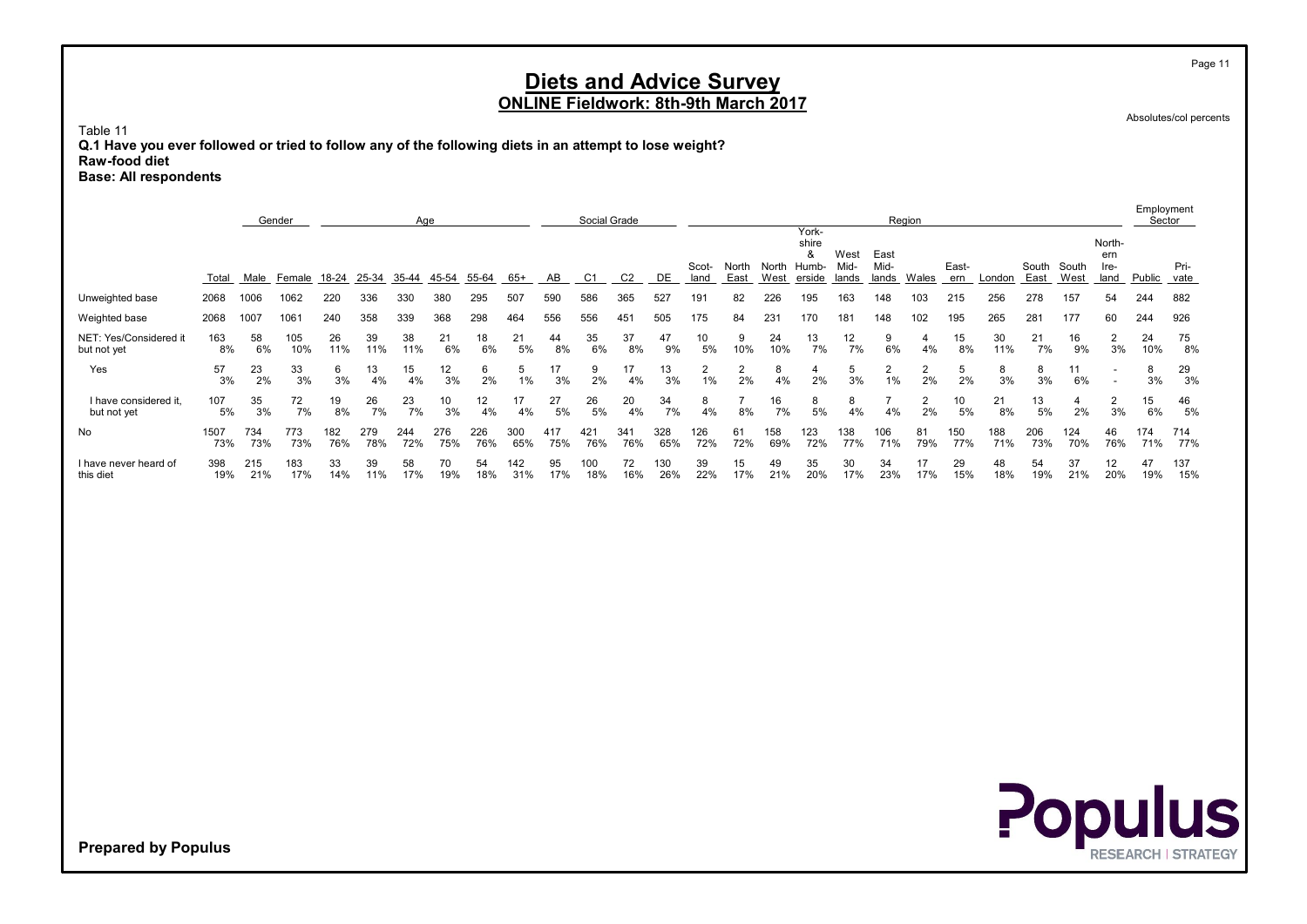# Diets and Advice Survey
## ONLINE Fieldwork: 8th-9th March 2017

Absolutes/col percents

Table 11
**Q.1 Have you ever followed or tried to follow any of the following diets in an attempt to lose weight?**
**Raw-food diet**
**Base: All respondents**

| | | Gender | | Age | | | | | | Social Grade | | | | Region | | | | | | | | | | | | Employment Sector | |
|---|---|---|---|---|---|---|---|---|---|---|---|---|---|---|---|---|---|---|---|---|---|---|---|---|---|---|---|
| | Total | Male | Female | 18-24 | 25-34 | 35-44 | 45-54 | 55-64 | 65+ | AB | C1 | C2 | DE | Scotland | North East | North West | Yorkshire & Humberside | West Midlands | East Midlands | Wales | Eastern | London | South East | South West | Northern Ireland | Public | Private |
| Unweighted base | 2068 | 1006 | 1062 | 220 | 336 | 330 | 380 | 295 | 507 | 590 | 586 | 365 | 527 | 191 | 82 | 226 | 195 | 163 | 148 | 103 | 215 | 256 | 278 | 157 | 54 | 244 | 882 |
| Weighted base | 2068 | 1007 | 1061 | 240 | 358 | 339 | 368 | 298 | 464 | 556 | 556 | 451 | 505 | 175 | 84 | 231 | 170 | 181 | 148 | 102 | 195 | 265 | 281 | 177 | 60 | 244 | 926 |
| NET: Yes/Considered it but not yet | 163 | 58 | 105 | 26 | 39 | 38 | 21 | 18 | 21 | 44 | 35 | 37 | 47 | 10 | 9 | 24 | 13 | 12 | 9 | 4 | 15 | 30 | 21 | 16 | 2 | 24 | 75 |
| | 8% | 6% | 10% | 11% | 11% | 11% | 6% | 6% | 5% | 8% | 6% | 8% | 9% | 5% | 10% | 10% | 7% | 7% | 6% | 4% | 8% | 11% | 7% | 9% | 3% | 10% | 8% |
| Yes | 57 | 23 | 33 | 6 | 13 | 15 | 12 | 6 | 5 | 17 | 9 | 17 | 13 | 2 | 2 | 8 | 4 | 5 | 2 | 2 | 5 | 8 | 8 | 11 | - | 8 | 29 |
| | 3% | 2% | 3% | 3% | 4% | 4% | 3% | 2% | 1% | 3% | 2% | 4% | 3% | 1% | 2% | 4% | 2% | 3% | 1% | 2% | 2% | 3% | 3% | 6% | - | 3% | 3% |
| I have considered it, but not yet | 107 | 35 | 72 | 19 | 26 | 23 | 10 | 12 | 17 | 27 | 26 | 20 | 34 | 8 | 7 | 16 | 8 | 8 | 7 | 2 | 10 | 21 | 13 | 4 | 2 | 15 | 46 |
| | 5% | 3% | 7% | 8% | 7% | 7% | 3% | 4% | 4% | 5% | 5% | 4% | 7% | 4% | 8% | 7% | 5% | 4% | 4% | 2% | 5% | 8% | 5% | 2% | 3% | 6% | 5% |
| No | 1507 | 734 | 773 | 182 | 279 | 244 | 276 | 226 | 300 | 417 | 421 | 341 | 328 | 126 | 61 | 158 | 123 | 138 | 106 | 81 | 150 | 188 | 206 | 124 | 46 | 174 | 714 |
| | 73% | 73% | 73% | 76% | 78% | 72% | 75% | 76% | 65% | 75% | 76% | 76% | 65% | 72% | 72% | 69% | 72% | 77% | 71% | 79% | 77% | 71% | 73% | 70% | 76% | 71% | 77% |
| I have never heard of this diet | 398 | 215 | 183 | 33 | 39 | 58 | 70 | 54 | 142 | 95 | 100 | 72 | 130 | 39 | 15 | 49 | 35 | 30 | 34 | 17 | 29 | 48 | 54 | 37 | 12 | 47 | 137 |
| | 19% | 21% | 17% | 14% | 11% | 17% | 19% | 18% | 31% | 17% | 18% | 16% | 26% | 22% | 17% | 21% | 20% | 17% | 23% | 17% | 15% | 18% | 19% | 21% | 20% | 19% | 15% |

**Prepared by Populus**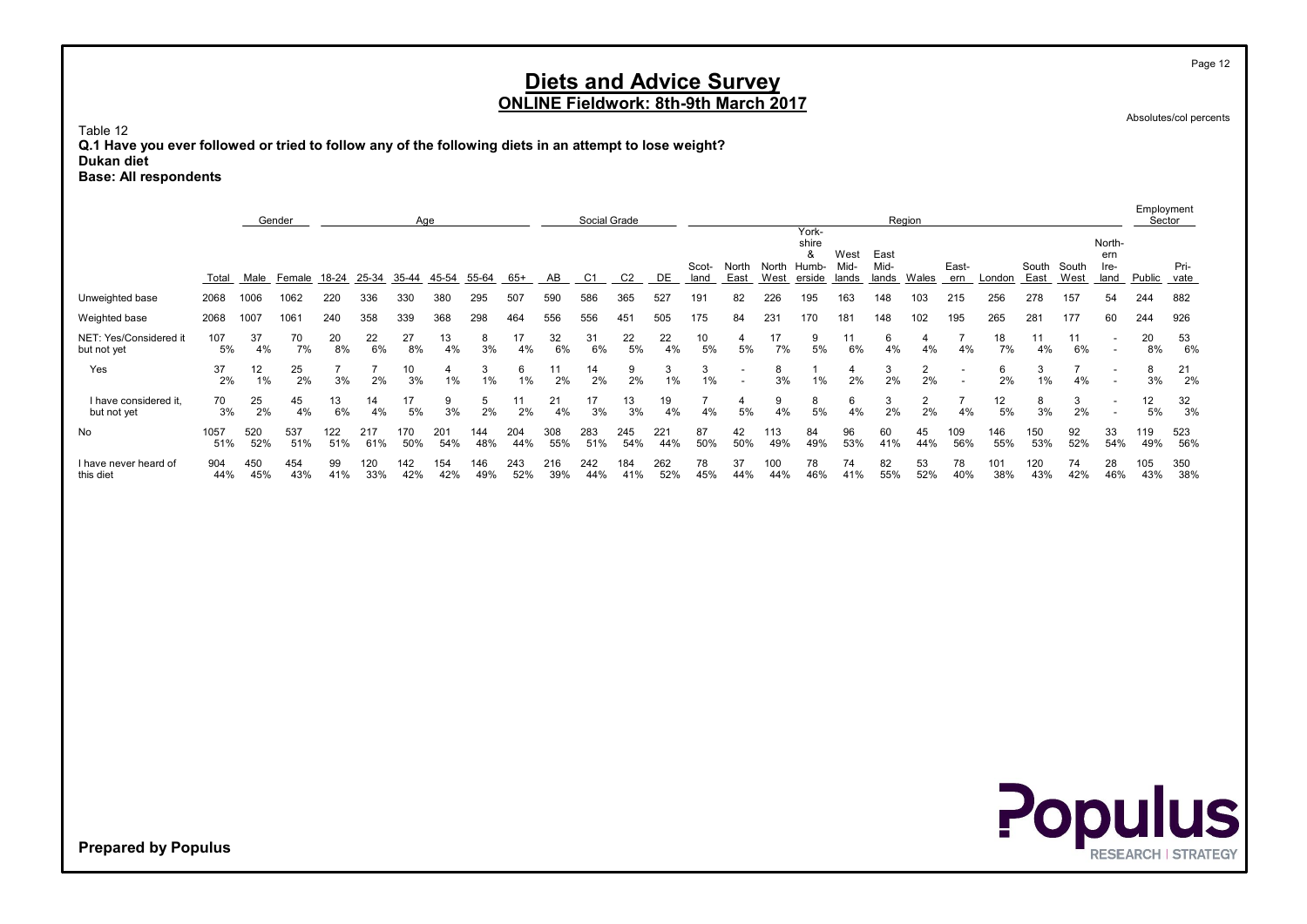# Diets and Advice Survey

## ONLINE Fieldwork: 8th-9th March 2017

Absolutes/col percents

Table 12

**Q.1 Have you ever followed or tried to follow any of the following diets in an attempt to lose weight?**

**Dukan diet**

**Base: All respondents**

| | | Gender | | Age | | | | | | Social Grade | | | | Region | | | | | | | | | | | | Employment Sector | |
|---|---|---|---|---|---|---|---|---|---|---|---|---|---|---|---|---|---|---|---|---|---|---|---|---|---|---|---|
| | Total | Male | Female | 18-24 | 25-34 | 35-44 | 45-54 | 55-64 | 65+ | AB | C1 | C2 | DE | Scotland | North East | North West | Yorkshire & Humberside | West Midlands | East Midlands | Wales | Eastern | London | South East | South West | Northern Ireland | Public | Private |
| Unweighted base | 2068 | 1006 | 1062 | 220 | 336 | 330 | 380 | 295 | 507 | 590 | 586 | 365 | 527 | 191 | 82 | 226 | 195 | 163 | 148 | 103 | 215 | 256 | 278 | 157 | 54 | 244 | 882 |
| Weighted base | 2068 | 1007 | 1061 | 240 | 358 | 339 | 368 | 298 | 464 | 556 | 556 | 451 | 505 | 175 | 84 | 231 | 170 | 181 | 148 | 102 | 195 | 265 | 281 | 177 | 60 | 244 | 926 |
| NET: Yes/Considered it but not yet | 107 | 37 | 70 | 20 | 22 | 27 | 13 | 8 | 17 | 32 | 31 | 22 | 22 | 10 | 4 | 17 | 9 | 11 | 6 | 4 | 7 | 18 | 11 | 11 | - | 20 | 53 |
| | 5% | 4% | 7% | 8% | 6% | 8% | 4% | 3% | 4% | 6% | 6% | 5% | 4% | 5% | 5% | 7% | 5% | 6% | 4% | 4% | 4% | 7% | 4% | 6% | - | 8% | 6% |
| Yes | 37 | 12 | 25 | 7 | 7 | 10 | 4 | 3 | 6 | 11 | 14 | 9 | 3 | 3 | - | 8 | 1 | 4 | 3 | 2 | - | 6 | 3 | 7 | - | 8 | 21 |
| | 2% | 1% | 2% | 3% | 2% | 3% | 1% | 1% | 1% | 2% | 2% | 2% | 1% | 1% | - | 3% | 1% | 2% | 2% | 2% | - | 2% | 1% | 4% | - | 3% | 2% |
| I have considered it, but not yet | 70 | 25 | 45 | 13 | 14 | 17 | 9 | 5 | 11 | 21 | 17 | 13 | 19 | 7 | 4 | 9 | 8 | 6 | 3 | 2 | 7 | 12 | 8 | 3 | - | 12 | 32 |
| | 3% | 2% | 4% | 6% | 4% | 5% | 3% | 2% | 2% | 4% | 3% | 3% | 4% | 4% | 5% | 4% | 5% | 4% | 2% | 2% | 4% | 5% | 3% | 2% | - | 5% | 3% |
| No | 1057 | 520 | 537 | 122 | 217 | 170 | 201 | 144 | 204 | 308 | 283 | 245 | 221 | 87 | 42 | 113 | 84 | 96 | 60 | 45 | 109 | 146 | 150 | 92 | 33 | 119 | 523 |
| | 51% | 52% | 51% | 51% | 61% | 50% | 54% | 48% | 44% | 55% | 51% | 54% | 44% | 50% | 50% | 49% | 49% | 53% | 41% | 44% | 56% | 55% | 53% | 52% | 54% | 49% | 56% |
| I have never heard of this diet | 904 | 450 | 454 | 99 | 120 | 142 | 154 | 146 | 243 | 216 | 242 | 184 | 262 | 78 | 37 | 100 | 78 | 74 | 82 | 53 | 78 | 101 | 120 | 74 | 28 | 105 | 350 |
| | 44% | 45% | 43% | 41% | 33% | 42% | 42% | 49% | 52% | 39% | 44% | 41% | 52% | 45% | 44% | 44% | 46% | 41% | 55% | 52% | 40% | 38% | 43% | 42% | 46% | 43% | 38% |

Prepared by Populus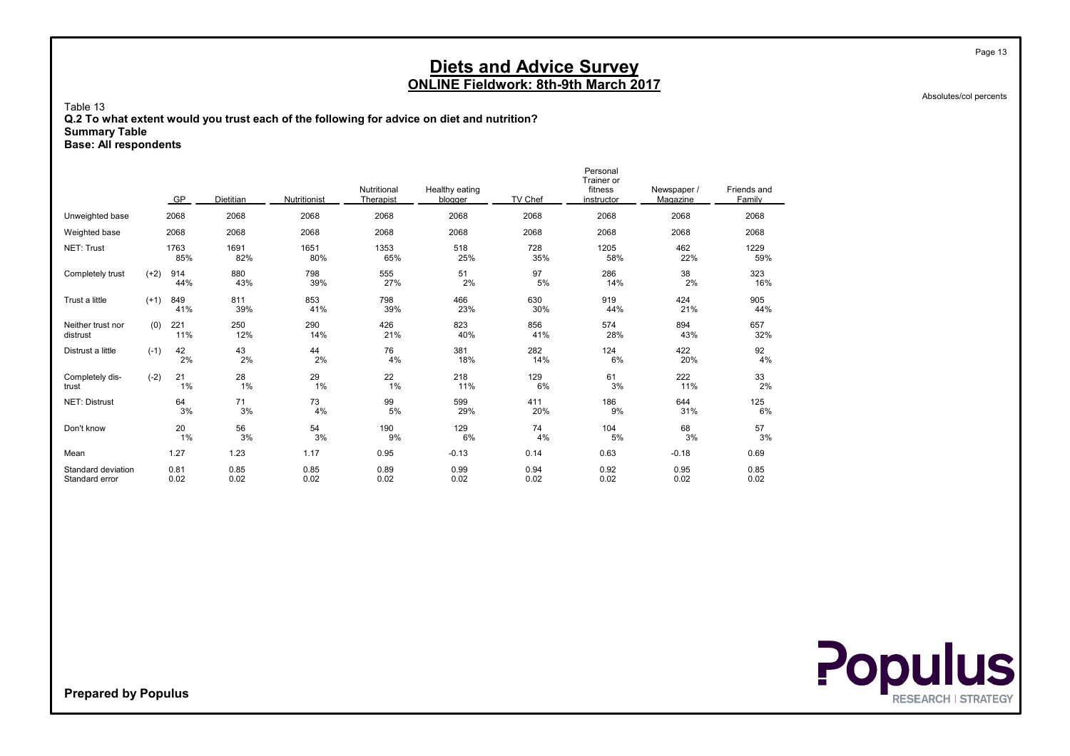# Diets and Advice Survey
## ONLINE Fieldwork: 8th-9th March 2017

Absolutes/col percents

Table 13
**Q.2 To what extent would you trust each of the following for advice on diet and nutrition?**
**Summary Table**
**Base: All respondents**

| | | GP | Dietitian | Nutritionist | Nutritional Therapist | Healthy eating blogger | TV Chef | Personal Trainer or fitness instructor | Newspaper / Magazine | Friends and Family |
|---|---|---|---|---|---|---|---|---|---|---|
| Unweighted base | | 2068 | 2068 | 2068 | 2068 | 2068 | 2068 | 2068 | 2068 | 2068 |
| Weighted base | | 2068 | 2068 | 2068 | 2068 | 2068 | 2068 | 2068 | 2068 | 2068 |
| NET: Trust | | 1763 | 1691 | 1651 | 1353 | 518 | 728 | 1205 | 462 | 1229 |
| | | 85% | 82% | 80% | 65% | 25% | 35% | 58% | 22% | 59% |
| Completely trust | (+2) | 914 | 880 | 798 | 555 | 51 | 97 | 286 | 38 | 323 |
| | | 44% | 43% | 39% | 27% | 2% | 5% | 14% | 2% | 16% |
| Trust a little | (+1) | 849 | 811 | 853 | 798 | 466 | 630 | 919 | 424 | 905 |
| | | 41% | 39% | 41% | 39% | 23% | 30% | 44% | 21% | 44% |
| Neither trust nor distrust | (0) | 221 | 250 | 290 | 426 | 823 | 856 | 574 | 894 | 657 |
| | | 11% | 12% | 14% | 21% | 40% | 41% | 28% | 43% | 32% |
| Distrust a little | (-1) | 42 | 43 | 44 | 76 | 381 | 282 | 124 | 422 | 92 |
| | | 2% | 2% | 2% | 4% | 18% | 14% | 6% | 20% | 4% |
| Completely dis-trust | (-2) | 21 | 28 | 29 | 22 | 218 | 129 | 61 | 222 | 33 |
| | | 1% | 1% | 1% | 1% | 11% | 6% | 3% | 11% | 2% |
| NET: Distrust | | 64 | 71 | 73 | 99 | 599 | 411 | 186 | 644 | 125 |
| | | 3% | 3% | 4% | 5% | 29% | 20% | 9% | 31% | 6% |
| Don't know | | 20 | 56 | 54 | 190 | 129 | 74 | 104 | 68 | 57 |
| | | 1% | 3% | 3% | 9% | 6% | 4% | 5% | 3% | 3% |
| Mean | | 1.27 | 1.23 | 1.17 | 0.95 | -0.13 | 0.14 | 0.63 | -0.18 | 0.69 |
| Standard deviation | | 0.81 | 0.85 | 0.85 | 0.89 | 0.99 | 0.94 | 0.92 | 0.95 | 0.85 |
| Standard error | | 0.02 | 0.02 | 0.02 | 0.02 | 0.02 | 0.02 | 0.02 | 0.02 | 0.02 |

**Prepared by Populus**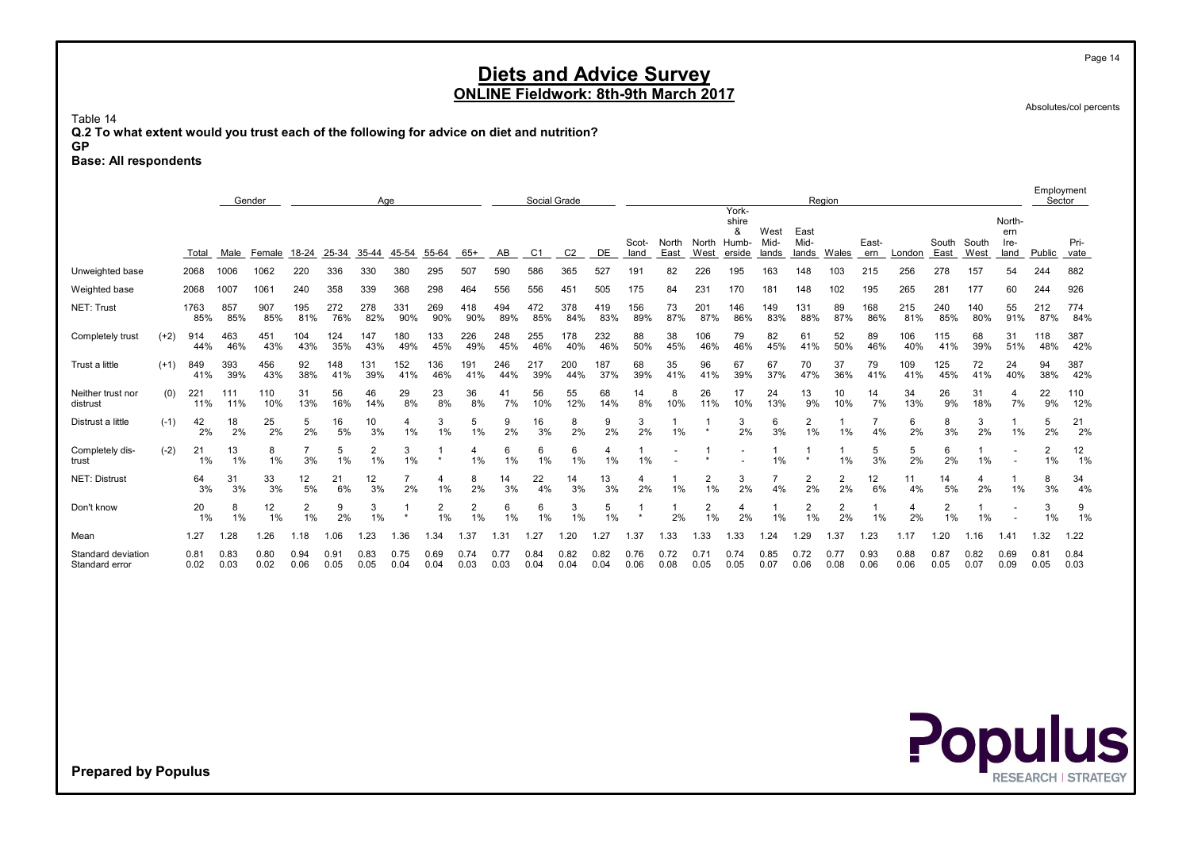# Diets and Advice Survey

## ONLINE Fieldwork: 8th-9th March 2017

Absolutes/col percents

Table 14

**Q.2 To what extent would you trust each of the following for advice on diet and nutrition?**

**GP**

**Base: All respondents**

| | | | Gender | | Age | | | | | | Social Grade | | | | Region | | | | | | | | | | | | Employment Sector | |
|---|---|---|---|---|---|---|---|---|---|---|---|---|---|---|---|---|---|---|---|---|---|---|---|---|---|---|---|---|
| | | Total | Male | Female | 18-24 | 25-34 | 35-44 | 45-54 | 55-64 | 65+ | AB | C1 | C2 | DE | Scot-land | North East | North West | York-shire & Humb-erside | West Mid-lands | East Mid-lands | Wales | East-ern | London | South East | South West | North-ern Ire-land | Public | Pri-vate |
| Unweighted base | | 2068 | 1006 | 1062 | 220 | 336 | 330 | 380 | 295 | 507 | 590 | 586 | 365 | 527 | 191 | 82 | 226 | 195 | 163 | 148 | 103 | 215 | 256 | 278 | 157 | 54 | 244 | 882 |
| Weighted base | | 2068 | 1007 | 1061 | 240 | 358 | 339 | 368 | 298 | 464 | 556 | 556 | 451 | 505 | 175 | 84 | 231 | 170 | 181 | 148 | 102 | 195 | 265 | 281 | 177 | 60 | 244 | 926 |
| NET: Trust | | 1763 85% | 857 85% | 907 85% | 195 81% | 272 76% | 278 82% | 331 90% | 269 90% | 418 90% | 494 89% | 472 85% | 378 84% | 419 83% | 156 89% | 73 87% | 201 87% | 146 86% | 149 83% | 131 88% | 89 87% | 168 86% | 215 81% | 240 85% | 140 80% | 55 91% | 212 87% | 774 84% |
| Completely trust | (+2) | 914 44% | 463 46% | 451 43% | 104 43% | 124 35% | 147 43% | 180 49% | 133 45% | 226 49% | 248 45% | 255 46% | 178 40% | 232 46% | 88 50% | 38 45% | 106 46% | 79 46% | 82 45% | 61 41% | 52 50% | 89 46% | 106 40% | 115 41% | 68 39% | 31 51% | 118 48% | 387 42% |
| Trust a little | (+1) | 849 41% | 393 39% | 456 43% | 92 38% | 148 41% | 131 39% | 152 41% | 136 46% | 191 41% | 246 44% | 217 39% | 200 44% | 187 37% | 68 39% | 35 41% | 96 41% | 67 39% | 67 37% | 70 47% | 37 36% | 79 41% | 109 41% | 125 45% | 72 41% | 24 40% | 94 38% | 387 42% |
| Neither trust nor distrust | (0) | 221 11% | 111 11% | 110 10% | 31 13% | 56 16% | 46 14% | 29 8% | 23 8% | 36 8% | 41 7% | 56 10% | 55 12% | 68 14% | 14 8% | 8 10% | 26 11% | 17 10% | 24 13% | 13 9% | 10 10% | 14 7% | 34 13% | 26 9% | 31 18% | 4 7% | 22 9% | 110 12% |
| Distrust a little | (-1) | 42 2% | 18 2% | 25 2% | 5 2% | 16 5% | 10 3% | 4 1% | 3 1% | 5 1% | 9 2% | 16 3% | 8 2% | 9 2% | 3 2% | 1 1% | 1 * | 3 2% | 6 3% | 2 1% | 1 1% | 7 4% | 6 2% | 8 3% | 3 2% | 1 1% | 5 2% | 21 2% |
| Completely dis-trust | (-2) | 21 1% | 13 1% | 8 1% | 7 3% | 5 1% | 2 1% | 3 1% | 1 * | 4 1% | 6 1% | 6 1% | 6 1% | 4 1% | 1 1% | - - | 1 * | - - | 1 1% | 1 * | 1 1% | 5 3% | 5 2% | 6 2% | 1 1% | - - | 2 1% | 12 1% |
| NET: Distrust | | 64 3% | 31 3% | 33 3% | 12 5% | 21 6% | 12 3% | 7 2% | 4 1% | 8 2% | 14 3% | 22 4% | 14 3% | 13 3% | 4 2% | 1 1% | 2 1% | 3 2% | 7 4% | 2 2% | 2 2% | 12 6% | 11 4% | 14 5% | 4 2% | 1 1% | 8 3% | 34 4% |
| Don't know | | 20 1% | 8 1% | 12 1% | 2 1% | 9 2% | 3 1% | 1 * | 2 1% | 2 1% | 6 1% | 6 1% | 3 1% | 5 1% | 1 * | 1 2% | 2 1% | 4 2% | 1 1% | 2 1% | 2 2% | 1 1% | 4 2% | 2 1% | 1 1% | - - | 3 1% | 9 1% |
| Mean | | 1.27 | 1.28 | 1.26 | 1.18 | 1.06 | 1.23 | 1.36 | 1.34 | 1.37 | 1.31 | 1.27 | 1.20 | 1.27 | 1.37 | 1.33 | 1.33 | 1.33 | 1.24 | 1.29 | 1.37 | 1.23 | 1.17 | 1.20 | 1.16 | 1.41 | 1.32 | 1.22 |
| Standard deviation | | 0.81 | 0.83 | 0.80 | 0.94 | 0.91 | 0.83 | 0.75 | 0.69 | 0.74 | 0.77 | 0.84 | 0.82 | 0.82 | 0.76 | 0.72 | 0.71 | 0.74 | 0.85 | 0.72 | 0.77 | 0.93 | 0.88 | 0.87 | 0.82 | 0.69 | 0.81 | 0.84 |
| Standard error | | 0.02 | 0.03 | 0.02 | 0.06 | 0.05 | 0.05 | 0.04 | 0.04 | 0.03 | 0.03 | 0.04 | 0.04 | 0.04 | 0.06 | 0.08 | 0.05 | 0.05 | 0.07 | 0.06 | 0.08 | 0.06 | 0.06 | 0.05 | 0.07 | 0.09 | 0.05 | 0.03 |

Prepared by Populus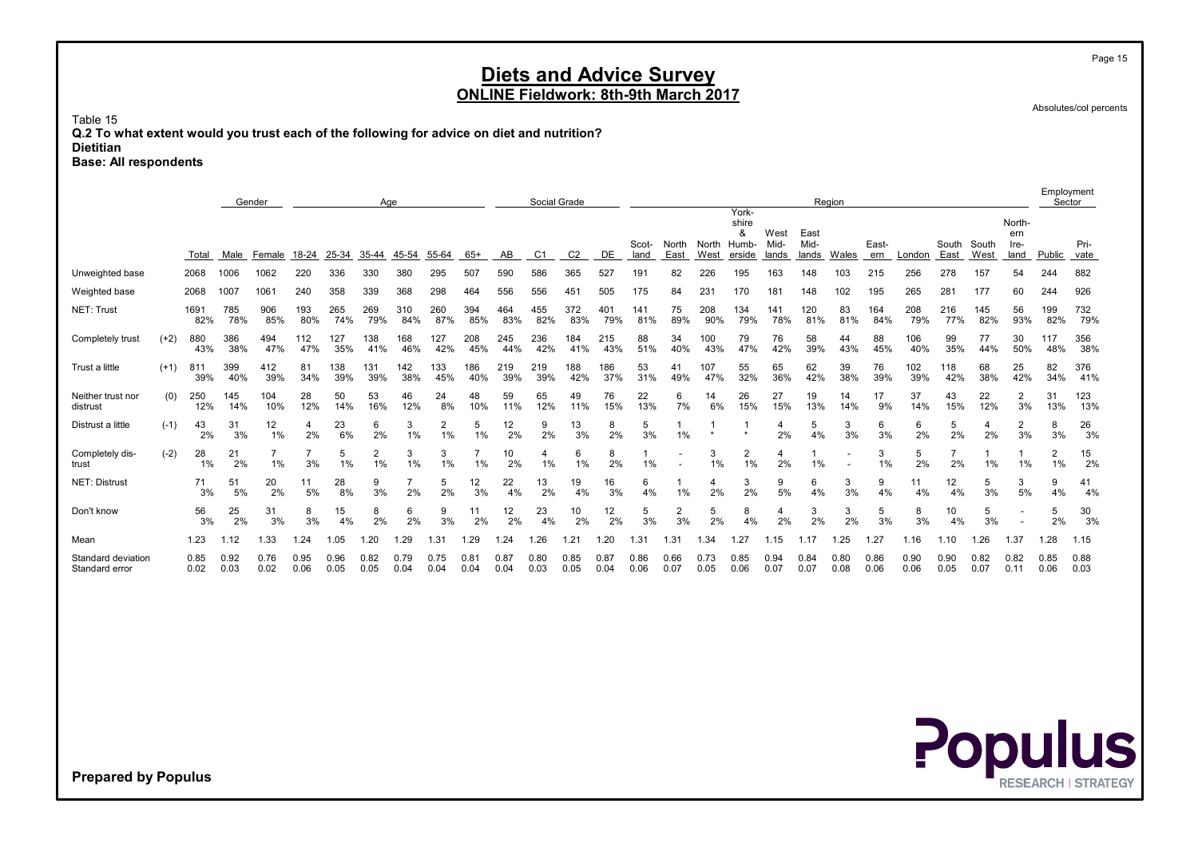# Diets and Advice Survey

## ONLINE Fieldwork: 8th-9th March 2017

Absolutes/col percents

Table 15

**Q.2 To what extent would you trust each of the following for advice on diet and nutrition?**

**Dietitian**

**Base: All respondents**

| | | | Gender | | Age | | | | | | Social Grade | | | | Region | | | | | | | | | | | | | Employment Sector | |
|---|---|---|---|---|---|---|---|---|---|---|---|---|---|---|---|---|---|---|---|---|---|---|---|---|---|---|---|---|---|
| | | Total | Male | Female | 18-24 | 25-34 | 35-44 | 45-54 | 55-64 | 65+ | AB | C1 | C2 | DE | Scotland | North East | North West | Yorkshire & Humberside | West Midlands | East Midlands | Wales | Eastern | London | South East | South West | Northern Ireland | Public | Private |
| Unweighted base | | 2068 | 1006 | 1062 | 220 | 336 | 330 | 380 | 295 | 507 | 590 | 586 | 365 | 527 | 191 | 82 | 226 | 195 | 163 | 148 | 103 | 215 | 256 | 278 | 157 | 54 | 244 | 882 |
| Weighted base | | 2068 | 1007 | 1061 | 240 | 358 | 339 | 368 | 298 | 464 | 556 | 556 | 451 | 505 | 175 | 84 | 231 | 170 | 181 | 148 | 102 | 195 | 265 | 281 | 177 | 60 | 244 | 926 |
| NET: Trust | | 1691 82% | 785 78% | 906 85% | 193 80% | 265 74% | 269 79% | 310 84% | 260 87% | 394 85% | 464 83% | 455 82% | 372 83% | 401 79% | 141 81% | 75 89% | 208 90% | 134 79% | 141 78% | 120 81% | 83 81% | 164 84% | 208 79% | 216 77% | 145 82% | 56 93% | 199 82% | 732 79% |
| Completely trust | (+2) | 880 43% | 386 38% | 494 47% | 112 47% | 127 35% | 138 41% | 168 46% | 127 42% | 208 45% | 245 44% | 236 42% | 184 41% | 215 43% | 88 51% | 34 40% | 100 43% | 79 47% | 76 42% | 58 39% | 44 43% | 88 45% | 106 40% | 99 35% | 77 44% | 30 50% | 117 48% | 356 38% |
| Trust a little | (+1) | 811 39% | 399 40% | 412 39% | 81 34% | 138 39% | 131 39% | 142 38% | 133 45% | 186 40% | 219 39% | 219 39% | 188 42% | 186 37% | 53 31% | 41 49% | 107 47% | 55 32% | 65 36% | 62 42% | 39 38% | 76 39% | 102 39% | 118 42% | 68 38% | 25 42% | 82 34% | 376 41% |
| Neither trust nor distrust | (0) | 250 12% | 145 14% | 104 10% | 28 12% | 50 14% | 53 16% | 46 12% | 24 8% | 48 10% | 59 11% | 65 12% | 49 11% | 76 15% | 22 13% | 6 7% | 14 6% | 26 15% | 27 15% | 19 13% | 14 14% | 17 9% | 37 14% | 43 15% | 22 12% | 2 3% | 31 13% | 123 13% |
| Distrust a little | (-1) | 43 2% | 31 3% | 12 1% | 4 2% | 23 6% | 6 2% | 3 1% | 2 1% | 5 1% | 12 2% | 9 2% | 13 3% | 8 2% | 5 3% | 1 1% | 1 * | 1 * | 4 2% | 5 4% | 3 3% | 6 3% | 6 2% | 5 2% | 4 2% | 2 3% | 8 3% | 26 3% |
| Completely distrust | (-2) | 28 1% | 21 2% | 7 1% | 7 3% | 5 1% | 2 1% | 3 1% | 3 1% | 7 1% | 10 2% | 4 1% | 6 1% | 8 2% | 1 1% | - - | 3 1% | 2 1% | 4 2% | 1 1% | - - | 3 1% | 5 2% | 7 2% | 1 1% | 1 1% | 2 1% | 15 2% |
| NET: Distrust | | 71 3% | 51 5% | 20 2% | 11 5% | 28 8% | 9 3% | 7 2% | 5 2% | 12 3% | 22 4% | 13 2% | 19 4% | 16 3% | 6 4% | 1 1% | 4 2% | 3 2% | 9 5% | 6 4% | 3 3% | 9 4% | 11 4% | 12 4% | 5 3% | 3 5% | 9 4% | 41 4% |
| Don't know | | 56 3% | 25 2% | 31 3% | 8 3% | 15 4% | 8 2% | 6 2% | 9 3% | 11 2% | 12 2% | 23 4% | 10 2% | 12 2% | 5 3% | 2 3% | 5 2% | 8 4% | 4 2% | 3 2% | 3 2% | 5 3% | 8 3% | 10 4% | 5 3% | - - | 5 2% | 30 3% |
| Mean | | 1.23 | 1.12 | 1.33 | 1.24 | 1.05 | 1.20 | 1.29 | 1.31 | 1.29 | 1.24 | 1.26 | 1.21 | 1.20 | 1.31 | 1.31 | 1.34 | 1.27 | 1.15 | 1.17 | 1.25 | 1.27 | 1.16 | 1.10 | 1.26 | 1.37 | 1.28 | 1.15 |
| Standard deviation | | 0.85 | 0.92 | 0.76 | 0.95 | 0.96 | 0.82 | 0.79 | 0.75 | 0.81 | 0.87 | 0.80 | 0.85 | 0.87 | 0.86 | 0.66 | 0.73 | 0.85 | 0.94 | 0.84 | 0.80 | 0.86 | 0.90 | 0.90 | 0.82 | 0.82 | 0.85 | 0.88 |
| Standard error | | 0.02 | 0.03 | 0.02 | 0.06 | 0.05 | 0.05 | 0.04 | 0.04 | 0.04 | 0.04 | 0.03 | 0.05 | 0.04 | 0.06 | 0.07 | 0.05 | 0.06 | 0.07 | 0.07 | 0.08 | 0.06 | 0.06 | 0.05 | 0.07 | 0.11 | 0.06 | 0.03 |

**Prepared by Populus**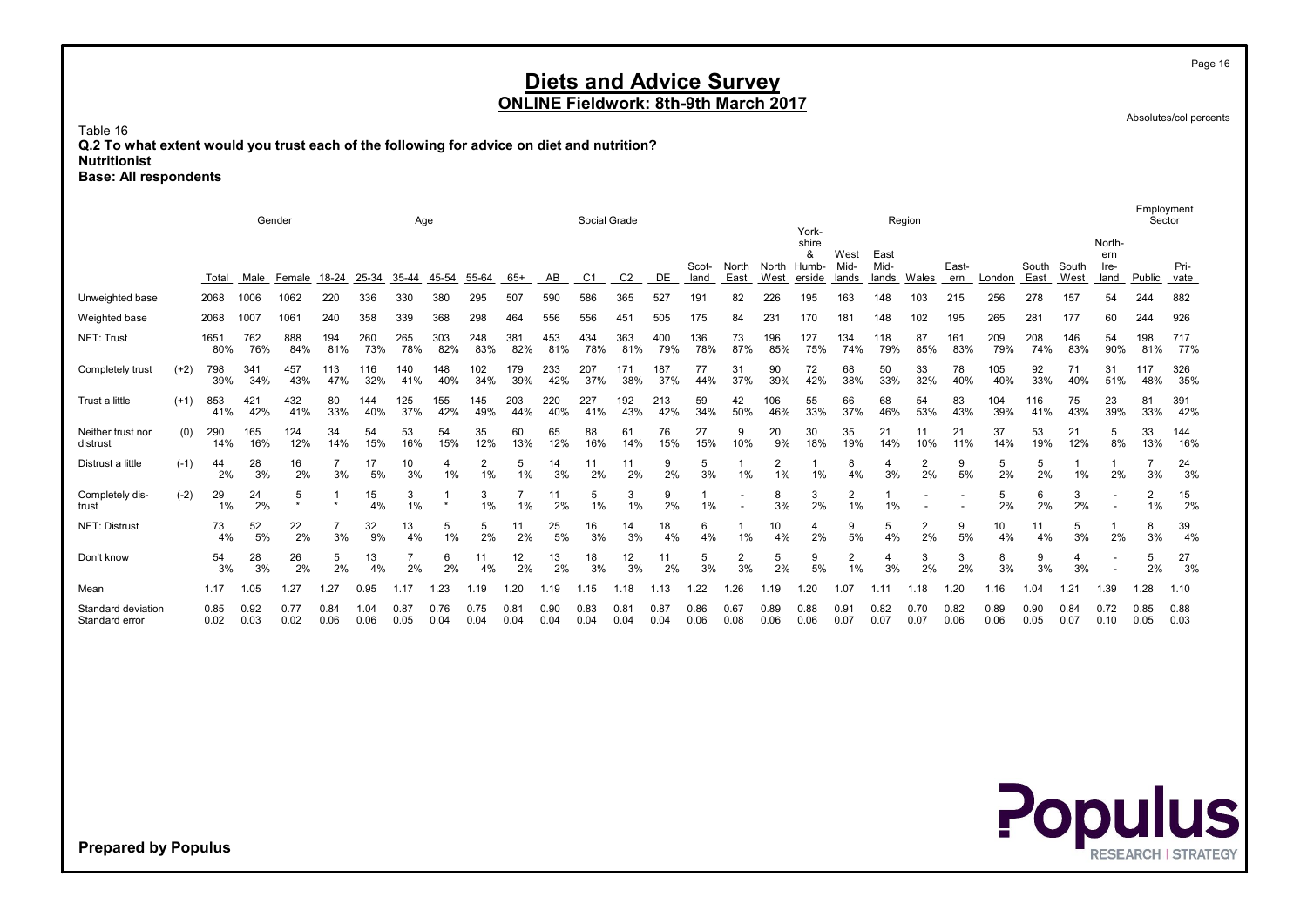# Diets and Advice Survey
## ONLINE Fieldwork: 8th-9th March 2017

Absolutes/col percents

Table 16
**Q.2 To what extent would you trust each of the following for advice on diet and nutrition?**
**Nutritionist**
**Base: All respondents**

| | | | Gender | | Age | | | | | | Social Grade | | | | Region | | | | | | | | | | | | Employment Sector | |
|---|---|---|---|---|---|---|---|---|---|---|---|---|---|---|---|---|---|---|---|---|---|---|---|---|---|---|---|---|
| | | Total | Male | Female | 18-24 | 25-34 | 35-44 | 45-54 | 55-64 | 65+ | AB | C1 | C2 | DE | Scotland | North East | North West | Yorkshire & Humberside | West Midlands | East Midlands | Wales | Eastern | London | South East | South West | Northern Ireland | Public | Private |
| Unweighted base | | 2068 | 1006 | 1062 | 220 | 336 | 330 | 380 | 295 | 507 | 590 | 586 | 365 | 527 | 191 | 82 | 226 | 195 | 163 | 148 | 103 | 215 | 256 | 278 | 157 | 54 | 244 | 882 |
| Weighted base | | 2068 | 1007 | 1061 | 240 | 358 | 339 | 368 | 298 | 464 | 556 | 556 | 451 | 505 | 175 | 84 | 231 | 170 | 181 | 148 | 102 | 195 | 265 | 281 | 177 | 60 | 244 | 926 |
| NET: Trust | | 1651 | 762 | 888 | 194 | 260 | 265 | 303 | 248 | 381 | 453 | 434 | 363 | 400 | 136 | 73 | 196 | 127 | 134 | 118 | 87 | 161 | 209 | 208 | 146 | 54 | 198 | 717 |
| | | 80% | 76% | 84% | 81% | 73% | 78% | 82% | 83% | 82% | 81% | 78% | 81% | 79% | 78% | 87% | 85% | 75% | 74% | 79% | 85% | 83% | 79% | 74% | 83% | 90% | 81% | 77% |
| Completely trust | (+2) | 798 | 341 | 457 | 113 | 116 | 140 | 148 | 102 | 179 | 233 | 207 | 171 | 187 | 77 | 31 | 90 | 72 | 68 | 50 | 33 | 78 | 105 | 92 | 71 | 31 | 117 | 326 |
| | | 39% | 34% | 43% | 47% | 32% | 41% | 40% | 34% | 39% | 42% | 37% | 38% | 37% | 44% | 37% | 39% | 42% | 38% | 33% | 32% | 40% | 40% | 33% | 40% | 51% | 48% | 35% |
| Trust a little | (+1) | 853 | 421 | 432 | 80 | 144 | 125 | 155 | 145 | 203 | 220 | 227 | 192 | 213 | 59 | 42 | 106 | 55 | 66 | 68 | 54 | 83 | 104 | 116 | 75 | 23 | 81 | 391 |
| | | 41% | 42% | 41% | 33% | 40% | 37% | 42% | 49% | 44% | 40% | 41% | 43% | 42% | 34% | 50% | 46% | 33% | 37% | 46% | 53% | 43% | 39% | 41% | 43% | 39% | 33% | 42% |
| Neither trust nor distrust | (0) | 290 | 165 | 124 | 34 | 54 | 53 | 54 | 35 | 60 | 65 | 88 | 61 | 76 | 27 | 9 | 20 | 30 | 35 | 21 | 11 | 21 | 37 | 53 | 21 | 5 | 33 | 144 |
| | | 14% | 16% | 12% | 14% | 15% | 16% | 15% | 12% | 13% | 12% | 16% | 14% | 15% | 15% | 10% | 9% | 18% | 19% | 14% | 10% | 11% | 14% | 19% | 12% | 8% | 13% | 16% |
| Distrust a little | (-1) | 44 | 28 | 16 | 7 | 17 | 10 | 4 | 2 | 5 | 14 | 11 | 11 | 9 | 5 | 1 | 2 | 1 | 8 | 4 | 2 | 9 | 5 | 5 | 1 | 1 | 7 | 24 |
| | | 2% | 3% | 2% | 3% | 5% | 3% | 1% | 1% | 1% | 3% | 2% | 2% | 2% | 3% | 1% | 1% | 1% | 4% | 3% | 2% | 5% | 2% | 2% | 1% | 2% | 3% | 3% |
| Completely distrust | (-2) | 29 | 24 | 5 | 1 | 15 | 3 | 1 | 3 | 7 | 11 | 5 | 3 | 9 | 1 | - | 8 | 3 | 2 | 1 | - | - | 5 | 6 | 3 | - | 2 | 15 |
| | | 1% | 2% | * | * | 4% | 1% | * | 1% | 1% | 2% | 1% | 1% | 2% | 1% | - | 3% | 2% | 1% | 1% | - | - | 2% | 2% | 2% | - | 1% | 2% |
| NET: Distrust | | 73 | 52 | 22 | 7 | 32 | 13 | 5 | 5 | 11 | 25 | 16 | 14 | 18 | 6 | 1 | 10 | 4 | 9 | 5 | 2 | 9 | 10 | 11 | 5 | 1 | 8 | 39 |
| | | 4% | 5% | 2% | 3% | 9% | 4% | 1% | 2% | 2% | 5% | 3% | 3% | 4% | 4% | 1% | 4% | 2% | 5% | 4% | 2% | 5% | 4% | 4% | 3% | 2% | 3% | 4% |
| Don't know | | 54 | 28 | 26 | 5 | 13 | 7 | 6 | 11 | 12 | 13 | 18 | 12 | 11 | 5 | 2 | 5 | 9 | 2 | 4 | 3 | 3 | 8 | 9 | 4 | - | 5 | 27 |
| | | 3% | 3% | 2% | 2% | 4% | 2% | 2% | 4% | 2% | 2% | 3% | 3% | 2% | 3% | 3% | 2% | 5% | 1% | 3% | 2% | 2% | 3% | 3% | 3% | - | 2% | 3% |
| Mean | | 1.17 | 1.05 | 1.27 | 1.27 | 0.95 | 1.17 | 1.23 | 1.19 | 1.20 | 1.19 | 1.15 | 1.18 | 1.13 | 1.22 | 1.26 | 1.19 | 1.20 | 1.07 | 1.11 | 1.18 | 1.20 | 1.16 | 1.04 | 1.21 | 1.39 | 1.28 | 1.10 |
| Standard deviation | | 0.85 | 0.92 | 0.77 | 0.84 | 1.04 | 0.87 | 0.76 | 0.75 | 0.81 | 0.90 | 0.83 | 0.81 | 0.87 | 0.86 | 0.67 | 0.89 | 0.88 | 0.91 | 0.82 | 0.70 | 0.82 | 0.89 | 0.90 | 0.84 | 0.72 | 0.85 | 0.88 |
| Standard error | | 0.02 | 0.03 | 0.02 | 0.06 | 0.06 | 0.05 | 0.04 | 0.04 | 0.04 | 0.04 | 0.04 | 0.04 | 0.04 | 0.06 | 0.08 | 0.06 | 0.06 | 0.07 | 0.07 | 0.07 | 0.06 | 0.06 | 0.05 | 0.07 | 0.10 | 0.05 | 0.03 |

**Prepared by Populus**

Populus RESEARCH | STRATEGY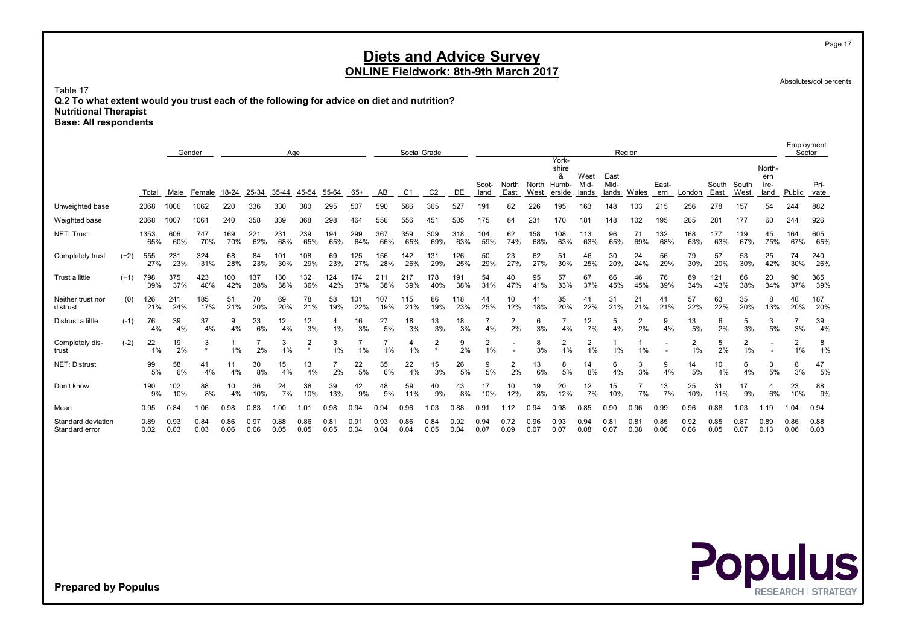# Diets and Advice Survey

## ONLINE Fieldwork: 8th-9th March 2017

Absolutes/col percents

Table 17

**Q.2 To what extent would you trust each of the following for advice on diet and nutrition?**
**Nutritional Therapist**
**Base: All respondents**

| | | | Gender | | Age | | | | | | Social Grade | | | | Region | | | | | | | | | | | | Employment Sector | |
|---|---|---|---|---|---|---|---|---|---|---|---|---|---|---|---|---|---|---|---|---|---|---|---|---|---|---|---|---|
| | | Total | Male | Female | 18-24 | 25-34 | 35-44 | 45-54 | 55-64 | 65+ | AB | C1 | C2 | DE | Scotland | North East | North West | York-shire & Humberside | West Midlands | East Midlands | Wales | Eastern | London | South East | South West | Northern Ireland | Public | Private |
| Unweighted base | | 2068 | 1006 | 1062 | 220 | 336 | 330 | 380 | 295 | 507 | 590 | 586 | 365 | 527 | 191 | 82 | 226 | 195 | 163 | 148 | 103 | 215 | 256 | 278 | 157 | 54 | 244 | 882 |
| Weighted base | | 2068 | 1007 | 1061 | 240 | 358 | 339 | 368 | 298 | 464 | 556 | 556 | 451 | 505 | 175 | 84 | 231 | 170 | 181 | 148 | 102 | 195 | 265 | 281 | 177 | 60 | 244 | 926 |
| NET: Trust | | 1353<br>65% | 606<br>60% | 747<br>70% | 169<br>70% | 221<br>62% | 231<br>68% | 239<br>65% | 194<br>65% | 299<br>64% | 367<br>66% | 359<br>65% | 309<br>69% | 318<br>63% | 104<br>59% | 62<br>74% | 158<br>68% | 108<br>63% | 113<br>63% | 96<br>65% | 71<br>69% | 132<br>68% | 168<br>63% | 177<br>63% | 119<br>67% | 45<br>75% | 164<br>67% | 605<br>65% |
| Completely trust | (+2) | 555<br>27% | 231<br>23% | 324<br>31% | 68<br>28% | 84<br>23% | 101<br>30% | 108<br>29% | 69<br>23% | 125<br>27% | 156<br>28% | 142<br>26% | 131<br>29% | 126<br>25% | 50<br>29% | 23<br>27% | 62<br>27% | 51<br>30% | 46<br>25% | 30<br>20% | 24<br>24% | 56<br>29% | 79<br>30% | 57<br>20% | 53<br>30% | 25<br>42% | 74<br>30% | 240<br>26% |
| Trust a little | (+1) | 798<br>39% | 375<br>37% | 423<br>40% | 100<br>42% | 137<br>38% | 130<br>38% | 132<br>36% | 124<br>42% | 174<br>37% | 211<br>38% | 217<br>39% | 178<br>40% | 191<br>38% | 54<br>31% | 40<br>47% | 95<br>41% | 57<br>33% | 67<br>37% | 66<br>45% | 46<br>45% | 76<br>39% | 89<br>34% | 121<br>43% | 66<br>38% | 20<br>34% | 90<br>37% | 365<br>39% |
| Neither trust nor distrust | (0) | 426<br>21% | 241<br>24% | 185<br>17% | 51<br>21% | 70<br>20% | 69<br>20% | 78<br>21% | 58<br>19% | 101<br>22% | 107<br>19% | 115<br>21% | 86<br>19% | 118<br>23% | 44<br>25% | 10<br>12% | 41<br>18% | 35<br>20% | 41<br>22% | 31<br>21% | 21<br>21% | 41<br>21% | 57<br>22% | 63<br>22% | 35<br>20% | 8<br>13% | 48<br>20% | 187<br>20% |
| Distrust a little | (-1) | 76<br>4% | 39<br>4% | 37<br>4% | 9<br>4% | 23<br>6% | 12<br>4% | 12<br>3% | 4<br>1% | 16<br>3% | 27<br>5% | 18<br>3% | 13<br>3% | 18<br>3% | 7<br>4% | 2<br>2% | 6<br>3% | 7<br>4% | 12<br>7% | 5<br>4% | 2<br>2% | 9<br>4% | 13<br>5% | 6<br>2% | 5<br>3% | 3<br>5% | 7<br>3% | 39<br>4% |
| Completely distrust | (-2) | 22<br>1% | 19<br>2% | 3<br>* | 1<br>1% | 7<br>2% | 3<br>1% | 2<br>* | 3<br>1% | 7<br>1% | 7<br>1% | 4<br>1% | 2<br>* | 9<br>2% | 2<br>1% | -<br>- | 8<br>3% | 2<br>1% | 2<br>1% | 1<br>1% | 1<br>1% | -<br>- | 2<br>1% | 5<br>2% | 2<br>1% | -<br>- | 2<br>1% | 8<br>1% |
| NET: Distrust | | 99<br>5% | 58<br>6% | 41<br>4% | 11<br>4% | 30<br>8% | 15<br>4% | 13<br>4% | 7<br>2% | 22<br>5% | 35<br>6% | 22<br>4% | 15<br>3% | 26<br>5% | 9<br>5% | 2<br>2% | 13<br>6% | 8<br>5% | 14<br>8% | 6<br>4% | 3<br>3% | 9<br>4% | 14<br>5% | 10<br>4% | 6<br>4% | 3<br>5% | 8<br>3% | 47<br>5% |
| Don't know | | 190<br>9% | 102<br>10% | 88<br>8% | 10<br>4% | 36<br>10% | 24<br>7% | 38<br>10% | 39<br>13% | 42<br>9% | 48<br>9% | 59<br>11% | 40<br>9% | 43<br>8% | 17<br>10% | 10<br>12% | 19<br>8% | 20<br>12% | 12<br>7% | 15<br>10% | 7<br>7% | 13<br>7% | 25<br>10% | 31<br>11% | 17<br>9% | 4<br>6% | 23<br>10% | 88<br>9% |
| Mean | | 0.95 | 0.84 | 1.06 | 0.98 | 0.83 | 1.00 | 1.01 | 0.98 | 0.94 | 0.94 | 0.96 | 1.03 | 0.88 | 0.91 | 1.12 | 0.94 | 0.98 | 0.85 | 0.90 | 0.96 | 0.99 | 0.96 | 0.88 | 1.03 | 1.19 | 1.04 | 0.94 |
| Standard deviation | | 0.89 | 0.93 | 0.84 | 0.86 | 0.97 | 0.88 | 0.86 | 0.81 | 0.91 | 0.93 | 0.86 | 0.84 | 0.92 | 0.94 | 0.72 | 0.96 | 0.93 | 0.94 | 0.81 | 0.81 | 0.85 | 0.92 | 0.85 | 0.87 | 0.89 | 0.86 | 0.88 |
| Standard error | | 0.02 | 0.03 | 0.03 | 0.06 | 0.06 | 0.05 | 0.05 | 0.05 | 0.04 | 0.04 | 0.04 | 0.05 | 0.04 | 0.07 | 0.09 | 0.07 | 0.07 | 0.08 | 0.07 | 0.08 | 0.06 | 0.06 | 0.05 | 0.07 | 0.13 | 0.06 | 0.03 |

Prepared by Populus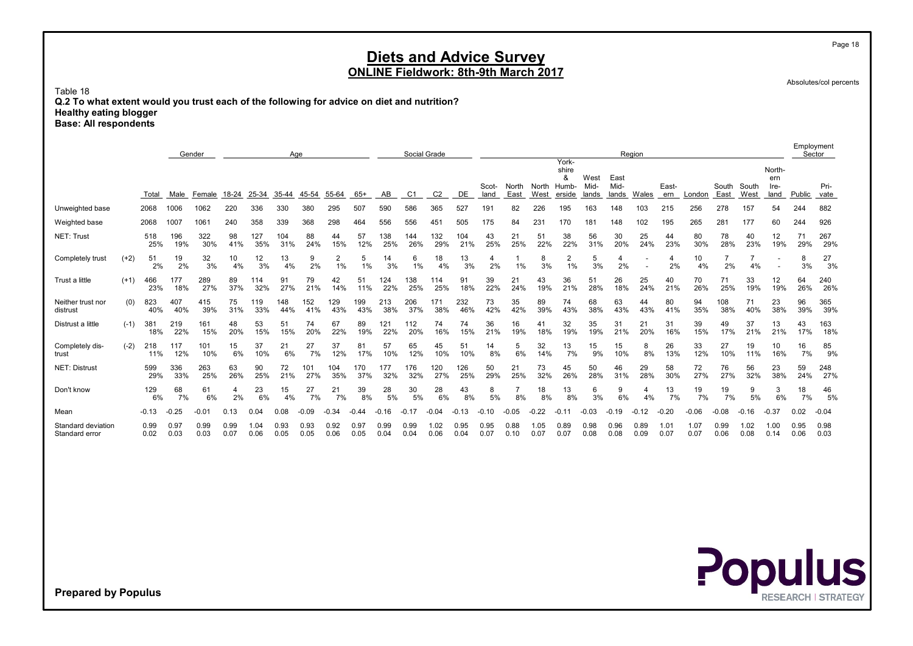# Diets and Advice Survey

## ONLINE Fieldwork: 8th-9th March 2017

Absolutes/col percents

Table 18
**Q.2 To what extent would you trust each of the following for advice on diet and nutrition?**
**Healthy eating blogger**
**Base: All respondents**

| | | | Gender | | Age | | | | | | Social Grade | | | | Region | | | | | | | | | | | | | Employment Sector | |
|---|---|---|---|---|---|---|---|---|---|---|---|---|---|---|---|---|---|---|---|---|---|---|---|---|---|---|---|---|---|
| | | Total | Male | Female | 18-24 | 25-34 | 35-44 | 45-54 | 55-64 | 65+ | AB | C1 | C2 | DE | Scotland | North East | North West | Yorkshire & Humberside | West Midlands | East Midlands | Wales | Eastern | London | South East | South West | Northern Ireland | Public | Private |
| Unweighted base | | 2068 | 1006 | 1062 | 220 | 336 | 330 | 380 | 295 | 507 | 590 | 586 | 365 | 527 | 191 | 82 | 226 | 195 | 163 | 148 | 103 | 215 | 256 | 278 | 157 | 54 | 244 | 882 |
| Weighted base | | 2068 | 1007 | 1061 | 240 | 358 | 339 | 368 | 298 | 464 | 556 | 556 | 451 | 505 | 175 | 84 | 231 | 170 | 181 | 148 | 102 | 195 | 265 | 281 | 177 | 60 | 244 | 926 |
| NET: Trust | | 518 | 196 | 322 | 98 | 127 | 104 | 88 | 44 | 57 | 138 | 144 | 132 | 104 | 43 | 21 | 51 | 38 | 56 | 30 | 25 | 44 | 80 | 78 | 40 | 12 | 71 | 267 |
| | | 25% | 19% | 30% | 41% | 35% | 31% | 24% | 15% | 12% | 25% | 26% | 29% | 21% | 25% | 25% | 22% | 22% | 31% | 20% | 24% | 23% | 30% | 28% | 23% | 19% | 29% | 29% |
| Completely trust | (+2) | 51 | 19 | 32 | 10 | 12 | 13 | 9 | 2 | 5 | 14 | 6 | 18 | 13 | 4 | 1 | 8 | 2 | 5 | 4 | - | 4 | 10 | 7 | 7 | - | 8 | 27 |
| | | 2% | 2% | 3% | 4% | 3% | 4% | 2% | 1% | 1% | 3% | 1% | 4% | 3% | 2% | 1% | 3% | 1% | 3% | 2% | - | 2% | 4% | 2% | 4% | - | 3% | 3% |
| Trust a little | (+1) | 466 | 177 | 289 | 89 | 114 | 91 | 79 | 42 | 51 | 124 | 138 | 114 | 91 | 39 | 21 | 43 | 36 | 51 | 26 | 25 | 40 | 70 | 71 | 33 | 12 | 64 | 240 |
| | | 23% | 18% | 27% | 37% | 32% | 27% | 21% | 14% | 11% | 22% | 25% | 25% | 18% | 22% | 24% | 19% | 21% | 28% | 18% | 24% | 21% | 26% | 25% | 19% | 19% | 26% | 26% |
| Neither trust nor distrust | (0) | 823 | 407 | 415 | 75 | 119 | 148 | 152 | 129 | 199 | 213 | 206 | 171 | 232 | 73 | 35 | 89 | 74 | 68 | 63 | 44 | 80 | 94 | 108 | 71 | 23 | 96 | 365 |
| | | 40% | 40% | 39% | 31% | 33% | 44% | 41% | 43% | 43% | 38% | 37% | 38% | 46% | 42% | 42% | 39% | 43% | 38% | 43% | 43% | 41% | 35% | 38% | 40% | 38% | 39% | 39% |
| Distrust a little | (-1) | 381 | 219 | 161 | 48 | 53 | 51 | 74 | 67 | 89 | 121 | 112 | 74 | 74 | 36 | 16 | 41 | 32 | 35 | 31 | 21 | 31 | 39 | 49 | 37 | 13 | 43 | 163 |
| | | 18% | 22% | 15% | 20% | 15% | 15% | 20% | 22% | 19% | 22% | 20% | 16% | 15% | 21% | 19% | 18% | 19% | 19% | 21% | 20% | 16% | 15% | 17% | 21% | 21% | 17% | 18% |
| Completely distrust | (-2) | 218 | 117 | 101 | 15 | 37 | 21 | 27 | 37 | 81 | 57 | 65 | 45 | 51 | 14 | 5 | 32 | 13 | 15 | 15 | 8 | 26 | 33 | 27 | 19 | 10 | 16 | 85 |
| | | 11% | 12% | 10% | 6% | 10% | 6% | 7% | 12% | 17% | 10% | 12% | 10% | 10% | 8% | 6% | 14% | 7% | 9% | 10% | 8% | 13% | 12% | 10% | 11% | 16% | 7% | 9% |
| NET: Distrust | | 599 | 336 | 263 | 63 | 90 | 72 | 101 | 104 | 170 | 177 | 176 | 120 | 126 | 50 | 21 | 73 | 45 | 50 | 46 | 29 | 58 | 72 | 76 | 56 | 23 | 59 | 248 |
| | | 29% | 33% | 25% | 26% | 25% | 21% | 27% | 35% | 37% | 32% | 32% | 27% | 25% | 29% | 25% | 32% | 26% | 28% | 31% | 28% | 30% | 27% | 27% | 32% | 38% | 24% | 27% |
| Don't know | | 129 | 68 | 61 | 4 | 23 | 15 | 27 | 21 | 39 | 28 | 30 | 28 | 43 | 8 | 7 | 18 | 13 | 6 | 9 | 4 | 13 | 19 | 19 | 9 | 3 | 18 | 46 |
| | | 6% | 7% | 6% | 2% | 6% | 4% | 7% | 7% | 8% | 5% | 5% | 6% | 8% | 5% | 8% | 8% | 8% | 3% | 6% | 4% | 7% | 7% | 7% | 5% | 6% | 7% | 5% |
| Mean | | -0.13 | -0.25 | -0.01 | 0.13 | 0.04 | 0.08 | -0.09 | -0.34 | -0.44 | -0.16 | -0.17 | -0.04 | -0.13 | -0.10 | -0.05 | -0.22 | -0.11 | -0.03 | -0.19 | -0.12 | -0.20 | -0.06 | -0.08 | -0.16 | -0.37 | 0.02 | -0.04 |
| Standard deviation | | 0.99 | 0.97 | 0.99 | 0.99 | 1.04 | 0.93 | 0.93 | 0.92 | 0.97 | 0.99 | 0.99 | 1.02 | 0.95 | 0.95 | 0.88 | 1.05 | 0.89 | 0.98 | 0.96 | 0.89 | 1.01 | 1.07 | 0.99 | 1.02 | 1.00 | 0.95 | 0.98 |
| Standard error | | 0.02 | 0.03 | 0.03 | 0.07 | 0.06 | 0.05 | 0.05 | 0.06 | 0.05 | 0.04 | 0.04 | 0.06 | 0.04 | 0.07 | 0.10 | 0.07 | 0.07 | 0.08 | 0.08 | 0.09 | 0.07 | 0.07 | 0.06 | 0.08 | 0.14 | 0.06 | 0.03 |

**Prepared by Populus**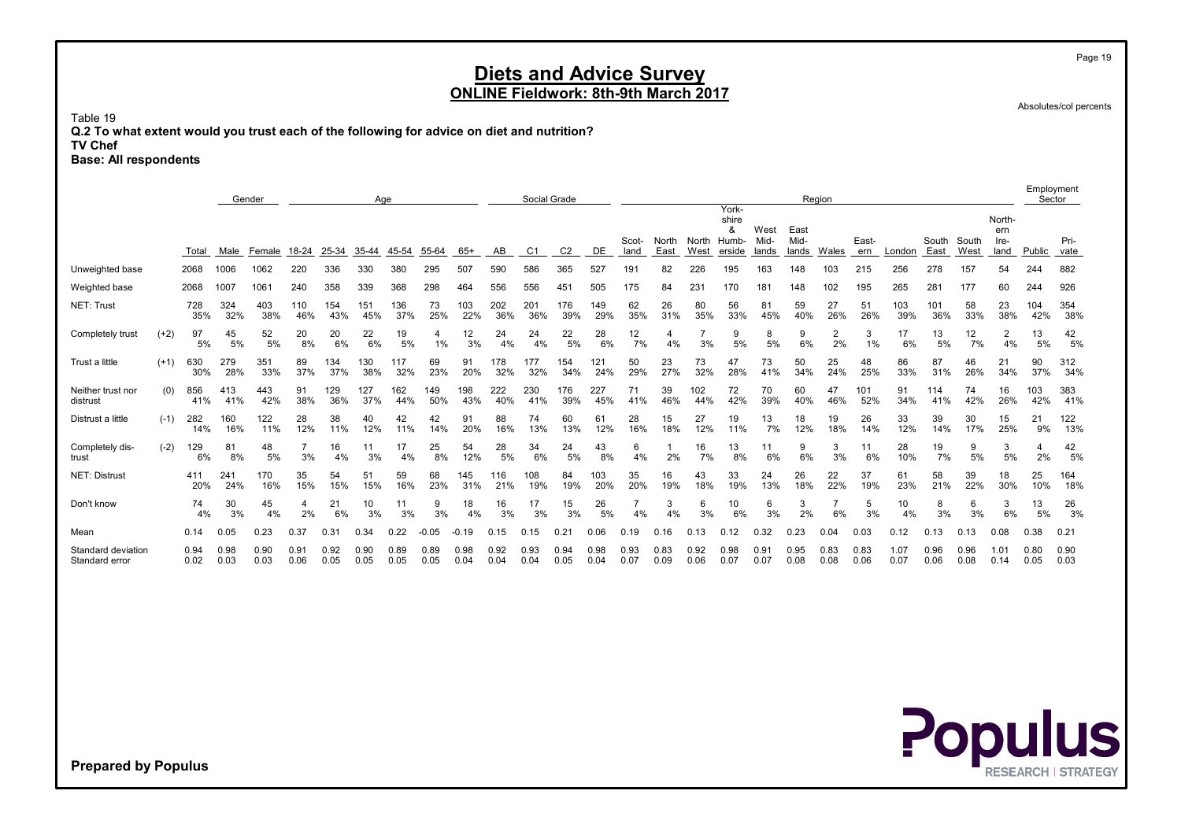# Diets and Advice Survey

## ONLINE Fieldwork: 8th-9th March 2017

Absolutes/col percents

Table 19

**Q.2 To what extent would you trust each of the following for advice on diet and nutrition?**

**TV Chef**

**Base: All respondents**

| | | | Gender | | Age | | | | | | Social Grade | | | | Region | | | | | | | | | | | | Employment Sector | |
|---|---|---|---|---|---|---|---|---|---|---|---|---|---|---|---|---|---|---|---|---|---|---|---|---|---|---|---|---|
| | | Total | Male | Female | 18-24 | 25-34 | 35-44 | 45-54 | 55-64 | 65+ | AB | C1 | C2 | DE | Scotland | North East | North West | Yorkshire & Humberside | West Midlands | East Midlands | Wales | Eastern | London | South East | South West | Northern Ireland | Public | Private |
| Unweighted base | | 2068 | 1006 | 1062 | 220 | 336 | 330 | 380 | 295 | 507 | 590 | 586 | 365 | 527 | 191 | 82 | 226 | 195 | 163 | 148 | 103 | 215 | 256 | 278 | 157 | 54 | 244 | 882 |
| Weighted base | | 2068 | 1007 | 1061 | 240 | 358 | 339 | 368 | 298 | 464 | 556 | 556 | 451 | 505 | 175 | 84 | 231 | 170 | 181 | 148 | 102 | 195 | 265 | 281 | 177 | 60 | 244 | 926 |
| NET: Trust | | 728<br>35% | 324<br>32% | 403<br>38% | 110<br>46% | 154<br>43% | 151<br>45% | 136<br>37% | 73<br>25% | 103<br>22% | 202<br>36% | 201<br>36% | 176<br>39% | 149<br>29% | 62<br>35% | 26<br>31% | 80<br>35% | 56<br>33% | 81<br>45% | 59<br>40% | 27<br>26% | 51<br>26% | 103<br>39% | 101<br>36% | 58<br>33% | 23<br>38% | 104<br>42% | 354<br>38% |
| Completely trust | (+2) | 97<br>5% | 45<br>5% | 52<br>5% | 20<br>8% | 20<br>6% | 22<br>6% | 19<br>5% | 4<br>1% | 12<br>3% | 24<br>4% | 24<br>4% | 22<br>5% | 28<br>6% | 12<br>7% | 4<br>4% | 7<br>3% | 9<br>5% | 8<br>5% | 9<br>6% | 2<br>2% | 3<br>1% | 17<br>6% | 13<br>5% | 12<br>7% | 2<br>4% | 13<br>5% | 42<br>5% |
| Trust a little | (+1) | 630<br>30% | 279<br>28% | 351<br>33% | 89<br>37% | 134<br>37% | 130<br>38% | 117<br>32% | 69<br>23% | 91<br>20% | 178<br>32% | 177<br>32% | 154<br>34% | 121<br>24% | 50<br>29% | 23<br>27% | 73<br>32% | 47<br>28% | 73<br>41% | 50<br>34% | 25<br>24% | 48<br>25% | 86<br>33% | 87<br>31% | 46<br>26% | 21<br>34% | 90<br>37% | 312<br>34% |
| Neither trust nor distrust | (0) | 856<br>41% | 413<br>41% | 443<br>42% | 91<br>38% | 129<br>36% | 127<br>37% | 162<br>44% | 149<br>50% | 198<br>43% | 222<br>40% | 230<br>41% | 176<br>39% | 227<br>45% | 71<br>41% | 39<br>46% | 102<br>44% | 72<br>42% | 70<br>39% | 60<br>40% | 47<br>46% | 101<br>52% | 91<br>34% | 114<br>41% | 74<br>42% | 16<br>26% | 103<br>42% | 383<br>41% |
| Distrust a little | (-1) | 282<br>14% | 160<br>16% | 122<br>11% | 28<br>12% | 38<br>11% | 40<br>12% | 42<br>11% | 42<br>14% | 91<br>20% | 88<br>16% | 74<br>13% | 60<br>13% | 61<br>12% | 28<br>16% | 15<br>18% | 27<br>12% | 19<br>11% | 13<br>7% | 18<br>12% | 19<br>18% | 26<br>14% | 33<br>12% | 39<br>14% | 30<br>17% | 15<br>25% | 21<br>9% | 122<br>13% |
| Completely distrust | (-2) | 129<br>6% | 81<br>8% | 48<br>5% | 7<br>3% | 16<br>4% | 11<br>3% | 17<br>4% | 25<br>8% | 54<br>12% | 28<br>5% | 34<br>6% | 24<br>5% | 43<br>8% | 6<br>4% | 1<br>2% | 16<br>7% | 13<br>8% | 11<br>6% | 9<br>6% | 3<br>3% | 11<br>6% | 28<br>10% | 19<br>7% | 9<br>5% | 3<br>5% | 4<br>2% | 42<br>5% |
| NET: Distrust | | 411<br>20% | 241<br>24% | 170<br>16% | 35<br>15% | 54<br>15% | 51<br>15% | 59<br>16% | 68<br>23% | 145<br>31% | 116<br>21% | 108<br>19% | 84<br>19% | 103<br>20% | 35<br>20% | 16<br>19% | 43<br>18% | 33<br>19% | 24<br>13% | 26<br>18% | 22<br>22% | 37<br>19% | 61<br>23% | 58<br>21% | 39<br>22% | 18<br>30% | 25<br>10% | 164<br>18% |
| Don't know | | 74<br>4% | 30<br>3% | 45<br>4% | 4<br>2% | 21<br>6% | 10<br>3% | 11<br>3% | 9<br>3% | 18<br>4% | 16<br>3% | 17<br>3% | 15<br>3% | 26<br>5% | 7<br>4% | 3<br>4% | 6<br>3% | 10<br>6% | 6<br>3% | 3<br>2% | 7<br>6% | 5<br>3% | 10<br>4% | 8<br>3% | 6<br>3% | 3<br>6% | 13<br>5% | 26<br>3% |
| Mean | | 0.14 | 0.05 | 0.23 | 0.37 | 0.31 | 0.34 | 0.22 | -0.05 | -0.19 | 0.15 | 0.15 | 0.21 | 0.06 | 0.19 | 0.16 | 0.13 | 0.12 | 0.32 | 0.23 | 0.04 | 0.03 | 0.12 | 0.13 | 0.13 | 0.08 | 0.38 | 0.21 |
| Standard deviation | | 0.94 | 0.98 | 0.90 | 0.91 | 0.92 | 0.90 | 0.89 | 0.89 | 0.98 | 0.92 | 0.93 | 0.94 | 0.98 | 0.93 | 0.83 | 0.92 | 0.98 | 0.91 | 0.95 | 0.83 | 0.83 | 1.07 | 0.96 | 0.96 | 1.01 | 0.80 | 0.90 |
| Standard error | | 0.02 | 0.03 | 0.03 | 0.06 | 0.05 | 0.05 | 0.05 | 0.05 | 0.04 | 0.04 | 0.04 | 0.05 | 0.04 | 0.07 | 0.09 | 0.06 | 0.07 | 0.07 | 0.08 | 0.08 | 0.06 | 0.07 | 0.06 | 0.08 | 0.14 | 0.05 | 0.03 |

**Prepared by Populus**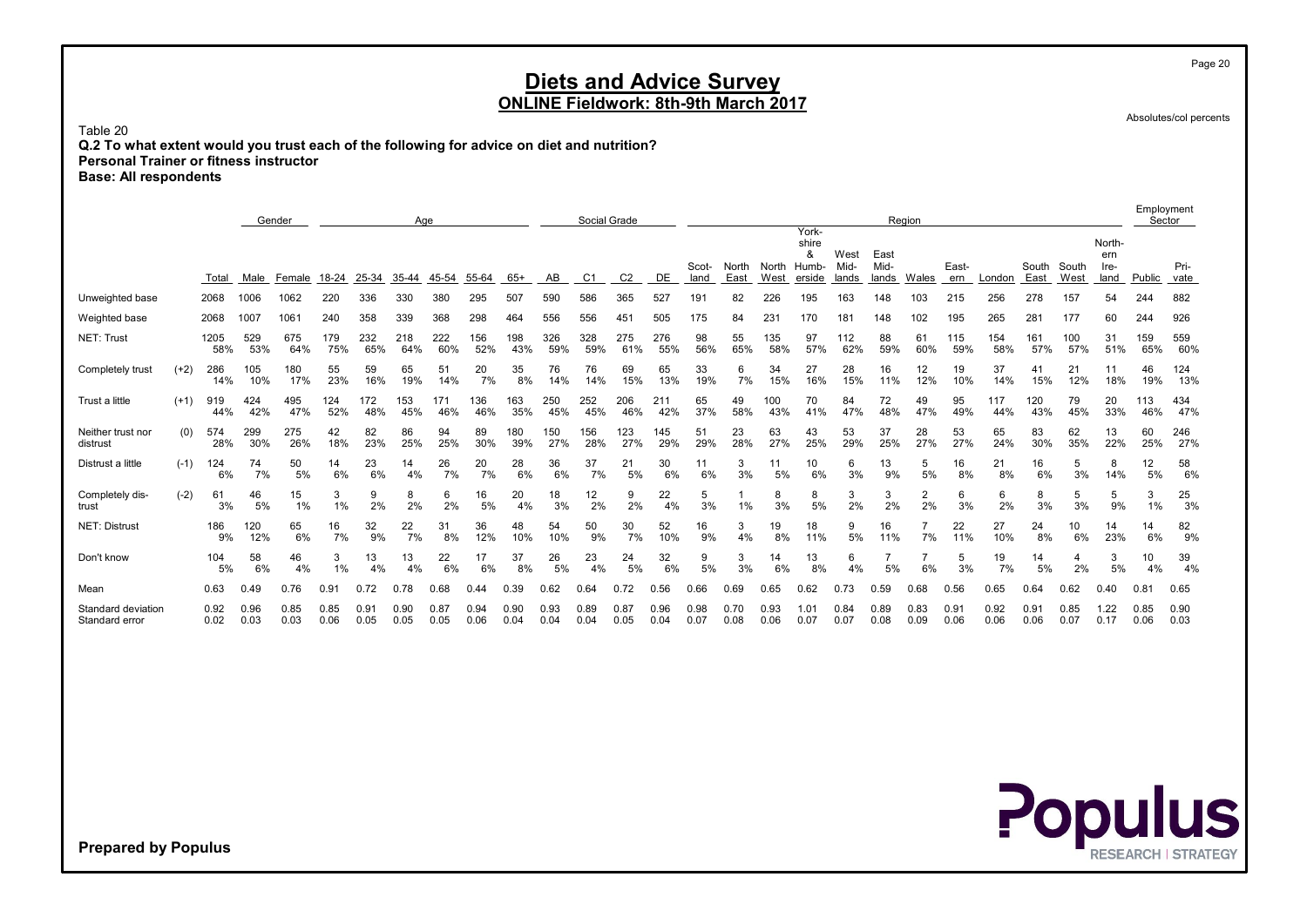# Diets and Advice Survey

## ONLINE Fieldwork: 8th-9th March 2017

Absolutes/col percents

Table 20

**Q.2 To what extent would you trust each of the following for advice on diet and nutrition?**
**Personal Trainer or fitness instructor**
**Base: All respondents**

| | | | Gender | | Age | | | | | | Social Grade | | | | Region | | | | | | | | | | | | Employment Sector | |
|---|---|---|---|---|---|---|---|---|---|---|---|---|---|---|---|---|---|---|---|---|---|---|---|---|---|---|---|---|
| | | Total | Male | Female | 18-24 | 25-34 | 35-44 | 45-54 | 55-64 | 65+ | AB | C1 | C2 | DE | Scotland | North East | North West | Yorkshire & Humberside | West Midlands | East Midlands | Wales | Eastern | London | South East | South West | Northern Ireland | Public | Private |
| Unweighted base | | 2068 | 1006 | 1062 | 220 | 336 | 330 | 380 | 295 | 507 | 590 | 586 | 365 | 527 | 191 | 82 | 226 | 195 | 163 | 148 | 103 | 215 | 256 | 278 | 157 | 54 | 244 | 882 |
| Weighted base | | 2068 | 1007 | 1061 | 240 | 358 | 339 | 368 | 298 | 464 | 556 | 556 | 451 | 505 | 175 | 84 | 231 | 170 | 181 | 148 | 102 | 195 | 265 | 281 | 177 | 60 | 244 | 926 |
| NET: Trust | | 1205 | 529 | 675 | 179 | 232 | 218 | 222 | 156 | 198 | 326 | 328 | 275 | 276 | 98 | 55 | 135 | 97 | 112 | 88 | 61 | 115 | 154 | 161 | 100 | 31 | 159 | 559 |
| | | 58% | 53% | 64% | 75% | 65% | 64% | 60% | 52% | 43% | 59% | 59% | 61% | 55% | 56% | 65% | 58% | 57% | 62% | 59% | 60% | 59% | 58% | 57% | 57% | 51% | 65% | 60% |
| Completely trust | (+2) | 286 | 105 | 180 | 55 | 59 | 65 | 51 | 20 | 35 | 76 | 76 | 69 | 65 | 33 | 6 | 34 | 27 | 28 | 16 | 12 | 19 | 37 | 41 | 21 | 11 | 46 | 124 |
| | | 14% | 10% | 17% | 23% | 16% | 19% | 14% | 7% | 8% | 14% | 14% | 15% | 13% | 19% | 7% | 15% | 16% | 15% | 11% | 12% | 10% | 14% | 15% | 12% | 18% | 19% | 13% |
| Trust a little | (+1) | 919 | 424 | 495 | 124 | 172 | 153 | 171 | 136 | 163 | 250 | 252 | 206 | 211 | 65 | 49 | 100 | 70 | 84 | 72 | 49 | 95 | 117 | 120 | 79 | 20 | 113 | 434 |
| | | 44% | 42% | 47% | 52% | 48% | 45% | 46% | 46% | 35% | 45% | 45% | 46% | 42% | 37% | 58% | 43% | 41% | 47% | 48% | 47% | 49% | 44% | 43% | 45% | 33% | 46% | 47% |
| Neither trust nor distrust | (0) | 574 | 299 | 275 | 42 | 82 | 86 | 94 | 89 | 180 | 150 | 156 | 123 | 145 | 51 | 23 | 63 | 43 | 53 | 37 | 28 | 53 | 65 | 83 | 62 | 13 | 60 | 246 |
| | | 28% | 30% | 26% | 18% | 23% | 25% | 25% | 30% | 39% | 27% | 28% | 27% | 29% | 29% | 28% | 27% | 25% | 29% | 25% | 27% | 27% | 24% | 30% | 35% | 22% | 25% | 27% |
| Distrust a little | (-1) | 124 | 74 | 50 | 14 | 23 | 14 | 26 | 20 | 28 | 36 | 37 | 21 | 30 | 11 | 3 | 11 | 10 | 6 | 13 | 5 | 16 | 21 | 16 | 5 | 8 | 12 | 58 |
| | | 6% | 7% | 5% | 6% | 6% | 4% | 7% | 7% | 6% | 6% | 7% | 5% | 6% | 6% | 3% | 5% | 6% | 3% | 9% | 5% | 8% | 8% | 6% | 3% | 14% | 5% | 6% |
| Completely distrust | (-2) | 61 | 46 | 15 | 3 | 9 | 8 | 6 | 16 | 20 | 18 | 12 | 9 | 22 | 5 | 1 | 8 | 8 | 3 | 3 | 2 | 6 | 6 | 8 | 5 | 5 | 3 | 25 |
| | | 3% | 5% | 1% | 1% | 2% | 2% | 2% | 5% | 4% | 3% | 2% | 2% | 4% | 3% | 1% | 3% | 5% | 2% | 2% | 2% | 3% | 2% | 3% | 3% | 9% | 1% | 3% |
| NET: Distrust | | 186 | 120 | 65 | 16 | 32 | 22 | 31 | 36 | 48 | 54 | 50 | 30 | 52 | 16 | 3 | 19 | 18 | 9 | 16 | 7 | 22 | 27 | 24 | 10 | 14 | 14 | 82 |
| | | 9% | 12% | 6% | 7% | 9% | 7% | 8% | 12% | 10% | 10% | 9% | 7% | 10% | 9% | 4% | 8% | 11% | 5% | 11% | 7% | 11% | 10% | 8% | 6% | 23% | 6% | 9% |
| Don't know | | 104 | 58 | 46 | 3 | 13 | 13 | 22 | 17 | 37 | 26 | 23 | 24 | 32 | 9 | 3 | 14 | 13 | 6 | 7 | 7 | 5 | 19 | 14 | 4 | 3 | 10 | 39 |
| | | 5% | 6% | 4% | 1% | 4% | 4% | 6% | 6% | 8% | 5% | 4% | 5% | 6% | 5% | 3% | 6% | 8% | 4% | 5% | 6% | 3% | 7% | 5% | 2% | 5% | 4% | 4% |
| Mean | | 0.63 | 0.49 | 0.76 | 0.91 | 0.72 | 0.78 | 0.68 | 0.44 | 0.39 | 0.62 | 0.64 | 0.72 | 0.56 | 0.66 | 0.69 | 0.65 | 0.62 | 0.73 | 0.59 | 0.68 | 0.56 | 0.65 | 0.64 | 0.62 | 0.40 | 0.81 | 0.65 |
| Standard deviation | | 0.92 | 0.96 | 0.85 | 0.85 | 0.91 | 0.90 | 0.87 | 0.94 | 0.90 | 0.93 | 0.89 | 0.87 | 0.96 | 0.98 | 0.70 | 0.93 | 1.01 | 0.84 | 0.89 | 0.83 | 0.91 | 0.92 | 0.91 | 0.85 | 1.22 | 0.85 | 0.90 |
| Standard error | | 0.02 | 0.03 | 0.03 | 0.06 | 0.05 | 0.05 | 0.05 | 0.06 | 0.04 | 0.04 | 0.04 | 0.05 | 0.04 | 0.07 | 0.08 | 0.06 | 0.07 | 0.07 | 0.08 | 0.09 | 0.06 | 0.06 | 0.06 | 0.07 | 0.17 | 0.06 | 0.03 |

Prepared by Populus

Populus RESEARCH | STRATEGY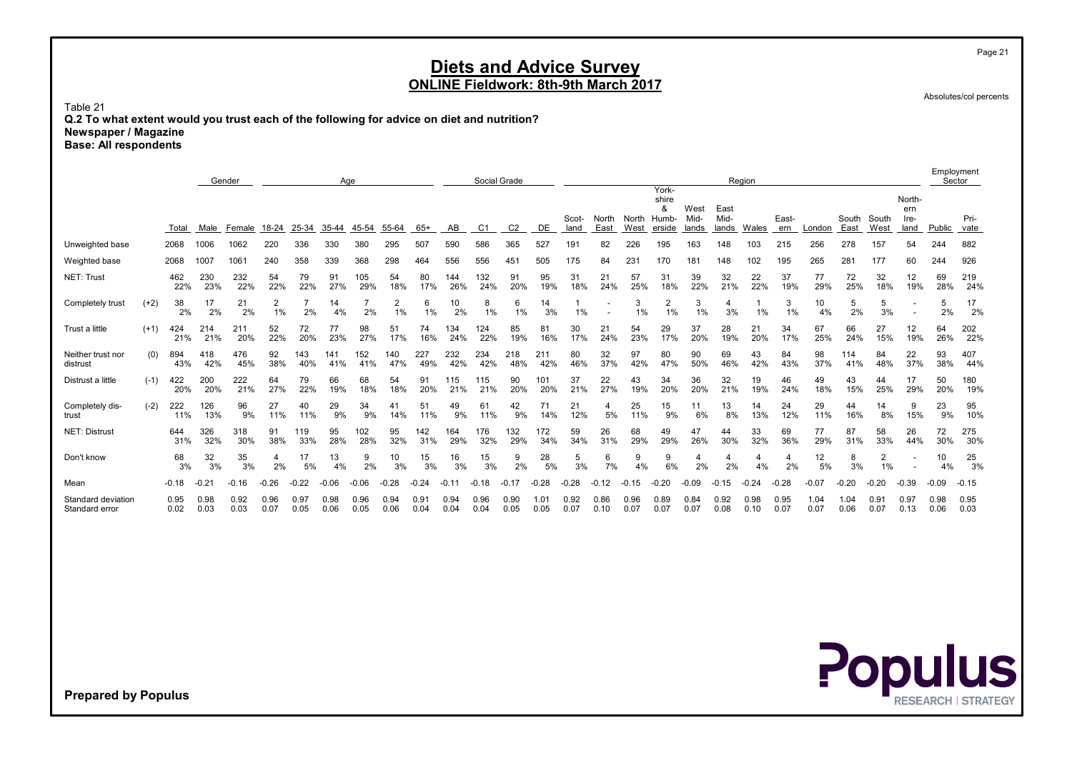# Diets and Advice Survey

## ONLINE Fieldwork: 8th-9th March 2017

Absolutes/col percents

Table 21

**Q.2 To what extent would you trust each of the following for advice on diet and nutrition?**

**Newspaper / Magazine**

**Base: All respondents**

| | | | Gender | | Age | | | | | | Social Grade | | | | Region | | | | | | | | | | | | Employment Sector | |
|---|---|---|---|---|---|---|---|---|---|---|---|---|---|---|---|---|---|---|---|---|---|---|---|---|---|---|---|---|
| | | Total | Male | Female | 18-24 | 25-34 | 35-44 | 45-54 | 55-64 | 65+ | AB | C1 | C2 | DE | Scotland | North East | North West | Yorkshire & Humberside | West Midlands | East Midlands | Wales | Eastern | London | South East | South West | Northern Ireland | Public | Private |
| Unweighted base | | 2068 | 1006 | 1062 | 220 | 336 | 330 | 380 | 295 | 507 | 590 | 586 | 365 | 527 | 191 | 82 | 226 | 195 | 163 | 148 | 103 | 215 | 256 | 278 | 157 | 54 | 244 | 882 |
| Weighted base | | 2068 | 1007 | 1061 | 240 | 358 | 339 | 368 | 298 | 464 | 556 | 556 | 451 | 505 | 175 | 84 | 231 | 170 | 181 | 148 | 102 | 195 | 265 | 281 | 177 | 60 | 244 | 926 |
| NET: Trust | | 462 | 230 | 232 | 54 | 79 | 91 | 105 | 54 | 80 | 144 | 132 | 91 | 95 | 31 | 21 | 57 | 31 | 39 | 32 | 22 | 37 | 77 | 72 | 32 | 12 | 69 | 219 |
| | | 22% | 23% | 22% | 22% | 22% | 27% | 29% | 18% | 17% | 26% | 24% | 20% | 19% | 18% | 24% | 25% | 18% | 22% | 21% | 22% | 19% | 29% | 25% | 18% | 19% | 28% | 24% |
| Completely trust | (+2) | 38 | 17 | 21 | 2 | 7 | 14 | 7 | 2 | 6 | 10 | 8 | 6 | 14 | 1 | - | 3 | 2 | 3 | 4 | 1 | 3 | 10 | 5 | 5 | - | 5 | 17 |
| | | 2% | 2% | 2% | 1% | 2% | 4% | 2% | 1% | 1% | 2% | 1% | 1% | 3% | 1% | - | 1% | 1% | 1% | 3% | 1% | 1% | 4% | 2% | 3% | - | 2% | 2% |
| Trust a little | (+1) | 424 | 214 | 211 | 52 | 72 | 77 | 98 | 51 | 74 | 134 | 124 | 85 | 81 | 30 | 21 | 54 | 29 | 37 | 28 | 21 | 34 | 67 | 66 | 27 | 12 | 64 | 202 |
| | | 21% | 21% | 20% | 22% | 20% | 23% | 27% | 17% | 16% | 24% | 22% | 19% | 16% | 17% | 24% | 23% | 17% | 20% | 19% | 20% | 17% | 25% | 24% | 15% | 19% | 26% | 22% |
| Neither trust nor distrust | (0) | 894 | 418 | 476 | 92 | 143 | 141 | 152 | 140 | 227 | 232 | 234 | 218 | 211 | 80 | 32 | 97 | 80 | 90 | 69 | 43 | 84 | 98 | 114 | 84 | 22 | 93 | 407 |
| | | 43% | 42% | 45% | 38% | 40% | 41% | 41% | 47% | 49% | 42% | 42% | 48% | 42% | 46% | 37% | 42% | 47% | 50% | 46% | 42% | 43% | 37% | 41% | 48% | 37% | 38% | 44% |
| Distrust a little | (-1) | 422 | 200 | 222 | 64 | 79 | 66 | 68 | 54 | 91 | 115 | 115 | 90 | 101 | 37 | 22 | 43 | 34 | 36 | 32 | 19 | 46 | 49 | 43 | 44 | 17 | 50 | 180 |
| | | 20% | 20% | 21% | 27% | 22% | 19% | 18% | 18% | 20% | 21% | 21% | 20% | 20% | 21% | 27% | 19% | 20% | 20% | 21% | 19% | 24% | 18% | 15% | 25% | 29% | 20% | 19% |
| Completely distrust | (-2) | 222 | 126 | 96 | 27 | 40 | 29 | 34 | 41 | 51 | 49 | 61 | 42 | 71 | 21 | 4 | 25 | 15 | 11 | 13 | 14 | 24 | 29 | 44 | 14 | 9 | 23 | 95 |
| | | 11% | 13% | 9% | 11% | 11% | 9% | 9% | 14% | 11% | 9% | 11% | 9% | 14% | 12% | 5% | 11% | 9% | 6% | 8% | 13% | 12% | 11% | 16% | 8% | 15% | 9% | 10% |
| NET: Distrust | | 644 | 326 | 318 | 91 | 119 | 95 | 102 | 95 | 142 | 164 | 176 | 132 | 172 | 59 | 26 | 68 | 49 | 47 | 44 | 33 | 69 | 77 | 87 | 58 | 26 | 72 | 275 |
| | | 31% | 32% | 30% | 38% | 33% | 28% | 28% | 32% | 31% | 29% | 32% | 29% | 34% | 34% | 31% | 29% | 29% | 26% | 30% | 32% | 36% | 29% | 31% | 33% | 44% | 30% | 30% |
| Don't know | | 68 | 32 | 35 | 4 | 17 | 13 | 9 | 10 | 15 | 16 | 15 | 9 | 28 | 5 | 6 | 9 | 9 | 4 | 4 | 4 | 4 | 12 | 8 | 2 | - | 10 | 25 |
| | | 3% | 3% | 3% | 2% | 5% | 4% | 2% | 3% | 3% | 3% | 3% | 2% | 5% | 3% | 7% | 4% | 6% | 2% | 2% | 4% | 2% | 5% | 3% | 1% | - | 4% | 3% |
| Mean | | -0.18 | -0.21 | -0.16 | -0.26 | -0.22 | -0.06 | -0.06 | -0.28 | -0.24 | -0.11 | -0.18 | -0.17 | -0.28 | -0.28 | -0.12 | -0.15 | -0.20 | -0.09 | -0.15 | -0.24 | -0.28 | -0.07 | -0.20 | -0.20 | -0.39 | -0.09 | -0.15 |
| Standard deviation | | 0.95 | 0.98 | 0.92 | 0.96 | 0.97 | 0.98 | 0.96 | 0.94 | 0.91 | 0.94 | 0.96 | 0.90 | 1.01 | 0.92 | 0.86 | 0.96 | 0.89 | 0.84 | 0.92 | 0.98 | 0.95 | 1.04 | 1.04 | 0.91 | 0.97 | 0.98 | 0.95 |
| Standard error | | 0.02 | 0.03 | 0.03 | 0.07 | 0.05 | 0.06 | 0.05 | 0.06 | 0.04 | 0.04 | 0.04 | 0.05 | 0.05 | 0.07 | 0.10 | 0.07 | 0.07 | 0.07 | 0.08 | 0.10 | 0.07 | 0.07 | 0.06 | 0.07 | 0.13 | 0.06 | 0.03 |

Prepared by Populus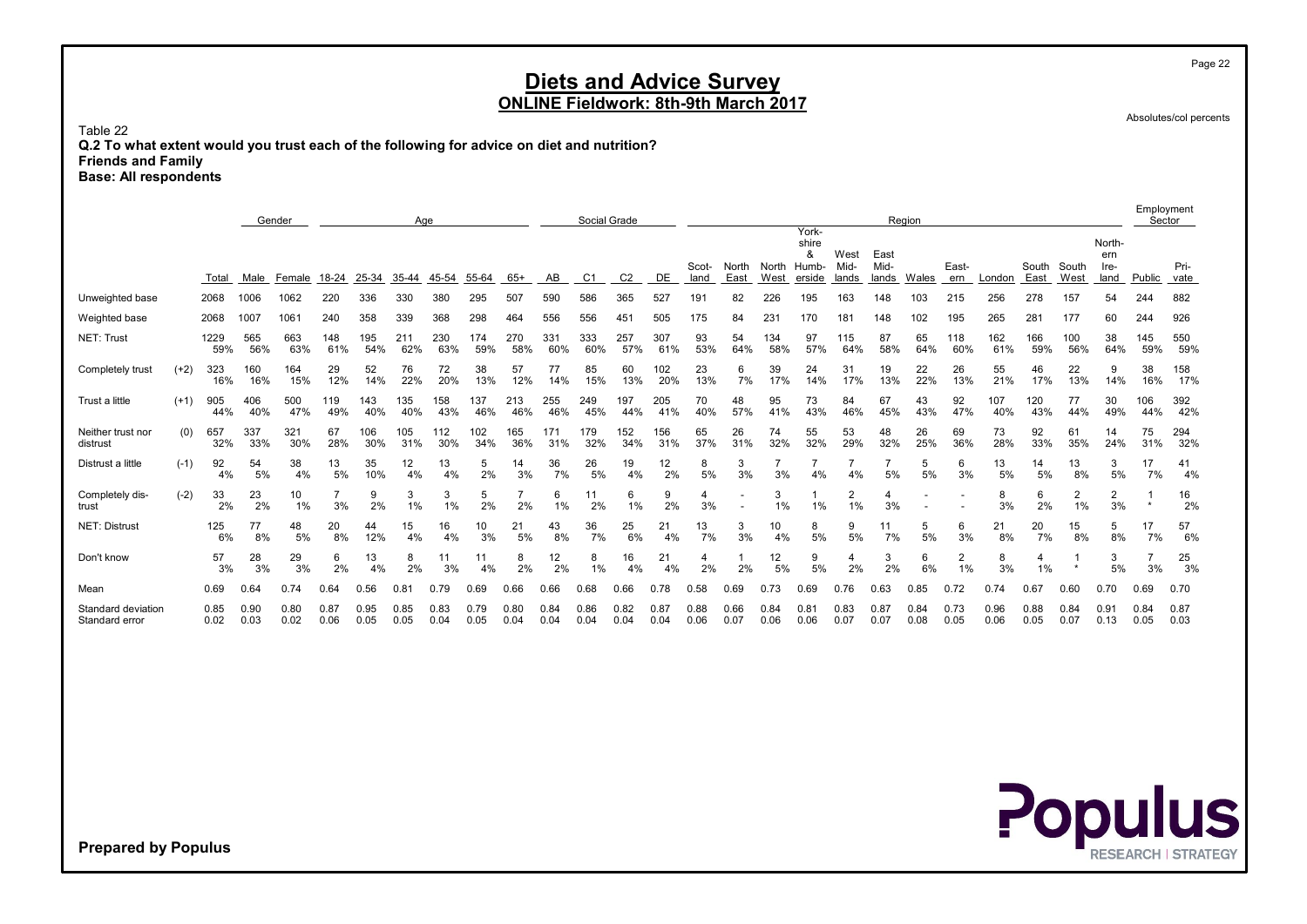# Diets and Advice Survey
## ONLINE Fieldwork: 8th-9th March 2017

Absolutes/col percents

Table 22
**Q.2 To what extent would you trust each of the following for advice on diet and nutrition?**
**Friends and Family**
**Base: All respondents**

| | | | Gender | | Age | | | | | | Social Grade | | | | Region | | | | | | | | | | | | Employment Sector | |
|---|---|---|---|---|---|---|---|---|---|---|---|---|---|---|---|---|---|---|---|---|---|---|---|---|---|---|---|---|
| | | Total | Male | Female | 18-24 | 25-34 | 35-44 | 45-54 | 55-64 | 65+ | AB | C1 | C2 | DE | Scotland | North East | North West | Yorkshire & Humberside | West Midlands | East Midlands | Wales | Eastern | London | South East | South West | Northern Ireland | Public | Private |
| Unweighted base | | 2068 | 1006 | 1062 | 220 | 336 | 330 | 380 | 295 | 507 | 590 | 586 | 365 | 527 | 191 | 82 | 226 | 195 | 163 | 148 | 103 | 215 | 256 | 278 | 157 | 54 | 244 | 882 |
| Weighted base | | 2068 | 1007 | 1061 | 240 | 358 | 339 | 368 | 298 | 464 | 556 | 556 | 451 | 505 | 175 | 84 | 231 | 170 | 181 | 148 | 102 | 195 | 265 | 281 | 177 | 60 | 244 | 926 |
| NET: Trust | | 1229 59% | 565 56% | 663 63% | 148 61% | 195 54% | 211 62% | 230 63% | 174 59% | 270 58% | 331 60% | 333 60% | 257 57% | 307 61% | 93 53% | 54 64% | 134 58% | 97 57% | 115 64% | 87 58% | 65 64% | 118 60% | 162 61% | 166 59% | 100 56% | 38 64% | 145 59% | 550 59% |
| Completely trust | (+2) | 323 16% | 160 16% | 164 15% | 29 12% | 52 14% | 76 22% | 72 20% | 38 13% | 57 12% | 77 14% | 85 15% | 60 13% | 102 20% | 23 13% | 6 7% | 39 17% | 24 14% | 31 17% | 19 13% | 22 22% | 26 13% | 55 21% | 46 17% | 22 13% | 9 14% | 38 16% | 158 17% |
| Trust a little | (+1) | 905 44% | 406 40% | 500 47% | 119 49% | 143 40% | 135 40% | 158 43% | 137 46% | 213 46% | 255 46% | 249 45% | 197 44% | 205 41% | 70 40% | 48 57% | 95 41% | 73 43% | 84 46% | 67 45% | 43 43% | 92 47% | 107 40% | 120 43% | 77 44% | 30 49% | 106 44% | 392 42% |
| Neither trust nor distrust | (0) | 657 32% | 337 33% | 321 30% | 67 28% | 106 30% | 105 31% | 112 30% | 102 34% | 165 36% | 171 31% | 179 32% | 152 34% | 156 31% | 65 37% | 26 31% | 74 32% | 55 32% | 53 29% | 48 32% | 26 25% | 69 36% | 73 28% | 92 33% | 61 35% | 14 24% | 75 31% | 294 32% |
| Distrust a little | (-1) | 92 4% | 54 5% | 38 4% | 13 5% | 35 10% | 12 4% | 13 4% | 5 2% | 14 3% | 36 7% | 26 5% | 19 4% | 12 2% | 8 5% | 3 3% | 7 3% | 7 4% | 7 4% | 7 5% | 5 5% | 6 3% | 13 5% | 14 5% | 13 8% | 3 5% | 17 7% | 41 4% |
| Completely distrust | (-2) | 33 2% | 23 2% | 10 1% | 7 3% | 9 2% | 3 1% | 3 1% | 5 2% | 7 2% | 6 1% | 11 2% | 6 1% | 9 2% | 4 3% | - - | 3 1% | 1 1% | 2 1% | 4 3% | - - | - - | 8 3% | 6 2% | 2 1% | 2 3% | 1 * | 16 2% |
| NET: Distrust | | 125 6% | 77 8% | 48 5% | 20 8% | 44 12% | 15 4% | 16 4% | 10 3% | 21 5% | 43 8% | 36 7% | 25 6% | 21 4% | 13 7% | 3 3% | 10 4% | 8 5% | 9 5% | 11 7% | 5 5% | 6 3% | 21 8% | 20 7% | 15 8% | 5 8% | 17 7% | 57 6% |
| Don't know | | 57 3% | 28 3% | 29 3% | 6 2% | 13 4% | 8 2% | 11 3% | 11 4% | 8 2% | 12 2% | 8 1% | 16 4% | 21 4% | 4 2% | 1 2% | 12 5% | 9 5% | 4 2% | 3 2% | 6 6% | 2 1% | 8 3% | 4 1% | 1 * | 3 5% | 7 3% | 25 3% |
| Mean | | 0.69 | 0.64 | 0.74 | 0.64 | 0.56 | 0.81 | 0.79 | 0.69 | 0.66 | 0.66 | 0.68 | 0.66 | 0.78 | 0.58 | 0.69 | 0.73 | 0.69 | 0.76 | 0.63 | 0.85 | 0.72 | 0.74 | 0.67 | 0.60 | 0.70 | 0.69 | 0.70 |
| Standard deviation | | 0.85 | 0.90 | 0.80 | 0.87 | 0.95 | 0.85 | 0.83 | 0.79 | 0.80 | 0.84 | 0.86 | 0.82 | 0.87 | 0.88 | 0.66 | 0.84 | 0.81 | 0.83 | 0.87 | 0.84 | 0.73 | 0.96 | 0.88 | 0.84 | 0.91 | 0.84 | 0.87 |
| Standard error | | 0.02 | 0.03 | 0.02 | 0.06 | 0.05 | 0.05 | 0.04 | 0.05 | 0.04 | 0.04 | 0.04 | 0.04 | 0.04 | 0.06 | 0.07 | 0.06 | 0.06 | 0.07 | 0.07 | 0.08 | 0.05 | 0.06 | 0.05 | 0.07 | 0.13 | 0.05 | 0.03 |

**Prepared by Populus**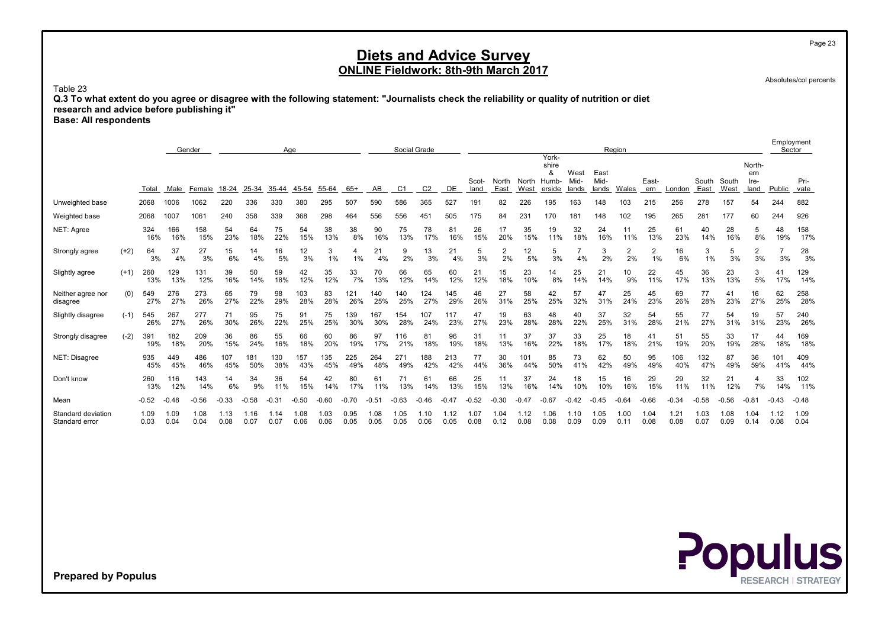# Diets and Advice Survey

## ONLINE Fieldwork: 8th-9th March 2017

Absolutes/col percents

Table 23

**Q.3 To what extent do you agree or disagree with the following statement: "Journalists check the reliability or quality of nutrition or diet research and advice before publishing it"**

**Base: All respondents**

| | | | Gender | | Age | | | | | | Social Grade | | | | Region | | | | | | | | | | | | Employment Sector | |
|---|---|---|---|---|---|---|---|---|---|---|---|---|---|---|---|---|---|---|---|---|---|---|---|---|---|---|---|---|
| | | Total | Male | Female | 18-24 | 25-34 | 35-44 | 45-54 | 55-64 | 65+ | AB | C1 | C2 | DE | Scotland | North East | North West | Yorkshire & Humberside | West Midlands | East Midlands | Wales | Eastern | London | South East | South West | Northern Ireland | Public | Private |
| Unweighted base | | 2068 | 1006 | 1062 | 220 | 336 | 330 | 380 | 295 | 507 | 590 | 586 | 365 | 527 | 191 | 82 | 226 | 195 | 163 | 148 | 103 | 215 | 256 | 278 | 157 | 54 | 244 | 882 |
| Weighted base | | 2068 | 1007 | 1061 | 240 | 358 | 339 | 368 | 298 | 464 | 556 | 556 | 451 | 505 | 175 | 84 | 231 | 170 | 181 | 148 | 102 | 195 | 265 | 281 | 177 | 60 | 244 | 926 |
| NET: Agree | | 324<br>16% | 166<br>16% | 158<br>15% | 54<br>23% | 64<br>18% | 75<br>22% | 54<br>15% | 38<br>13% | 38<br>8% | 90<br>16% | 75<br>13% | 78<br>17% | 81<br>16% | 26<br>15% | 17<br>20% | 35<br>15% | 19<br>11% | 32<br>18% | 24<br>16% | 11<br>11% | 25<br>13% | 61<br>23% | 40<br>14% | 28<br>16% | 5<br>8% | 48<br>19% | 158<br>17% |
| Strongly agree | (+2) | 64<br>3% | 37<br>4% | 27<br>3% | 15<br>6% | 14<br>4% | 16<br>5% | 12<br>3% | 3<br>1% | 4<br>1% | 21<br>4% | 9<br>2% | 13<br>3% | 21<br>4% | 5<br>3% | 2<br>2% | 12<br>5% | 5<br>3% | 7<br>4% | 3<br>2% | 2<br>2% | 2<br>1% | 16<br>6% | 3<br>1% | 5<br>3% | 2<br>3% | 7<br>3% | 28<br>3% |
| Slightly agree | (+1) | 260<br>13% | 129<br>13% | 131<br>12% | 39<br>16% | 50<br>14% | 59<br>18% | 42<br>12% | 35<br>12% | 33<br>7% | 70<br>13% | 66<br>12% | 65<br>14% | 60<br>12% | 21<br>12% | 15<br>18% | 23<br>10% | 14<br>8% | 25<br>14% | 21<br>14% | 10<br>9% | 22<br>11% | 45<br>17% | 36<br>13% | 23<br>13% | 3<br>5% | 41<br>17% | 129<br>14% |
| Neither agree nor disagree | (0) | 549<br>27% | 276<br>27% | 273<br>26% | 65<br>27% | 79<br>22% | 98<br>29% | 103<br>28% | 83<br>28% | 121<br>26% | 140<br>25% | 140<br>25% | 124<br>27% | 145<br>29% | 46<br>26% | 27<br>31% | 58<br>25% | 42<br>25% | 57<br>32% | 47<br>31% | 25<br>24% | 45<br>23% | 69<br>26% | 77<br>28% | 41<br>23% | 16<br>27% | 62<br>25% | 258<br>28% |
| Slightly disagree | (-1) | 545<br>26% | 267<br>27% | 277<br>26% | 71<br>30% | 95<br>26% | 75<br>22% | 91<br>25% | 75<br>25% | 139<br>30% | 167<br>30% | 154<br>28% | 107<br>24% | 117<br>23% | 47<br>27% | 19<br>23% | 63<br>28% | 48<br>28% | 40<br>22% | 37<br>25% | 32<br>31% | 54<br>28% | 55<br>21% | 77<br>27% | 54<br>31% | 19<br>31% | 57<br>23% | 240<br>26% |
| Strongly disagree | (-2) | 391<br>19% | 182<br>18% | 209<br>20% | 36<br>15% | 86<br>24% | 55<br>16% | 66<br>18% | 60<br>20% | 86<br>19% | 97<br>17% | 116<br>21% | 81<br>18% | 96<br>19% | 31<br>18% | 11<br>13% | 37<br>16% | 37<br>22% | 33<br>18% | 25<br>17% | 18<br>18% | 41<br>21% | 51<br>19% | 55<br>20% | 33<br>19% | 17<br>28% | 44<br>18% | 169<br>18% |
| NET: Disagree | | 935<br>45% | 449<br>45% | 486<br>46% | 107<br>45% | 181<br>50% | 130<br>38% | 157<br>43% | 135<br>45% | 225<br>49% | 264<br>48% | 271<br>49% | 188<br>42% | 213<br>42% | 77<br>44% | 30<br>36% | 101<br>44% | 85<br>50% | 73<br>41% | 62<br>42% | 50<br>49% | 95<br>49% | 106<br>40% | 132<br>47% | 87<br>49% | 36<br>59% | 101<br>41% | 409<br>44% |
| Don't know | | 260<br>13% | 116<br>12% | 143<br>14% | 14<br>6% | 34<br>9% | 36<br>11% | 54<br>15% | 42<br>14% | 80<br>17% | 61<br>11% | 71<br>13% | 61<br>14% | 66<br>13% | 25<br>15% | 11<br>13% | 37<br>16% | 24<br>14% | 18<br>10% | 15<br>10% | 16<br>16% | 29<br>15% | 29<br>11% | 32<br>11% | 21<br>12% | 4<br>7% | 33<br>14% | 102<br>11% |
| Mean | | -0.52 | -0.48 | -0.56 | -0.33 | -0.58 | -0.31 | -0.50 | -0.60 | -0.70 | -0.51 | -0.63 | -0.46 | -0.47 | -0.52 | -0.30 | -0.47 | -0.67 | -0.42 | -0.45 | -0.64 | -0.66 | -0.34 | -0.58 | -0.56 | -0.81 | -0.43 | -0.48 |
| Standard deviation | | 1.09 | 1.09 | 1.08 | 1.13 | 1.16 | 1.14 | 1.08 | 1.03 | 0.95 | 1.08 | 1.05 | 1.10 | 1.12 | 1.07 | 1.04 | 1.12 | 1.06 | 1.10 | 1.05 | 1.00 | 1.04 | 1.21 | 1.03 | 1.08 | 1.04 | 1.12 | 1.09 |
| Standard error | | 0.03 | 0.04 | 0.04 | 0.08 | 0.07 | 0.07 | 0.06 | 0.06 | 0.05 | 0.05 | 0.05 | 0.06 | 0.05 | 0.08 | 0.12 | 0.08 | 0.08 | 0.09 | 0.09 | 0.11 | 0.08 | 0.08 | 0.07 | 0.09 | 0.14 | 0.08 | 0.04 |

**Prepared by Populus**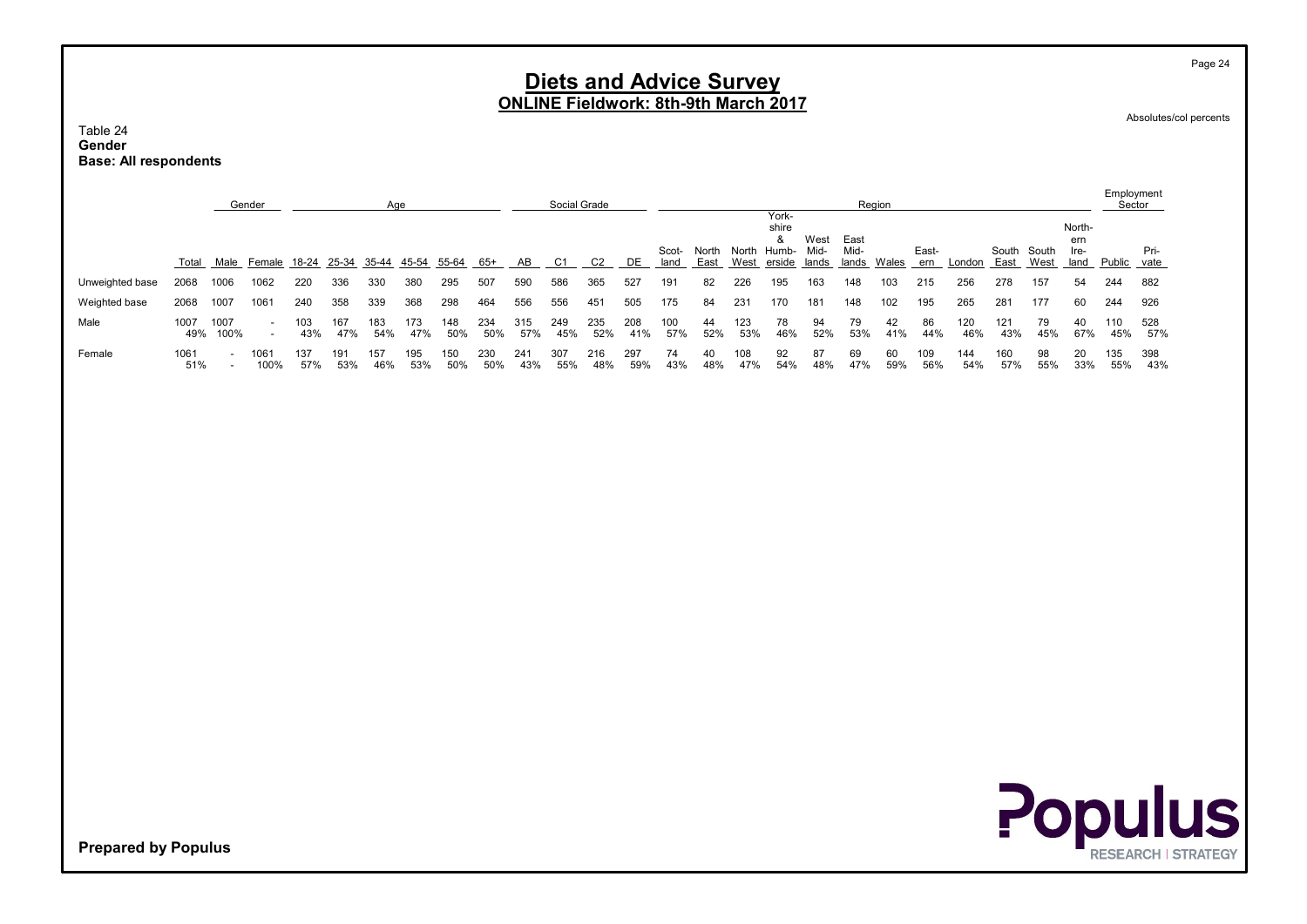# Diets and Advice Survey
## ONLINE Fieldwork: 8th-9th March 2017

Absolutes/col percents

Table 24
**Gender**
**Base: All respondents**

| | | Gender | | Age | | | | | | Social Grade | | | | Region | | | | | | | | | | | | Employment Sector | |
|---|---|---|---|---|---|---|---|---|---|---|---|---|---|---|---|---|---|---|---|---|---|---|---|---|---|---|---|
| | Total | Male | Female | 18-24 | 25-34 | 35-44 | 45-54 | 55-64 | 65+ | AB | C1 | C2 | DE | Scot-land | North East | North West | York-shire & Humb-erside | West Mid-lands | East Mid-lands | Wales | East-ern | London | South East | South West | North-ern Ire-land | Public | Pri-vate |
| Unweighted base | 2068 | 1006 | 1062 | 220 | 336 | 330 | 380 | 295 | 507 | 590 | 586 | 365 | 527 | 191 | 82 | 226 | 195 | 163 | 148 | 103 | 215 | 256 | 278 | 157 | 54 | 244 | 882 |
| Weighted base | 2068 | 1007 | 1061 | 240 | 358 | 339 | 368 | 298 | 464 | 556 | 556 | 451 | 505 | 175 | 84 | 231 | 170 | 181 | 148 | 102 | 195 | 265 | 281 | 177 | 60 | 244 | 926 |
| Male | 1007 | 1007 | - | 103 | 167 | 183 | 173 | 148 | 234 | 315 | 249 | 235 | 208 | 100 | 44 | 123 | 78 | 94 | 79 | 42 | 86 | 120 | 121 | 79 | 40 | 110 | 528 |
| | 49% | 100% | - | 43% | 47% | 54% | 47% | 50% | 50% | 57% | 45% | 52% | 41% | 57% | 52% | 53% | 46% | 52% | 53% | 41% | 44% | 46% | 43% | 45% | 67% | 45% | 57% |
| Female | 1061 | - | 1061 | 137 | 191 | 157 | 195 | 150 | 230 | 241 | 307 | 216 | 297 | 74 | 40 | 108 | 92 | 87 | 69 | 60 | 109 | 144 | 160 | 98 | 20 | 135 | 398 |
| | 51% | - | 100% | 57% | 53% | 46% | 53% | 50% | 50% | 43% | 55% | 48% | 59% | 43% | 48% | 47% | 54% | 48% | 47% | 59% | 56% | 54% | 57% | 55% | 33% | 55% | 43% |

**Prepared by Populus**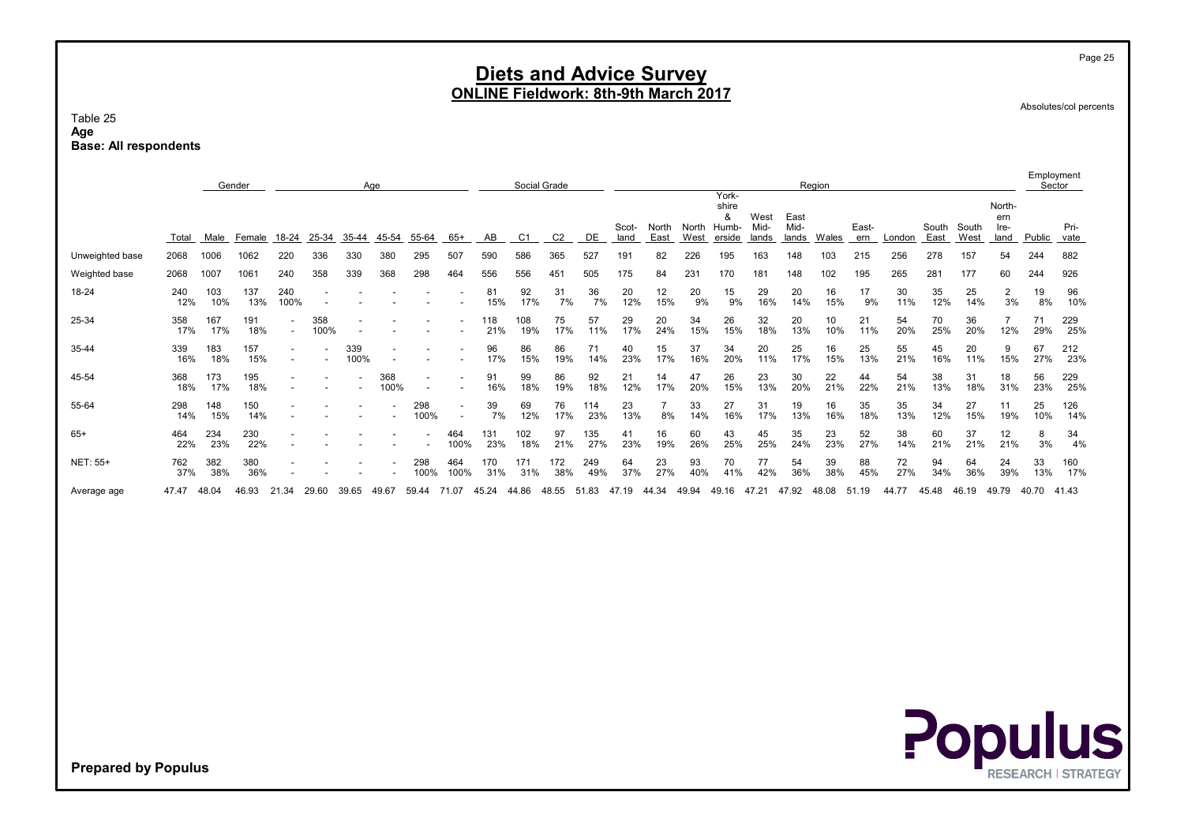# Diets and Advice Survey
## ONLINE Fieldwork: 8th-9th March 2017

Absolutes/col percents

Table 25
**Age**
**Base: All respondents**

| | | Gender | | Age | | | | | | Social Grade | | | | Region | | | | | | | | | | | | Employment Sector | |
|---|---|---|---|---|---|---|---|---|---|---|---|---|---|---|---|---|---|---|---|---|---|---|---|---|---|---|---|
| | Total | Male | Female | 18-24 | 25-34 | 35-44 | 45-54 | 55-64 | 65+ | AB | C1 | C2 | DE | Scot-land | North East | North West | York-shire & Humb-erside | West Mid-lands | East Mid-lands | Wales | East-ern | London | South East | South West | North-ern Ire-land | Public | Pri-vate |
| Unweighted base | 2068 | 1006 | 1062 | 220 | 336 | 330 | 380 | 295 | 507 | 590 | 586 | 365 | 527 | 191 | 82 | 226 | 195 | 163 | 148 | 103 | 215 | 256 | 278 | 157 | 54 | 244 | 882 |
| Weighted base | 2068 | 1007 | 1061 | 240 | 358 | 339 | 368 | 298 | 464 | 556 | 556 | 451 | 505 | 175 | 84 | 231 | 170 | 181 | 148 | 102 | 195 | 265 | 281 | 177 | 60 | 244 | 926 |
| 18-24 | 240 | 103 | 137 | 240 | - | - | - | - | - | 81 | 92 | 31 | 36 | 20 | 12 | 20 | 15 | 29 | 20 | 16 | 17 | 30 | 35 | 25 | 2 | 19 | 96 |
| | 12% | 10% | 13% | 100% | - | - | - | - | - | 15% | 17% | 7% | 7% | 12% | 15% | 9% | 9% | 16% | 14% | 15% | 9% | 11% | 12% | 14% | 3% | 8% | 10% |
| 25-34 | 358 | 167 | 191 | - | 358 | - | - | - | - | 118 | 108 | 75 | 57 | 29 | 20 | 34 | 26 | 32 | 20 | 10 | 21 | 54 | 70 | 36 | 7 | 71 | 229 |
| | 17% | 17% | 18% | - | 100% | - | - | - | - | 21% | 19% | 17% | 11% | 17% | 24% | 15% | 15% | 18% | 13% | 10% | 11% | 20% | 25% | 20% | 12% | 29% | 25% |
| 35-44 | 339 | 183 | 157 | - | - | 339 | - | - | - | 96 | 86 | 86 | 71 | 40 | 15 | 37 | 34 | 20 | 25 | 16 | 25 | 55 | 45 | 20 | 9 | 67 | 212 |
| | 16% | 18% | 15% | - | - | 100% | - | - | - | 17% | 15% | 19% | 14% | 23% | 17% | 16% | 20% | 11% | 17% | 15% | 13% | 21% | 16% | 11% | 15% | 27% | 23% |
| 45-54 | 368 | 173 | 195 | - | - | - | 368 | - | - | 91 | 99 | 86 | 92 | 21 | 14 | 47 | 26 | 23 | 30 | 22 | 44 | 54 | 38 | 31 | 18 | 56 | 229 |
| | 18% | 17% | 18% | - | - | - | 100% | - | - | 16% | 18% | 19% | 18% | 12% | 17% | 20% | 15% | 13% | 20% | 21% | 22% | 21% | 13% | 18% | 31% | 23% | 25% |
| 55-64 | 298 | 148 | 150 | - | - | - | - | 298 | - | 39 | 69 | 76 | 114 | 23 | 7 | 33 | 27 | 31 | 19 | 16 | 35 | 35 | 34 | 27 | 11 | 25 | 126 |
| | 14% | 15% | 14% | - | - | - | - | 100% | - | 7% | 12% | 17% | 23% | 13% | 8% | 14% | 16% | 17% | 13% | 16% | 18% | 13% | 12% | 15% | 19% | 10% | 14% |
| 65+ | 464 | 234 | 230 | - | - | - | - | - | 464 | 131 | 102 | 97 | 135 | 41 | 16 | 60 | 43 | 45 | 35 | 23 | 52 | 38 | 60 | 37 | 12 | 8 | 34 |
| | 22% | 23% | 22% | - | - | - | - | - | 100% | 23% | 18% | 21% | 27% | 23% | 19% | 26% | 25% | 25% | 24% | 23% | 27% | 14% | 21% | 21% | 21% | 3% | 4% |
| NET: 55+ | 762 | 382 | 380 | - | - | - | - | 298 | 464 | 170 | 171 | 172 | 249 | 64 | 23 | 93 | 70 | 77 | 54 | 39 | 88 | 72 | 94 | 64 | 24 | 33 | 160 |
| | 37% | 38% | 36% | - | - | - | - | 100% | 100% | 31% | 31% | 38% | 49% | 37% | 27% | 40% | 41% | 42% | 36% | 38% | 45% | 27% | 34% | 36% | 39% | 13% | 17% |
| Average age | 47.47 | 48.04 | 46.93 | 21.34 | 29.60 | 39.65 | 49.67 | 59.44 | 71.07 | 45.24 | 44.86 | 48.55 | 51.83 | 47.19 | 44.34 | 49.94 | 49.16 | 47.21 | 47.92 | 48.08 | 51.19 | 44.77 | 45.48 | 46.19 | 49.79 | 40.70 | 41.43 |

**Prepared by Populus**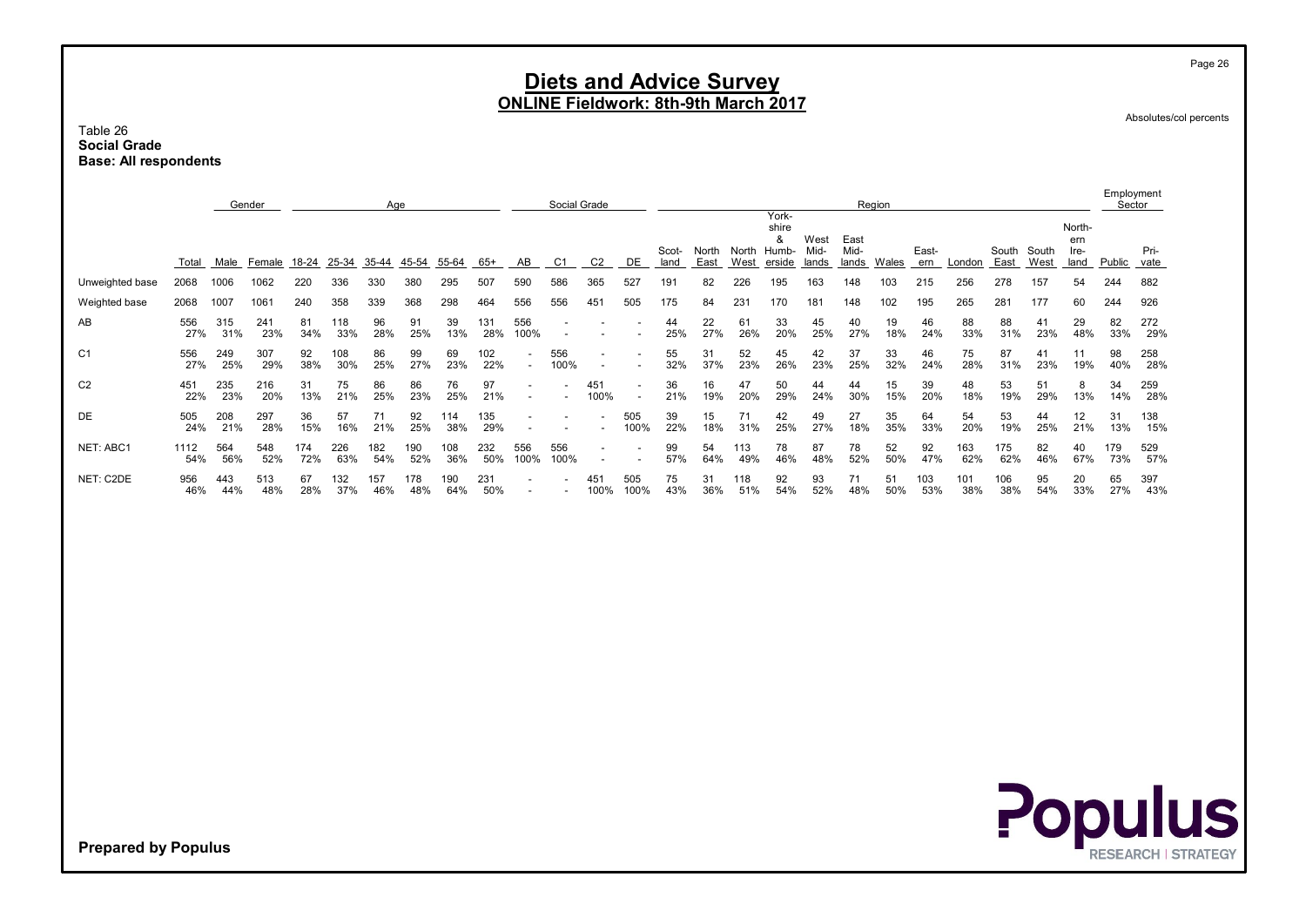# Diets and Advice Survey

## ONLINE Fieldwork: 8th-9th March 2017

Absolutes/col percents

Table 26
**Social Grade**
**Base: All respondents**

| | Total | Gender | | Age | | | | | | Social Grade | | | | Region | | | | | | | | | | | | Employment Sector | |
|---|---|---|---|---|---|---|---|---|---|---|---|---|---|---|---|---|---|---|---|---|---|---|---|---|---|---|---|
| | | Male | Female | 18-24 | 25-34 | 35-44 | 45-54 | 55-64 | 65+ | AB | C1 | C2 | DE | Scotland | North East | North West | Yorkshire & Humberside | West Midlands | East Midlands | Wales | Eastern | London | South East | South West | Northern Ireland | Public | Private |
| Unweighted base | 2068 | 1006 | 1062 | 220 | 336 | 330 | 380 | 295 | 507 | 590 | 586 | 365 | 527 | 191 | 82 | 226 | 195 | 163 | 148 | 103 | 215 | 256 | 278 | 157 | 54 | 244 | 882 |
| Weighted base | 2068 | 1007 | 1061 | 240 | 358 | 339 | 368 | 298 | 464 | 556 | 556 | 451 | 505 | 175 | 84 | 231 | 170 | 181 | 148 | 102 | 195 | 265 | 281 | 177 | 60 | 244 | 926 |
| AB | 556 | 315 | 241 | 81 | 118 | 96 | 91 | 39 | 131 | 556 | - | - | - | 44 | 22 | 61 | 33 | 45 | 40 | 19 | 46 | 88 | 88 | 41 | 29 | 82 | 272 |
| | 27% | 31% | 23% | 34% | 33% | 28% | 25% | 13% | 28% | 100% | - | - | - | 25% | 27% | 26% | 20% | 25% | 27% | 18% | 24% | 33% | 31% | 23% | 48% | 33% | 29% |
| C1 | 556 | 249 | 307 | 92 | 108 | 86 | 99 | 69 | 102 | - | 556 | - | - | 55 | 31 | 52 | 45 | 42 | 37 | 33 | 46 | 75 | 87 | 41 | 11 | 98 | 258 |
| | 27% | 25% | 29% | 38% | 30% | 25% | 27% | 23% | 22% | - | 100% | - | - | 32% | 37% | 23% | 26% | 23% | 25% | 32% | 24% | 28% | 31% | 23% | 19% | 40% | 28% |
| C2 | 451 | 235 | 216 | 31 | 75 | 86 | 86 | 76 | 97 | - | - | 451 | - | 36 | 16 | 47 | 50 | 44 | 44 | 15 | 39 | 48 | 53 | 51 | 8 | 34 | 259 |
| | 22% | 23% | 20% | 13% | 21% | 25% | 23% | 25% | 21% | - | - | 100% | - | 21% | 19% | 20% | 29% | 24% | 30% | 15% | 20% | 18% | 19% | 29% | 13% | 14% | 28% |
| DE | 505 | 208 | 297 | 36 | 57 | 71 | 92 | 114 | 135 | - | - | - | 505 | 39 | 15 | 71 | 42 | 49 | 27 | 35 | 64 | 54 | 53 | 44 | 12 | 31 | 138 |
| | 24% | 21% | 28% | 15% | 16% | 21% | 25% | 38% | 29% | - | - | - | 100% | 22% | 18% | 31% | 25% | 27% | 18% | 35% | 33% | 20% | 19% | 25% | 21% | 13% | 15% |
| NET: ABC1 | 1112 | 564 | 548 | 174 | 226 | 182 | 190 | 108 | 232 | 556 | 556 | - | - | 99 | 54 | 113 | 78 | 87 | 78 | 52 | 92 | 163 | 175 | 82 | 40 | 179 | 529 |
| | 54% | 56% | 52% | 72% | 63% | 54% | 52% | 36% | 50% | 100% | 100% | - | - | 57% | 64% | 49% | 46% | 48% | 52% | 50% | 47% | 62% | 62% | 46% | 67% | 73% | 57% |
| NET: C2DE | 956 | 443 | 513 | 67 | 132 | 157 | 178 | 190 | 231 | - | - | 451 | 505 | 75 | 31 | 118 | 92 | 93 | 71 | 51 | 103 | 101 | 106 | 95 | 20 | 65 | 397 |
| | 46% | 44% | 48% | 28% | 37% | 46% | 48% | 64% | 50% | - | - | 100% | 100% | 43% | 36% | 51% | 54% | 52% | 48% | 50% | 53% | 38% | 38% | 54% | 33% | 27% | 43% |

**Prepared by Populus**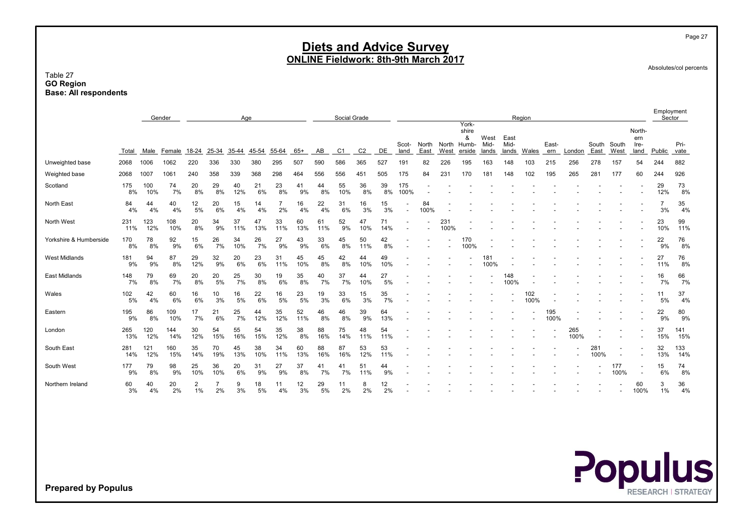# Diets and Advice Survey
## ONLINE Fieldwork: 8th-9th March 2017

Absolutes/col percents

Table 27
**GO Region**
**Base: All respondents**

| | | Gender | | Age | | | | | | Social Grade | | | | Region | | | | | | | | | | | | | Employment Sector | |
|---|---|---|---|---|---|---|---|---|---|---|---|---|---|---|---|---|---|---|---|---|---|---|---|---|---|---|---|---|
| | Total | Male | Female | 18-24 | 25-34 | 35-44 | 45-54 | 55-64 | 65+ | AB | C1 | C2 | DE | Scot-land | North East | North West | York-shire & Humb-erside | West Mid-lands | East Mid-lands | Wales | East-ern | London | South East | South West | North-ern Ire-land | Public | Pri-vate |
| Unweighted base | 2068 | 1006 | 1062 | 220 | 336 | 330 | 380 | 295 | 507 | 590 | 586 | 365 | 527 | 191 | 82 | 226 | 195 | 163 | 148 | 103 | 215 | 256 | 278 | 157 | 54 | 244 | 882 |
| Weighted base | 2068 | 1007 | 1061 | 240 | 358 | 339 | 368 | 298 | 464 | 556 | 556 | 451 | 505 | 175 | 84 | 231 | 170 | 181 | 148 | 102 | 195 | 265 | 281 | 177 | 60 | 244 | 926 |
| Scotland | 175<br>8% | 100<br>10% | 74<br>7% | 20<br>8% | 29<br>8% | 40<br>12% | 21<br>6% | 23<br>8% | 41<br>9% | 44<br>8% | 55<br>10% | 36<br>8% | 39<br>8% | 175<br>100% | - | - | - | - | - | - | - | - | - | - | - | 29<br>12% | 73<br>8% |
| North East | 84<br>4% | 44<br>4% | 40<br>4% | 12<br>5% | 20<br>6% | 15<br>4% | 14<br>4% | 7<br>2% | 16<br>4% | 22<br>4% | 31<br>6% | 16<br>3% | 15<br>3% | - | 84<br>100% | - | - | - | - | - | - | - | - | - | - | 7<br>3% | 35<br>4% |
| North West | 231<br>11% | 123<br>12% | 108<br>10% | 20<br>8% | 34<br>9% | 37<br>11% | 47<br>13% | 33<br>11% | 60<br>13% | 61<br>11% | 52<br>9% | 47<br>10% | 71<br>14% | - | - | 231<br>100% | - | - | - | - | - | - | - | - | - | 23<br>10% | 99<br>11% |
| Yorkshire & Humberside | 170<br>8% | 78<br>8% | 92<br>9% | 15<br>6% | 26<br>7% | 34<br>10% | 26<br>7% | 27<br>9% | 43<br>9% | 33<br>6% | 45<br>8% | 50<br>11% | 42<br>8% | - | - | - | 170<br>100% | - | - | - | - | - | - | - | - | 22<br>9% | 76<br>8% |
| West Midlands | 181<br>9% | 94<br>9% | 87<br>8% | 29<br>12% | 32<br>9% | 20<br>6% | 23<br>6% | 31<br>11% | 45<br>10% | 45<br>8% | 42<br>8% | 44<br>10% | 49<br>10% | - | - | - | - | 181<br>100% | - | - | - | - | - | - | - | 27<br>11% | 76<br>8% |
| East Midlands | 148<br>7% | 79<br>8% | 69<br>7% | 20<br>8% | 20<br>5% | 25<br>7% | 30<br>8% | 19<br>6% | 35<br>8% | 40<br>7% | 37<br>7% | 44<br>10% | 27<br>5% | - | - | - | - | - | 148<br>100% | - | - | - | - | - | - | 16<br>7% | 66<br>7% |
| Wales | 102<br>5% | 42<br>4% | 60<br>6% | 16<br>6% | 10<br>3% | 16<br>5% | 22<br>6% | 16<br>5% | 23<br>5% | 19<br>3% | 33<br>6% | 15<br>3% | 35<br>7% | - | - | - | - | - | - | 102<br>100% | - | - | - | - | - | 11<br>5% | 37<br>4% |
| Eastern | 195<br>9% | 86<br>8% | 109<br>10% | 17<br>7% | 21<br>6% | 25<br>7% | 44<br>12% | 35<br>12% | 52<br>11% | 46<br>8% | 46<br>8% | 39<br>9% | 64<br>13% | - | - | - | - | - | - | - | 195<br>100% | - | - | - | - | 22<br>9% | 80<br>9% |
| London | 265<br>13% | 120<br>12% | 144<br>14% | 30<br>12% | 54<br>15% | 55<br>16% | 54<br>15% | 35<br>12% | 38<br>8% | 88<br>16% | 75<br>14% | 48<br>11% | 54<br>11% | - | - | - | - | - | - | - | - | 265<br>100% | - | - | - | 37<br>15% | 141<br>15% |
| South East | 281<br>14% | 121<br>12% | 160<br>15% | 35<br>14% | 70<br>19% | 45<br>13% | 38<br>10% | 34<br>11% | 60<br>13% | 88<br>16% | 87<br>16% | 53<br>12% | 53<br>11% | - | - | - | - | - | - | - | - | - | 281<br>100% | - | - | 32<br>13% | 133<br>14% |
| South West | 177<br>9% | 79<br>8% | 98<br>9% | 25<br>10% | 36<br>10% | 20<br>6% | 31<br>9% | 27<br>9% | 37<br>8% | 41<br>7% | 41<br>7% | 51<br>11% | 44<br>9% | - | - | - | - | - | - | - | - | - | - | 177<br>100% | - | 15<br>6% | 74<br>8% |
| Northern Ireland | 60<br>3% | 40<br>4% | 20<br>2% | 2<br>1% | 7<br>2% | 9<br>3% | 18<br>5% | 11<br>4% | 12<br>3% | 29<br>5% | 11<br>2% | 8<br>2% | 12<br>2% | - | - | - | - | - | - | - | - | - | - | - | 60<br>100% | 3<br>1% | 36<br>4% |

**Prepared by Populus**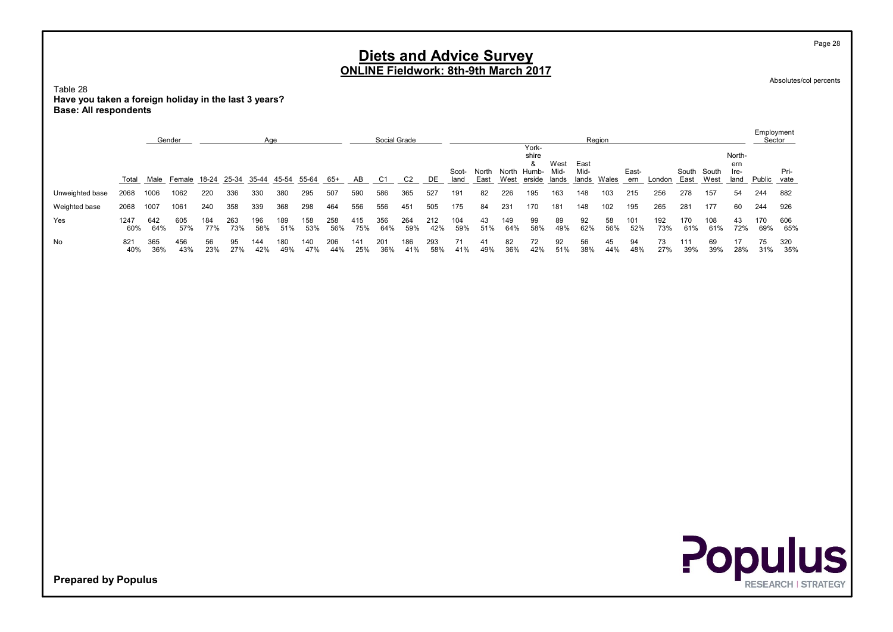# Diets and Advice Survey

## ONLINE Fieldwork: 8th-9th March 2017

Absolutes/col percents

Table 28
**Have you taken a foreign holiday in the last 3 years?**
**Base: All respondents**

| | | Gender | | Age | | | | | | Social Grade | | | | Region | | | | | | | | | | | | Employment Sector | |
|---|---|---|---|---|---|---|---|---|---|---|---|---|---|---|---|---|---|---|---|---|---|---|---|---|---|---|---|
| | Total | Male | Female | 18-24 | 25-34 | 35-44 | 45-54 | 55-64 | 65+ | AB | C1 | C2 | DE | Scotland | North East | North West | Yorkshire & Humberside | West Midlands | East Midlands | Wales | Eastern | London | South East | South West | Northern Ireland | Public | Private |
| Unweighted base | 2068 | 1006 | 1062 | 220 | 336 | 330 | 380 | 295 | 507 | 590 | 586 | 365 | 527 | 191 | 82 | 226 | 195 | 163 | 148 | 103 | 215 | 256 | 278 | 157 | 54 | 244 | 882 |
| Weighted base | 2068 | 1007 | 1061 | 240 | 358 | 339 | 368 | 298 | 464 | 556 | 556 | 451 | 505 | 175 | 84 | 231 | 170 | 181 | 148 | 102 | 195 | 265 | 281 | 177 | 60 | 244 | 926 |
| Yes | 1247 60% | 642 64% | 605 57% | 184 77% | 263 73% | 196 58% | 189 51% | 158 53% | 258 56% | 415 75% | 356 64% | 264 59% | 212 42% | 104 59% | 43 51% | 149 64% | 99 58% | 89 49% | 92 62% | 58 56% | 101 52% | 192 73% | 170 61% | 108 61% | 43 72% | 170 69% | 606 65% |
| No | 821 40% | 365 36% | 456 43% | 56 23% | 95 27% | 144 42% | 180 49% | 140 47% | 206 44% | 141 25% | 201 36% | 186 41% | 293 58% | 71 41% | 41 49% | 82 36% | 72 42% | 92 51% | 56 38% | 45 44% | 94 48% | 73 27% | 111 39% | 69 39% | 17 28% | 75 31% | 320 35% |

**Prepared by Populus**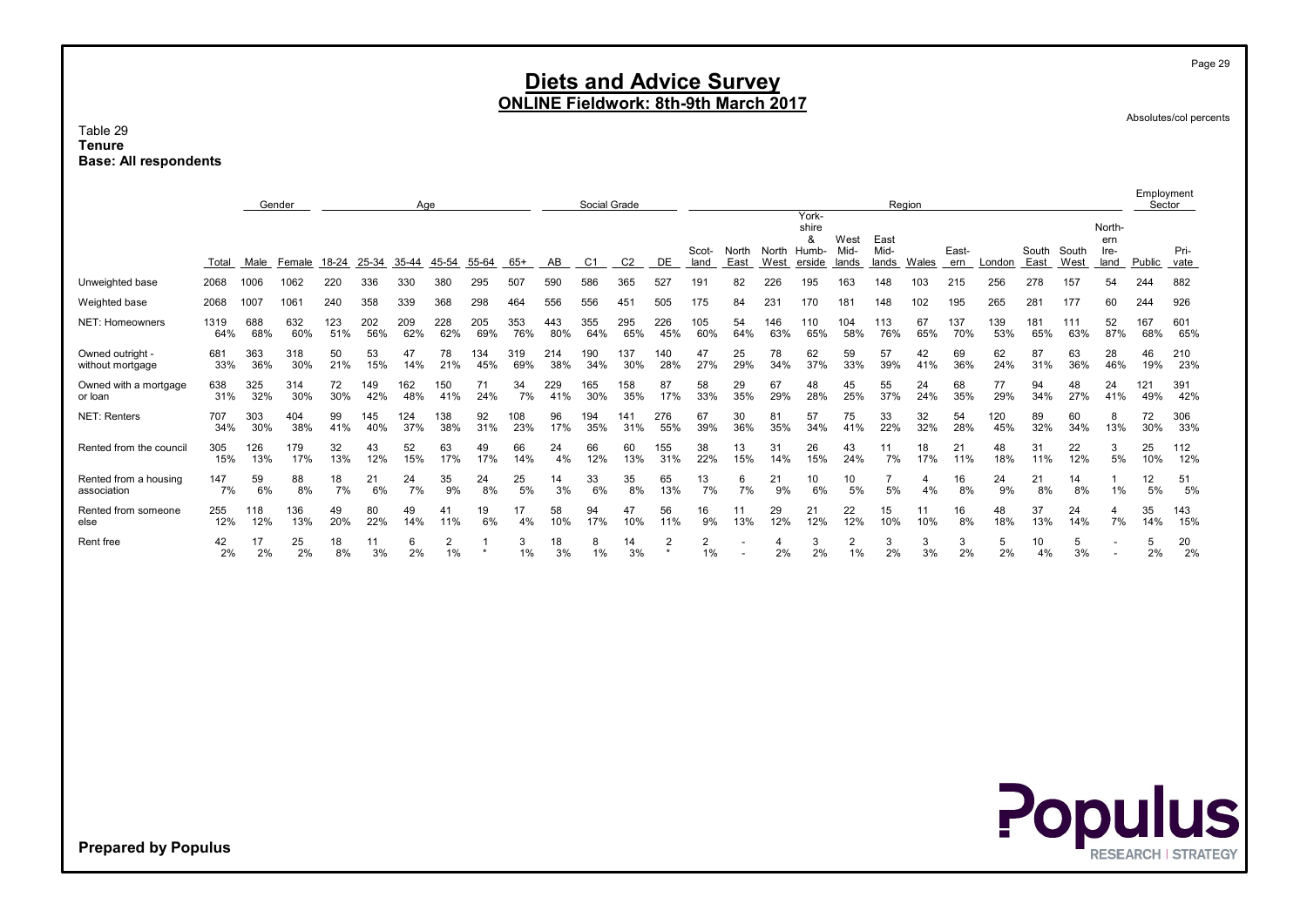# Diets and Advice Survey
## ONLINE Fieldwork: 8th-9th March 2017

Absolutes/col percents

Table 29
**Tenure**
**Base: All respondents**

| | Total | Gender | | Age | | | | | | Social Grade | | | | Region | | | | | | | | | | | | Employment Sector | |
|---|---|---|---|---|---|---|---|---|---|---|---|---|---|---|---|---|---|---|---|---|---|---|---|---|---|---|---|
| | | Male | Female | 18-24 | 25-34 | 35-44 | 45-54 | 55-64 | 65+ | AB | C1 | C2 | DE | Scot-land | North East | North West | York-shire & Humb-erside | West Mid-lands | East Mid-lands | Wales | East-ern | London | South East | South West | North-ern Ire-land | Public | Pri-vate |
| Unweighted base | 2068 | 1006 | 1062 | 220 | 336 | 330 | 380 | 295 | 507 | 590 | 586 | 365 | 527 | 191 | 82 | 226 | 195 | 163 | 148 | 103 | 215 | 256 | 278 | 157 | 54 | 244 | 882 |
| Weighted base | 2068 | 1007 | 1061 | 240 | 358 | 339 | 368 | 298 | 464 | 556 | 556 | 451 | 505 | 175 | 84 | 231 | 170 | 181 | 148 | 102 | 195 | 265 | 281 | 177 | 60 | 244 | 926 |
| NET: Homeowners | 1319<br>64% | 688<br>68% | 632<br>60% | 123<br>51% | 202<br>56% | 209<br>62% | 228<br>62% | 205<br>69% | 353<br>76% | 443<br>80% | 355<br>64% | 295<br>65% | 226<br>45% | 105<br>60% | 54<br>64% | 146<br>63% | 110<br>65% | 104<br>58% | 113<br>76% | 67<br>65% | 137<br>70% | 139<br>53% | 181<br>65% | 111<br>63% | 52<br>87% | 167<br>68% | 601<br>65% |
| Owned outright - without mortgage | 681<br>33% | 363<br>36% | 318<br>30% | 50<br>21% | 53<br>15% | 47<br>14% | 78<br>21% | 134<br>45% | 319<br>69% | 214<br>38% | 190<br>34% | 137<br>30% | 140<br>28% | 47<br>27% | 25<br>29% | 78<br>34% | 62<br>37% | 59<br>33% | 57<br>39% | 42<br>41% | 69<br>36% | 62<br>24% | 87<br>31% | 63<br>36% | 28<br>46% | 46<br>19% | 210<br>23% |
| Owned with a mortgage or loan | 638<br>31% | 325<br>32% | 314<br>30% | 72<br>30% | 149<br>42% | 162<br>48% | 150<br>41% | 71<br>24% | 34<br>7% | 229<br>41% | 165<br>30% | 158<br>35% | 87<br>17% | 58<br>33% | 29<br>35% | 67<br>29% | 48<br>28% | 45<br>25% | 55<br>37% | 24<br>24% | 68<br>35% | 77<br>29% | 94<br>34% | 48<br>27% | 24<br>41% | 121<br>49% | 391<br>42% |
| NET: Renters | 707<br>34% | 303<br>30% | 404<br>38% | 99<br>41% | 145<br>40% | 124<br>37% | 138<br>38% | 92<br>31% | 108<br>23% | 96<br>17% | 194<br>35% | 141<br>31% | 276<br>55% | 67<br>39% | 30<br>36% | 81<br>35% | 57<br>34% | 75<br>41% | 33<br>22% | 32<br>32% | 54<br>28% | 120<br>45% | 89<br>32% | 60<br>34% | 8<br>13% | 72<br>30% | 306<br>33% |
| Rented from the council | 305<br>15% | 126<br>13% | 179<br>17% | 32<br>13% | 43<br>12% | 52<br>15% | 63<br>17% | 49<br>17% | 66<br>14% | 24<br>4% | 66<br>12% | 60<br>13% | 155<br>31% | 38<br>22% | 13<br>15% | 31<br>14% | 26<br>15% | 43<br>24% | 11<br>7% | 18<br>17% | 21<br>11% | 48<br>18% | 31<br>11% | 22<br>12% | 3<br>5% | 25<br>10% | 112<br>12% |
| Rented from a housing association | 147<br>7% | 59<br>6% | 88<br>8% | 18<br>7% | 21<br>6% | 24<br>7% | 35<br>9% | 24<br>8% | 25<br>5% | 14<br>3% | 33<br>6% | 35<br>8% | 65<br>13% | 13<br>7% | 6<br>7% | 21<br>9% | 10<br>6% | 10<br>5% | 7<br>5% | 4<br>4% | 16<br>8% | 24<br>9% | 21<br>8% | 14<br>8% | 1<br>1% | 12<br>5% | 51<br>5% |
| Rented from someone else | 255<br>12% | 118<br>12% | 136<br>13% | 49<br>20% | 80<br>22% | 49<br>14% | 41<br>11% | 19<br>6% | 17<br>4% | 58<br>10% | 94<br>17% | 47<br>10% | 56<br>11% | 16<br>9% | 11<br>13% | 29<br>12% | 21<br>12% | 22<br>12% | 15<br>10% | 11<br>10% | 16<br>8% | 48<br>18% | 37<br>13% | 24<br>14% | 4<br>7% | 35<br>14% | 143<br>15% |
| Rent free | 42<br>2% | 17<br>2% | 25<br>2% | 18<br>8% | 11<br>3% | 6<br>2% | 2<br>1% | 1<br>* | 3<br>1% | 18<br>3% | 8<br>1% | 14<br>3% | 2<br>* | 2<br>1% | -<br>- | 4<br>2% | 3<br>2% | 2<br>1% | 3<br>2% | 3<br>3% | 3<br>2% | 5<br>2% | 10<br>4% | 5<br>3% | -<br>- | 5<br>2% | 20<br>2% |

**Prepared by Populus**

Populus RESEARCH | STRATEGY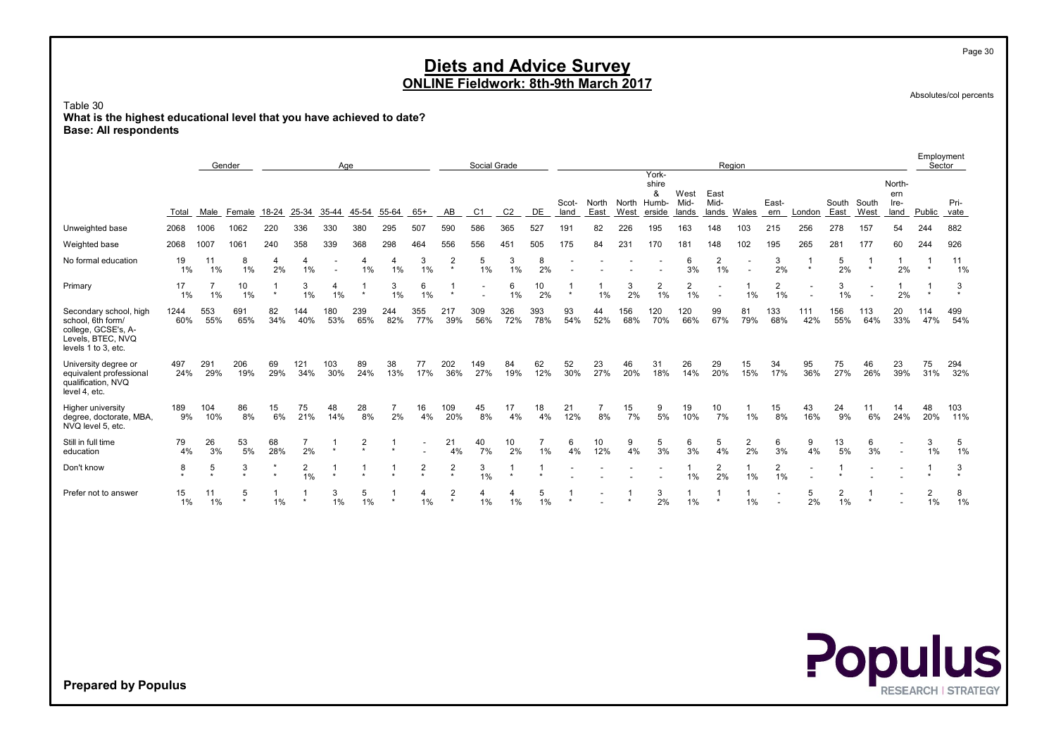# Diets and Advice Survey

## ONLINE Fieldwork: 8th-9th March 2017

Absolutes/col percents

Table 30
**What is the highest educational level that you have achieved to date?**
**Base: All respondents**

| | | Gender | | Age | | | | | | Social Grade | | | | Region | | | | | | | | | | | | Employment Sector | |
|---|---|---|---|---|---|---|---|---|---|---|---|---|---|---|---|---|---|---|---|---|---|---|---|---|---|---|---|
| | Total | Male | Female | 18-24 | 25-34 | 35-44 | 45-54 | 55-64 | 65+ | AB | C1 | C2 | DE | Scotland | North East | North West | York-shire & Humb-erside | West Mid-lands | East Mid-lands | Wales | East-ern | London | South East | South West | North-ern Ire-land | Public | Pri-vate |
| Unweighted base | 2068 | 1006 | 1062 | 220 | 336 | 330 | 380 | 295 | 507 | 590 | 586 | 365 | 527 | 191 | 82 | 226 | 195 | 163 | 148 | 103 | 215 | 256 | 278 | 157 | 54 | 244 | 882 |
| Weighted base | 2068 | 1007 | 1061 | 240 | 358 | 339 | 368 | 298 | 464 | 556 | 556 | 451 | 505 | 175 | 84 | 231 | 170 | 181 | 148 | 102 | 195 | 265 | 281 | 177 | 60 | 244 | 926 |
| No formal education | 19 | 11 | 8 | 4 | 4 | - | 4 | 4 | 3 | 2 | 5 | 3 | 8 | - | - | - | - | 6 | 2 | - | 3 | 1 | 5 | 1 | 1 | 1 | 11 |
| | 1% | 1% | 1% | 2% | 1% | - | 1% | 1% | 1% | * | 1% | 1% | 2% | - | - | - | - | 3% | 1% | - | 2% | * | 2% | * | 2% | * | 1% |
| Primary | 17 | 7 | 10 | 1 | 3 | 4 | 1 | 3 | 6 | 1 | - | 6 | 10 | 1 | 1 | 3 | 2 | 2 | - | 1 | 2 | - | 3 | - | 1 | 1 | 3 |
| | 1% | 1% | 1% | * | 1% | 1% | * | 1% | 1% | * | - | 1% | 2% | * | 1% | 2% | 1% | 1% | - | 1% | 1% | - | 1% | - | 2% | * | * |
| Secondary school, high school, 6th form/ college, GCSE's, A-Levels, BTEC, NVQ levels 1 to 3, etc. | 1244 | 553 | 691 | 82 | 144 | 180 | 239 | 244 | 355 | 217 | 309 | 326 | 393 | 93 | 44 | 156 | 120 | 120 | 99 | 81 | 133 | 111 | 156 | 113 | 20 | 114 | 499 |
| | 60% | 55% | 65% | 34% | 40% | 53% | 65% | 82% | 77% | 39% | 56% | 72% | 78% | 54% | 52% | 68% | 70% | 66% | 67% | 79% | 68% | 42% | 55% | 64% | 33% | 47% | 54% |
| University degree or equivalent professional qualification, NVQ level 4, etc. | 497 | 291 | 206 | 69 | 121 | 103 | 89 | 38 | 77 | 202 | 149 | 84 | 62 | 52 | 23 | 46 | 31 | 26 | 29 | 15 | 34 | 95 | 75 | 46 | 23 | 75 | 294 |
| | 24% | 29% | 19% | 29% | 34% | 30% | 24% | 13% | 17% | 36% | 27% | 19% | 12% | 30% | 27% | 20% | 18% | 14% | 20% | 15% | 17% | 36% | 27% | 26% | 39% | 31% | 32% |
| Higher university degree, doctorate, MBA, NVQ level 5, etc. | 189 | 104 | 86 | 15 | 75 | 48 | 28 | 7 | 16 | 109 | 45 | 17 | 18 | 21 | 7 | 15 | 9 | 19 | 10 | 1 | 15 | 43 | 24 | 11 | 14 | 48 | 103 |
| | 9% | 10% | 8% | 6% | 21% | 14% | 8% | 2% | 4% | 20% | 8% | 4% | 4% | 12% | 8% | 7% | 5% | 10% | 7% | 1% | 8% | 16% | 9% | 6% | 24% | 20% | 11% |
| Still in full time education | 79 | 26 | 53 | 68 | 7 | 1 | 2 | 1 | - | 21 | 40 | 10 | 7 | 6 | 10 | 9 | 5 | 6 | 5 | 2 | 6 | 9 | 13 | 6 | - | 3 | 5 |
| | 4% | 3% | 5% | 28% | 2% | * | * | * | - | 4% | 7% | 2% | 1% | 4% | 12% | 4% | 3% | 3% | 4% | 2% | 3% | 4% | 5% | 3% | - | 1% | 1% |
| Don't know | 8 | 5 | 3 | * | 2 | 1 | 1 | 1 | 2 | 2 | 3 | 1 | 1 | - | - | - | - | 1 | 2 | 1 | 2 | - | 1 | - | - | 1 | 3 |
| | * | * | * | * | 1% | * | * | * | * | * | 1% | * | * | - | - | - | - | 1% | 2% | 1% | 1% | - | * | - | - | * | * |
| Prefer not to answer | 15 | 11 | 5 | 1 | 1 | 3 | 5 | 1 | 4 | 2 | 4 | 4 | 5 | 1 | - | 1 | 3 | 1 | 1 | 1 | - | 5 | 2 | 1 | - | 2 | 8 |
| | 1% | 1% | * | 1% | * | 1% | 1% | * | 1% | * | 1% | 1% | 1% | * | - | * | 2% | 1% | * | 1% | - | 2% | 1% | * | - | 1% | 1% |

**Prepared by Populus**

Populus RESEARCH | STRATEGY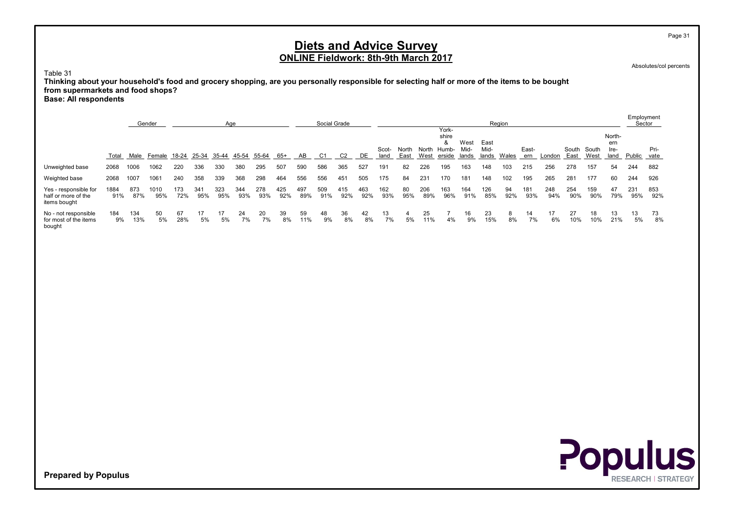# Diets and Advice Survey

## ONLINE Fieldwork: 8th-9th March 2017

Absolutes/col percents

Table 31

**Thinking about your household's food and grocery shopping, are you personally responsible for selecting half or more of the items to be bought from supermarkets and food shops?**

**Base: All respondents**

| | | Gender | | Age | | | | | | Social Grade | | | | Region | | | | | | | | | | | | Employment Sector | |
|---|---|---|---|---|---|---|---|---|---|---|---|---|---|---|---|---|---|---|---|---|---|---|---|---|---|---|---|
| | Total | Male | Female | 18-24 | 25-34 | 35-44 | 45-54 | 55-64 | 65+ | AB | C1 | C2 | DE | Scotland | North East | North West | Yorkshire & Humberside | West Midlands | East Midlands | Wales | Eastern | London | South East | South West | Northern Ireland | Public | Private |
| Unweighted base | 2068 | 1006 | 1062 | 220 | 336 | 330 | 380 | 295 | 507 | 590 | 586 | 365 | 527 | 191 | 82 | 226 | 195 | 163 | 148 | 103 | 215 | 256 | 278 | 157 | 54 | 244 | 882 |
| Weighted base | 2068 | 1007 | 1061 | 240 | 358 | 339 | 368 | 298 | 464 | 556 | 556 | 451 | 505 | 175 | 84 | 231 | 170 | 181 | 148 | 102 | 195 | 265 | 281 | 177 | 60 | 244 | 926 |
| Yes - responsible for half or more of the items bought | 1884 | 873 | 1010 | 173 | 341 | 323 | 344 | 278 | 425 | 497 | 509 | 415 | 463 | 162 | 80 | 206 | 163 | 164 | 126 | 94 | 181 | 248 | 254 | 159 | 47 | 231 | 853 |
| | 91% | 87% | 95% | 72% | 95% | 95% | 93% | 93% | 92% | 89% | 91% | 92% | 92% | 93% | 95% | 89% | 96% | 91% | 85% | 92% | 93% | 94% | 90% | 90% | 79% | 95% | 92% |
| No - not responsible for most of the items bought | 184 | 134 | 50 | 67 | 17 | 17 | 24 | 20 | 39 | 59 | 48 | 36 | 42 | 13 | 4 | 25 | 7 | 16 | 23 | 8 | 14 | 17 | 27 | 18 | 13 | 13 | 73 |
| | 9% | 13% | 5% | 28% | 5% | 5% | 7% | 7% | 8% | 11% | 9% | 8% | 8% | 7% | 5% | 11% | 4% | 9% | 15% | 8% | 7% | 6% | 10% | 10% | 21% | 5% | 8% |

Prepared by Populus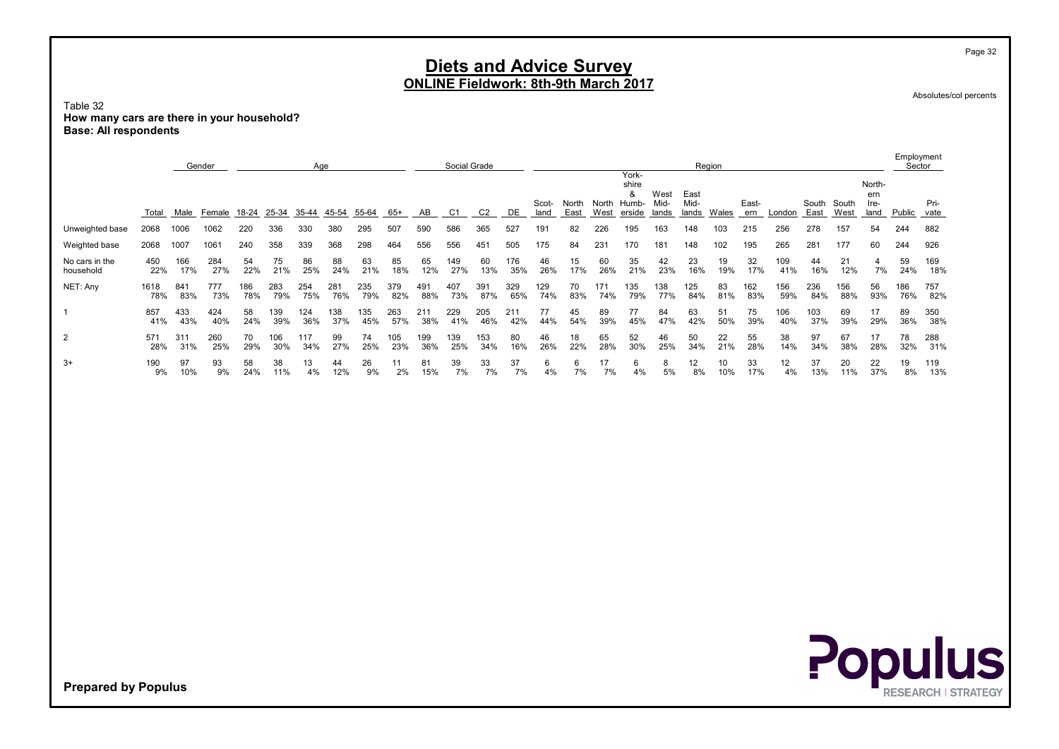# Diets and Advice Survey
## ONLINE Fieldwork: 8th-9th March 2017

Absolutes/col percents

Table 32
**How many cars are there in your household?**
**Base: All respondents**

| | Total | Gender: Male | Gender: Female | Age: 18-24 | Age: 25-34 | Age: 35-44 | Age: 45-54 | Age: 55-64 | Age: 65+ | Social Grade: AB | Social Grade: C1 | Social Grade: C2 | Social Grade: DE | Region: Scotland | Region: North East | Region: North West | Region: Yorkshire & Humberside | Region: West Midlands | Region: East Midlands | Region: Wales | Region: Eastern | Region: London | Region: South East | Region: South West | Region: Northern Ireland | Employment Sector: Public | Employment Sector: Private |
|---|---|---|---|---|---|---|---|---|---|---|---|---|---|---|---|---|---|---|---|---|---|---|---|---|---|---|---|
| Unweighted base | 2068 | 1006 | 1062 | 220 | 336 | 330 | 380 | 295 | 507 | 590 | 586 | 365 | 527 | 191 | 82 | 226 | 195 | 163 | 148 | 103 | 215 | 256 | 278 | 157 | 54 | 244 | 882 |
| Weighted base | 2068 | 1007 | 1061 | 240 | 358 | 339 | 368 | 298 | 464 | 556 | 556 | 451 | 505 | 175 | 84 | 231 | 170 | 181 | 148 | 102 | 195 | 265 | 281 | 177 | 60 | 244 | 926 |
| No cars in the household | 450 | 166 | 284 | 54 | 75 | 86 | 88 | 63 | 85 | 65 | 149 | 60 | 176 | 46 | 15 | 60 | 35 | 42 | 23 | 19 | 32 | 109 | 44 | 21 | 4 | 59 | 169 |
| | 22% | 17% | 27% | 22% | 21% | 25% | 24% | 21% | 18% | 12% | 27% | 13% | 35% | 26% | 17% | 26% | 21% | 23% | 16% | 19% | 17% | 41% | 16% | 12% | 7% | 24% | 18% |
| NET: Any | 1618 | 841 | 777 | 186 | 283 | 254 | 281 | 235 | 379 | 491 | 407 | 391 | 329 | 129 | 70 | 171 | 135 | 138 | 125 | 83 | 162 | 156 | 236 | 156 | 56 | 186 | 757 |
| | 78% | 83% | 73% | 78% | 79% | 75% | 76% | 79% | 82% | 88% | 73% | 87% | 65% | 74% | 83% | 74% | 79% | 77% | 84% | 81% | 83% | 59% | 84% | 88% | 93% | 76% | 82% |
| 1 | 857 | 433 | 424 | 58 | 139 | 124 | 138 | 135 | 263 | 211 | 229 | 205 | 211 | 77 | 45 | 89 | 77 | 84 | 63 | 51 | 75 | 106 | 103 | 69 | 17 | 89 | 350 |
| | 41% | 43% | 40% | 24% | 39% | 36% | 37% | 45% | 57% | 38% | 41% | 46% | 42% | 44% | 54% | 39% | 45% | 47% | 42% | 50% | 39% | 40% | 37% | 39% | 29% | 36% | 38% |
| 2 | 571 | 311 | 260 | 70 | 106 | 117 | 99 | 74 | 105 | 199 | 139 | 153 | 80 | 46 | 18 | 65 | 52 | 46 | 50 | 22 | 55 | 38 | 97 | 67 | 17 | 78 | 288 |
| | 28% | 31% | 25% | 29% | 30% | 34% | 27% | 25% | 23% | 36% | 25% | 34% | 16% | 26% | 22% | 28% | 30% | 25% | 34% | 21% | 28% | 14% | 34% | 38% | 28% | 32% | 31% |
| 3+ | 190 | 97 | 93 | 58 | 38 | 13 | 44 | 26 | 11 | 81 | 39 | 33 | 37 | 6 | 6 | 17 | 6 | 8 | 12 | 10 | 33 | 12 | 37 | 20 | 22 | 19 | 119 |
| | 9% | 10% | 9% | 24% | 11% | 4% | 12% | 9% | 2% | 15% | 7% | 7% | 7% | 4% | 7% | 7% | 4% | 5% | 8% | 10% | 17% | 4% | 13% | 11% | 37% | 8% | 13% |

Prepared by Populus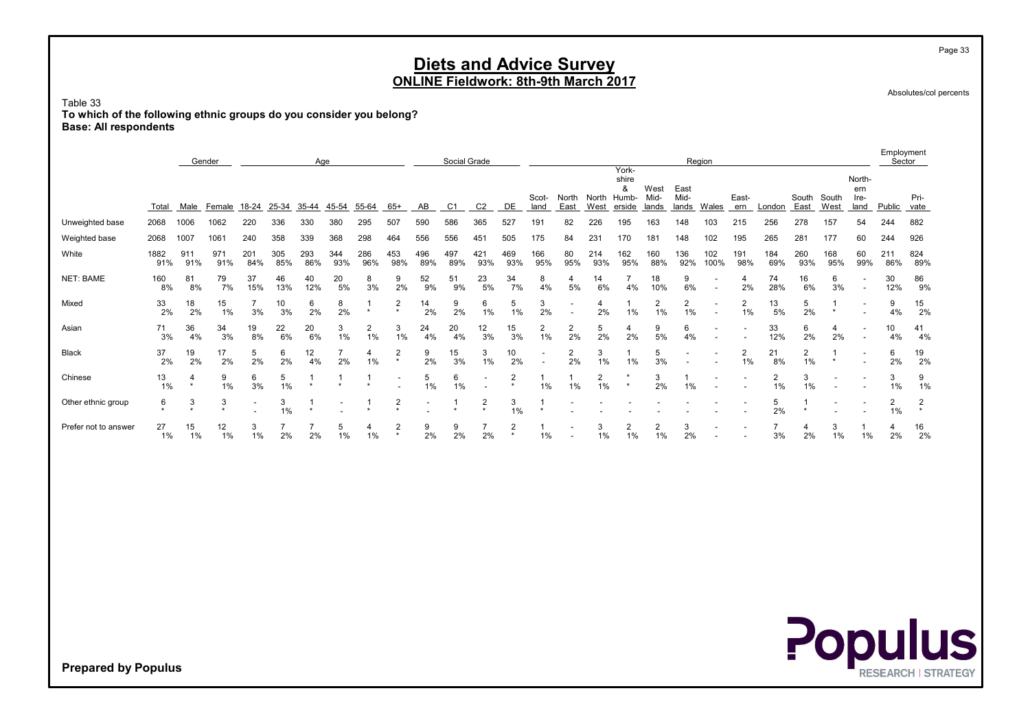# Diets and Advice Survey

## ONLINE Fieldwork: 8th-9th March 2017

Absolutes/col percents

Table 33
**To which of the following ethnic groups do you consider you belong?**
**Base: All respondents**

| | | Gender | | Age | | | | | | Social Grade | | | | Region | | | | | | | | | | | | Employment Sector | |
|---|---|---|---|---|---|---|---|---|---|---|---|---|---|---|---|---|---|---|---|---|---|---|---|---|---|---|---|
| | Total | Male | Female | 18-24 | 25-34 | 35-44 | 45-54 | 55-64 | 65+ | AB | C1 | C2 | DE | Scotland | North East | North West | Yorkshire & Humberside | West Midlands | East Midlands | Wales | Eastern | London | South East | South West | Northern Ireland | Public | Private |
| Unweighted base | 2068 | 1006 | 1062 | 220 | 336 | 330 | 380 | 295 | 507 | 590 | 586 | 365 | 527 | 191 | 82 | 226 | 195 | 163 | 148 | 103 | 215 | 256 | 278 | 157 | 54 | 244 | 882 |
| Weighted base | 2068 | 1007 | 1061 | 240 | 358 | 339 | 368 | 298 | 464 | 556 | 556 | 451 | 505 | 175 | 84 | 231 | 170 | 181 | 148 | 102 | 195 | 265 | 281 | 177 | 60 | 244 | 926 |
| White | 1882 | 911 | 971 | 201 | 305 | 293 | 344 | 286 | 453 | 496 | 497 | 421 | 469 | 166 | 80 | 214 | 162 | 160 | 136 | 102 | 191 | 184 | 260 | 168 | 60 | 211 | 824 |
| | 91% | 91% | 91% | 84% | 85% | 86% | 93% | 96% | 98% | 89% | 89% | 93% | 93% | 95% | 95% | 93% | 95% | 88% | 92% | 100% | 98% | 69% | 93% | 95% | 99% | 86% | 89% |
| NET: BAME | 160 | 81 | 79 | 37 | 46 | 40 | 20 | 8 | 9 | 52 | 51 | 23 | 34 | 8 | 4 | 14 | 7 | 18 | 9 | - | 4 | 74 | 16 | 6 | - | 30 | 86 |
| | 8% | 8% | 7% | 15% | 13% | 12% | 5% | 3% | 2% | 9% | 9% | 5% | 7% | 4% | 5% | 6% | 4% | 10% | 6% | - | 2% | 28% | 6% | 3% | - | 12% | 9% |
| Mixed | 33 | 18 | 15 | 7 | 10 | 6 | 8 | 1 | 2 | 14 | 9 | 6 | 5 | 3 | - | 4 | 1 | 2 | 2 | - | 2 | 13 | 5 | 1 | - | 9 | 15 |
| | 2% | 2% | 1% | 3% | 3% | 2% | 2% | * | * | 2% | 2% | 1% | 1% | 2% | - | 2% | 1% | 1% | 1% | - | 1% | 5% | 2% | * | - | 4% | 2% |
| Asian | 71 | 36 | 34 | 19 | 22 | 20 | 3 | 2 | 3 | 24 | 20 | 12 | 15 | 2 | 2 | 5 | 4 | 9 | 6 | - | - | 33 | 6 | 4 | - | 10 | 41 |
| | 3% | 4% | 3% | 8% | 6% | 6% | 1% | 1% | 1% | 4% | 4% | 3% | 3% | 1% | 2% | 2% | 2% | 5% | 4% | - | - | 12% | 2% | 2% | - | 4% | 4% |
| Black | 37 | 19 | 17 | 5 | 6 | 12 | 7 | 4 | 2 | 9 | 15 | 3 | 10 | - | 2 | 3 | 1 | 5 | - | - | 2 | 21 | 2 | 1 | - | 6 | 19 |
| | 2% | 2% | 2% | 2% | 2% | 4% | 2% | 1% | * | 2% | 3% | 1% | 2% | - | 2% | 1% | 1% | 3% | - | - | 1% | 8% | 1% | * | - | 2% | 2% |
| Chinese | 13 | 4 | 9 | 6 | 5 | 1 | 1 | 1 | - | 5 | 6 | - | 2 | 1 | 1 | 2 | * | 3 | 1 | - | - | 2 | 3 | - | - | 3 | 9 |
| | 1% | * | 1% | 3% | 1% | * | * | * | - | 1% | 1% | - | * | 1% | 1% | 1% | * | 2% | 1% | - | - | 1% | 1% | - | - | 1% | 1% |
| Other ethnic group | 6 | 3 | 3 | - | 3 | 1 | - | 1 | 2 | - | 1 | 2 | 3 | 1 | - | - | - | - | - | - | - | 5 | 1 | - | - | 2 | 2 |
| | * | * | * | - | 1% | * | - | * | * | - | * | * | 1% | * | - | - | - | - | - | - | - | 2% | * | - | - | 1% | * |
| Prefer not to answer | 27 | 15 | 12 | 3 | 7 | 7 | 5 | 4 | 2 | 9 | 9 | 7 | 2 | 1 | - | 3 | 2 | 2 | 3 | - | - | 7 | 4 | 3 | 1 | 4 | 16 |
| | 1% | 1% | 1% | 1% | 2% | 2% | 1% | 1% | * | 2% | 2% | 2% | * | 1% | - | 1% | 1% | 1% | 2% | - | - | 3% | 2% | 1% | 1% | 2% | 2% |

**Prepared by Populus**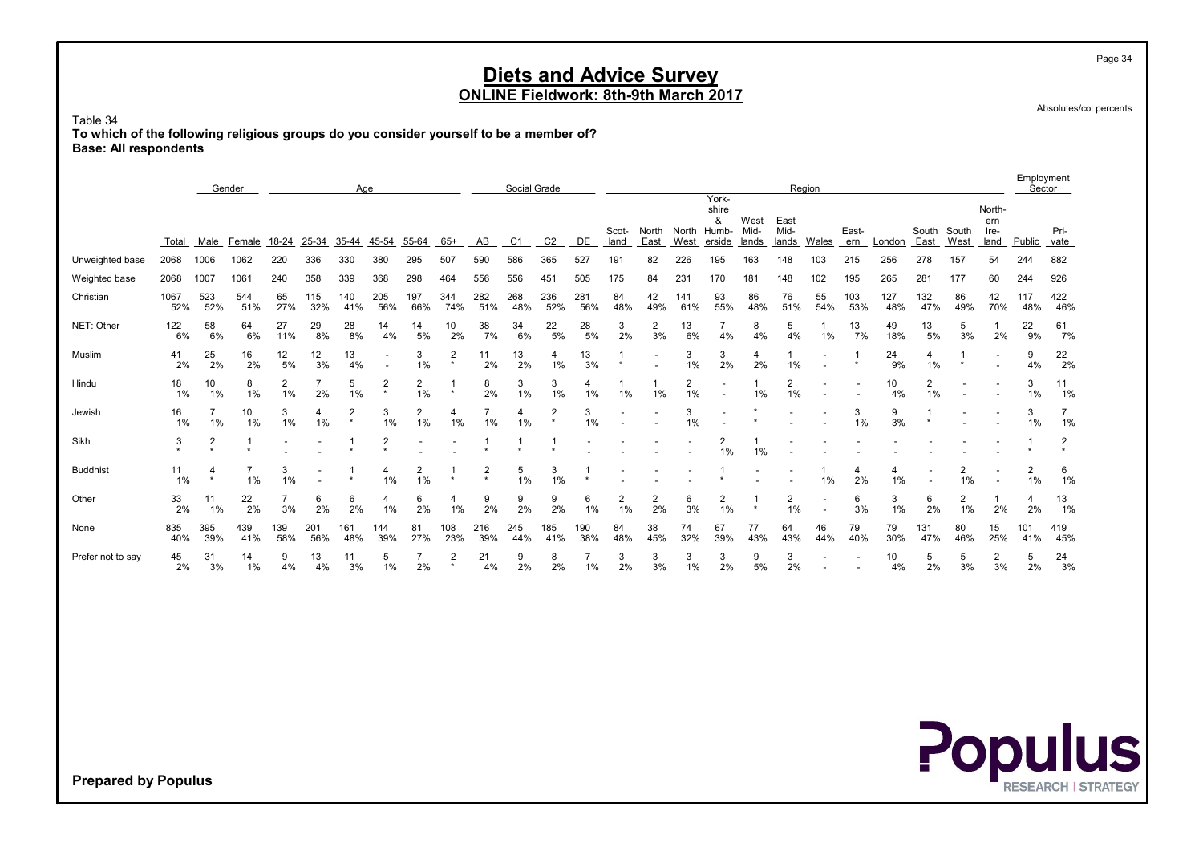# Diets and Advice Survey

## ONLINE Fieldwork: 8th-9th March 2017

Absolutes/col percents

Table 34

**To which of the following religious groups do you consider yourself to be a member of?**

**Base: All respondents**

| | | Gender | | Age | | | | | | Social Grade | | | | Region | | | | | | | | | | | | Employment Sector | |
|---|---|---|---|---|---|---|---|---|---|---|---|---|---|---|---|---|---|---|---|---|---|---|---|---|---|---|---|
| | Total | Male | Female | 18-24 | 25-34 | 35-44 | 45-54 | 55-64 | 65+ | AB | C1 | C2 | DE | Scotland | North East | North West | Yorkshire & Humberside | West Midlands | East Midlands | Wales | Eastern | London | South East | South West | Northern Ireland | Public | Private |
| Unweighted base | 2068 | 1006 | 1062 | 220 | 336 | 330 | 380 | 295 | 507 | 590 | 586 | 365 | 527 | 191 | 82 | 226 | 195 | 163 | 148 | 103 | 215 | 256 | 278 | 157 | 54 | 244 | 882 |
| Weighted base | 2068 | 1007 | 1061 | 240 | 358 | 339 | 368 | 298 | 464 | 556 | 556 | 451 | 505 | 175 | 84 | 231 | 170 | 181 | 148 | 102 | 195 | 265 | 281 | 177 | 60 | 244 | 926 |
| Christian | 1067 | 523 | 544 | 65 | 115 | 140 | 205 | 197 | 344 | 282 | 268 | 236 | 281 | 84 | 42 | 141 | 93 | 86 | 76 | 55 | 103 | 127 | 132 | 86 | 42 | 117 | 422 |
| | 52% | 52% | 51% | 27% | 32% | 41% | 56% | 66% | 74% | 51% | 48% | 52% | 56% | 48% | 49% | 61% | 55% | 48% | 51% | 54% | 53% | 48% | 47% | 49% | 70% | 48% | 46% |
| NET: Other | 122 | 58 | 64 | 27 | 29 | 28 | 14 | 14 | 10 | 38 | 34 | 22 | 28 | 3 | 2 | 13 | 7 | 8 | 5 | 1 | 13 | 49 | 13 | 5 | 1 | 22 | 61 |
| | 6% | 6% | 6% | 11% | 8% | 8% | 4% | 5% | 2% | 7% | 6% | 5% | 5% | 2% | 3% | 6% | 4% | 4% | 4% | 1% | 7% | 18% | 5% | 3% | 2% | 9% | 7% |
| Muslim | 41 | 25 | 16 | 12 | 12 | 13 | - | 3 | 2 | 11 | 13 | 4 | 13 | 1 | - | 3 | 3 | 4 | 1 | - | 1 | 24 | 4 | 1 | - | 9 | 22 |
| | 2% | 2% | 2% | 5% | 3% | 4% | - | 1% | * | 2% | 2% | 1% | 3% | * | - | 1% | 2% | 2% | 1% | - | * | 9% | 1% | * | - | 4% | 2% |
| Hindu | 18 | 10 | 8 | 2 | 7 | 5 | 2 | 2 | 1 | 8 | 3 | 3 | 4 | 1 | 1 | 2 | - | 1 | 2 | - | - | 10 | 2 | - | - | 3 | 11 |
| | 1% | 1% | 1% | 1% | 2% | 1% | * | 1% | * | 2% | 1% | 1% | 1% | 1% | 1% | 1% | - | 1% | 1% | - | - | 4% | 1% | - | - | 1% | 1% |
| Jewish | 16 | 7 | 10 | 3 | 4 | 2 | 3 | 2 | 4 | 7 | 4 | 2 | 3 | - | - | 3 | - | * | - | - | 3 | 9 | 1 | - | - | 3 | 7 |
| | 1% | 1% | 1% | 1% | 1% | * | 1% | 1% | 1% | 1% | 1% | * | 1% | - | - | 1% | - | * | - | - | 1% | 3% | * | - | - | 1% | 1% |
| Sikh | 3 | 2 | 1 | - | - | 1 | 2 | - | - | 1 | 1 | 1 | - | - | - | - | 2 | 1 | - | - | - | - | - | - | - | 1 | 2 |
| | * | * | * | - | - | * | * | - | - | * | * | * | - | - | - | - | 1% | 1% | - | - | - | - | - | - | - | * | * |
| Buddhist | 11 | 4 | 7 | 3 | - | 1 | 4 | 2 | 1 | 2 | 5 | 3 | 1 | - | - | - | 1 | - | - | 1 | 4 | 4 | - | 2 | - | 2 | 6 |
| | 1% | * | 1% | 1% | - | * | 1% | 1% | * | * | 1% | 1% | * | - | - | - | * | - | - | 1% | 2% | 1% | - | 1% | - | 1% | 1% |
| Other | 33 | 11 | 22 | 7 | 6 | 6 | 4 | 6 | 4 | 9 | 9 | 9 | 6 | 2 | 2 | 6 | 2 | 1 | 2 | - | 6 | 3 | 6 | 2 | 1 | 4 | 13 |
| | 2% | 1% | 2% | 3% | 2% | 2% | 1% | 2% | 1% | 2% | 2% | 2% | 1% | 1% | 2% | 3% | 1% | * | 1% | - | 3% | 1% | 2% | 1% | 2% | 2% | 1% |
| None | 835 | 395 | 439 | 139 | 201 | 161 | 144 | 81 | 108 | 216 | 245 | 185 | 190 | 84 | 38 | 74 | 67 | 77 | 64 | 46 | 79 | 79 | 131 | 80 | 15 | 101 | 419 |
| | 40% | 39% | 41% | 58% | 56% | 48% | 39% | 27% | 23% | 39% | 44% | 41% | 38% | 48% | 45% | 32% | 39% | 43% | 43% | 44% | 40% | 30% | 47% | 46% | 25% | 41% | 45% |
| Prefer not to say | 45 | 31 | 14 | 9 | 13 | 11 | 5 | 7 | 2 | 21 | 9 | 8 | 7 | 3 | 3 | 3 | 3 | 9 | 3 | - | - | 10 | 5 | 5 | 2 | 5 | 24 |
| | 2% | 3% | 1% | 4% | 4% | 3% | 1% | 2% | * | 4% | 2% | 2% | 1% | 2% | 3% | 1% | 2% | 5% | 2% | - | - | 4% | 2% | 3% | 3% | 2% | 3% |

Prepared by Populus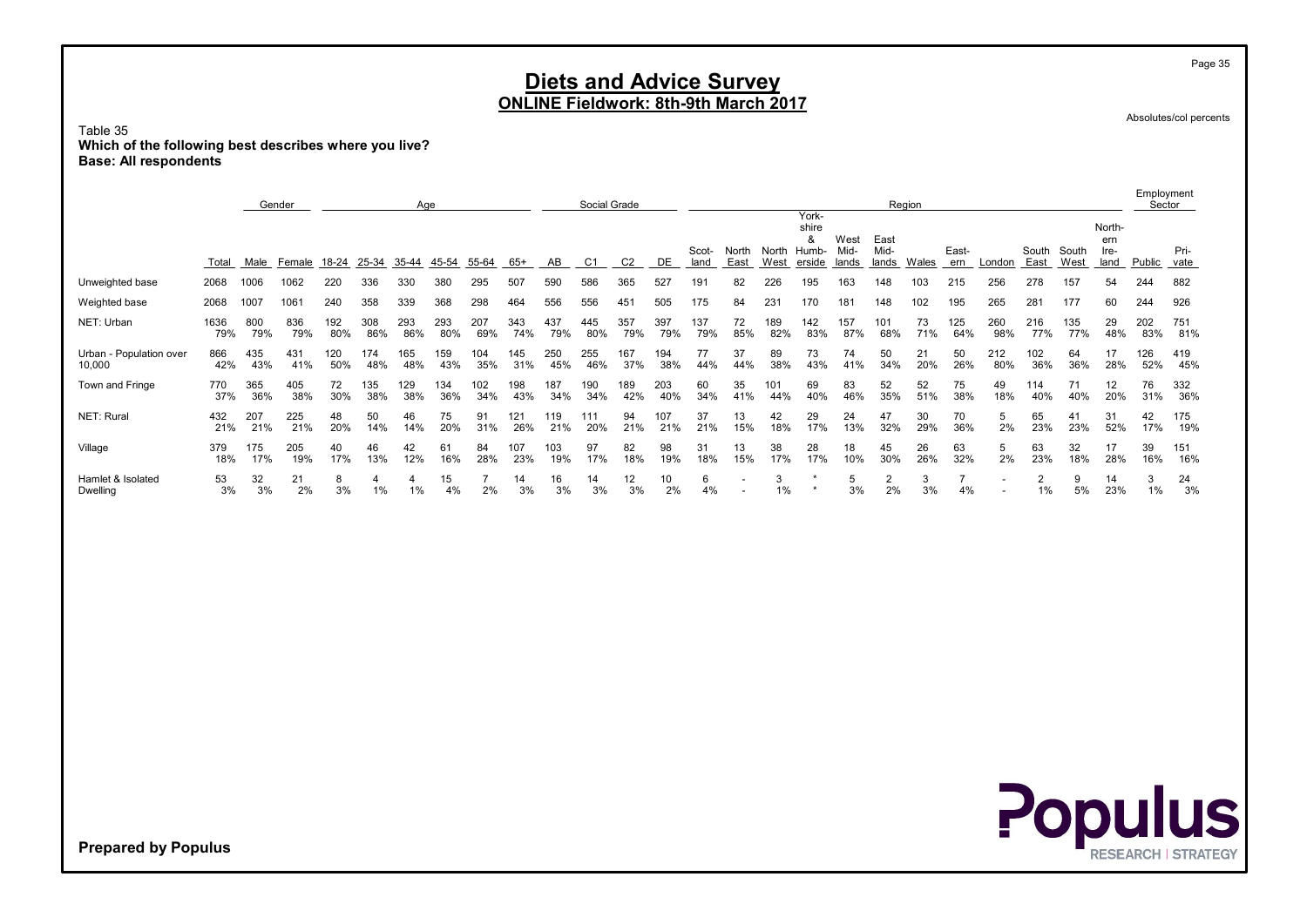# Diets and Advice Survey

## ONLINE Fieldwork: 8th-9th March 2017

Absolutes/col percents

Table 35
**Which of the following best describes where you live?**
**Base: All respondents**

| | Total | Gender | | Age | | | | | | Social Grade | | | | Region | | | | | | | | | | | | Employment Sector | |
|---|---|---|---|---|---|---|---|---|---|---|---|---|---|---|---|---|---|---|---|---|---|---|---|---|---|---|---|
| | Total | Male | Female | 18-24 | 25-34 | 35-44 | 45-54 | 55-64 | 65+ | AB | C1 | C2 | DE | Scotland | North East | North West | Yorkshire & Humberside | West Midlands | East Midlands | Wales | Eastern | London | South East | South West | Northern Ireland | Public | Private |
| Unweighted base | 2068 | 1006 | 1062 | 220 | 336 | 330 | 380 | 295 | 507 | 590 | 586 | 365 | 527 | 191 | 82 | 226 | 195 | 163 | 148 | 103 | 215 | 256 | 278 | 157 | 54 | 244 | 882 |
| Weighted base | 2068 | 1007 | 1061 | 240 | 358 | 339 | 368 | 298 | 464 | 556 | 556 | 451 | 505 | 175 | 84 | 231 | 170 | 181 | 148 | 102 | 195 | 265 | 281 | 177 | 60 | 244 | 926 |
| NET: Urban | 1636 | 800 | 836 | 192 | 308 | 293 | 293 | 207 | 343 | 437 | 445 | 357 | 397 | 137 | 72 | 189 | 142 | 157 | 101 | 73 | 125 | 260 | 216 | 135 | 29 | 202 | 751 |
| | 79% | 79% | 79% | 80% | 86% | 86% | 80% | 69% | 74% | 79% | 80% | 79% | 79% | 79% | 85% | 82% | 83% | 87% | 68% | 71% | 64% | 98% | 77% | 77% | 48% | 83% | 81% |
| Urban - Population over 10,000 | 866 | 435 | 431 | 120 | 174 | 165 | 159 | 104 | 145 | 250 | 255 | 167 | 194 | 77 | 37 | 89 | 73 | 74 | 50 | 21 | 50 | 212 | 102 | 64 | 17 | 126 | 419 |
| | 42% | 43% | 41% | 50% | 48% | 48% | 43% | 35% | 31% | 45% | 46% | 37% | 38% | 44% | 44% | 38% | 43% | 41% | 34% | 20% | 26% | 80% | 36% | 36% | 28% | 52% | 45% |
| Town and Fringe | 770 | 365 | 405 | 72 | 135 | 129 | 134 | 102 | 198 | 187 | 190 | 189 | 203 | 60 | 35 | 101 | 69 | 83 | 52 | 52 | 75 | 49 | 114 | 71 | 12 | 76 | 332 |
| | 37% | 36% | 38% | 30% | 38% | 38% | 36% | 34% | 43% | 34% | 34% | 42% | 40% | 34% | 41% | 44% | 40% | 46% | 35% | 51% | 38% | 18% | 40% | 40% | 20% | 31% | 36% |
| NET: Rural | 432 | 207 | 225 | 48 | 50 | 46 | 75 | 91 | 121 | 119 | 111 | 94 | 107 | 37 | 13 | 42 | 29 | 24 | 47 | 30 | 70 | 5 | 65 | 41 | 31 | 42 | 175 |
| | 21% | 21% | 21% | 20% | 14% | 14% | 20% | 31% | 26% | 21% | 20% | 21% | 21% | 21% | 15% | 18% | 17% | 13% | 32% | 29% | 36% | 2% | 23% | 23% | 52% | 17% | 19% |
| Village | 379 | 175 | 205 | 40 | 46 | 42 | 61 | 84 | 107 | 103 | 97 | 82 | 98 | 31 | 13 | 38 | 28 | 18 | 45 | 26 | 63 | 5 | 63 | 32 | 17 | 39 | 151 |
| | 18% | 17% | 19% | 17% | 13% | 12% | 16% | 28% | 23% | 19% | 17% | 18% | 19% | 18% | 15% | 17% | 17% | 10% | 30% | 26% | 32% | 2% | 23% | 18% | 28% | 16% | 16% |
| Hamlet & Isolated Dwelling | 53 | 32 | 21 | 8 | 4 | 4 | 15 | 7 | 14 | 16 | 14 | 12 | 10 | 6 | - | 3 | * | 5 | 2 | 3 | 7 | - | 2 | 9 | 14 | 3 | 24 |
| | 3% | 3% | 2% | 3% | 1% | 1% | 4% | 2% | 3% | 3% | 3% | 3% | 2% | 4% | - | 1% | * | 3% | 2% | 3% | 4% | - | 1% | 5% | 23% | 1% | 3% |

**Prepared by Populus**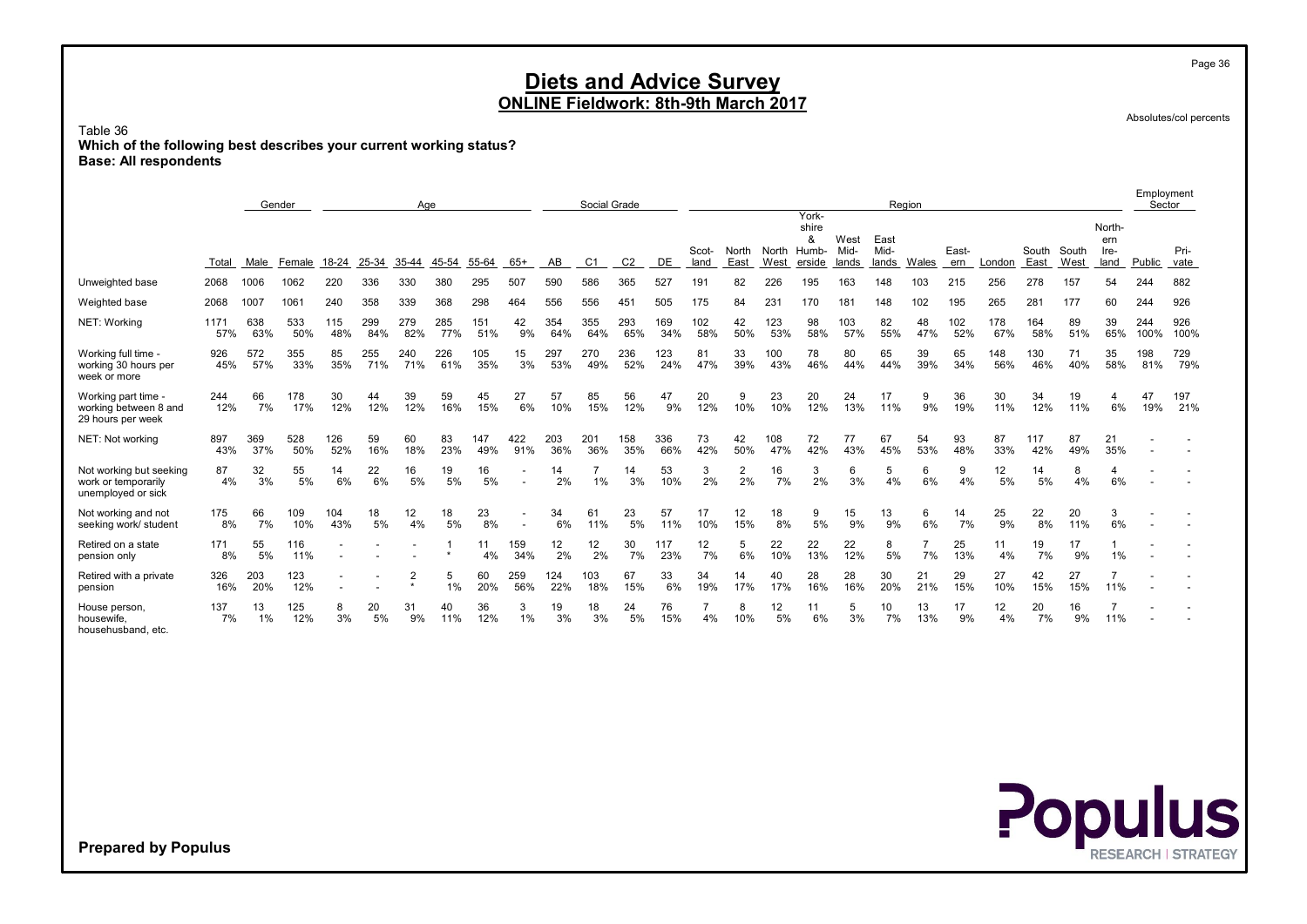# Diets and Advice Survey
## ONLINE Fieldwork: 8th-9th March 2017

Absolutes/col percents

Table 36
**Which of the following best describes your current working status?**
**Base: All respondents**

| | | Gender | | Age | | | | | | Social Grade | | | | Region | | | | | | | | | | | | Employment Sector | |
|---|---|---|---|---|---|---|---|---|---|---|---|---|---|---|---|---|---|---|---|---|---|---|---|---|---|---|---|
| | Total | Male | Female | 18-24 | 25-34 | 35-44 | 45-54 | 55-64 | 65+ | AB | C1 | C2 | DE | Scotland | North East | North West | Yorkshire & Humberside | West Midlands | East Midlands | Wales | Eastern | London | South East | South West | Northern Ireland | Public | Private |
| Unweighted base | 2068 | 1006 | 1062 | 220 | 336 | 330 | 380 | 295 | 507 | 590 | 586 | 365 | 527 | 191 | 82 | 226 | 195 | 163 | 148 | 103 | 215 | 256 | 278 | 157 | 54 | 244 | 882 |
| Weighted base | 2068 | 1007 | 1061 | 240 | 358 | 339 | 368 | 298 | 464 | 556 | 556 | 451 | 505 | 175 | 84 | 231 | 170 | 181 | 148 | 102 | 195 | 265 | 281 | 177 | 60 | 244 | 926 |
| NET: Working | 1171<br>57% | 638<br>63% | 533<br>50% | 115<br>48% | 299<br>84% | 279<br>82% | 285<br>77% | 151<br>51% | 42<br>9% | 354<br>64% | 355<br>64% | 293<br>65% | 169<br>34% | 102<br>58% | 42<br>50% | 123<br>53% | 98<br>58% | 103<br>57% | 82<br>55% | 48<br>47% | 102<br>52% | 178<br>67% | 164<br>58% | 89<br>51% | 39<br>65% | 244<br>100% | 926<br>100% |
| Working full time - working 30 hours per week or more | 926<br>45% | 572<br>57% | 355<br>33% | 85<br>35% | 255<br>71% | 240<br>71% | 226<br>61% | 105<br>35% | 15<br>3% | 297<br>53% | 270<br>49% | 236<br>52% | 123<br>24% | 81<br>47% | 33<br>39% | 100<br>43% | 78<br>46% | 80<br>44% | 65<br>44% | 39<br>39% | 65<br>34% | 148<br>56% | 130<br>46% | 71<br>40% | 35<br>58% | 198<br>81% | 729<br>79% |
| Working part time - working between 8 and 29 hours per week | 244<br>12% | 66<br>7% | 178<br>17% | 30<br>12% | 44<br>12% | 39<br>12% | 59<br>16% | 45<br>15% | 27<br>6% | 57<br>10% | 85<br>15% | 56<br>12% | 47<br>9% | 20<br>12% | 9<br>10% | 23<br>10% | 20<br>12% | 24<br>13% | 17<br>11% | 9<br>9% | 36<br>19% | 30<br>11% | 34<br>12% | 19<br>11% | 4<br>6% | 47<br>19% | 197<br>21% |
| NET: Not working | 897<br>43% | 369<br>37% | 528<br>50% | 126<br>52% | 59<br>16% | 60<br>18% | 83<br>23% | 147<br>49% | 422<br>91% | 203<br>36% | 201<br>36% | 158<br>35% | 336<br>66% | 73<br>42% | 42<br>50% | 108<br>47% | 72<br>42% | 77<br>43% | 67<br>45% | 54<br>53% | 93<br>48% | 87<br>33% | 117<br>42% | 87<br>49% | 21<br>35% | -<br>- | -<br>- |
| Not working but seeking work or temporarily unemployed or sick | 87<br>4% | 32<br>3% | 55<br>5% | 14<br>6% | 22<br>6% | 16<br>5% | 19<br>5% | 16<br>5% | -<br>- | 14<br>2% | 7<br>1% | 14<br>3% | 53<br>10% | 3<br>2% | 2<br>2% | 16<br>7% | 3<br>2% | 6<br>3% | 5<br>4% | 6<br>6% | 9<br>4% | 12<br>5% | 14<br>5% | 8<br>4% | 4<br>6% | -<br>- | -<br>- |
| Not working and not seeking work/ student | 175<br>8% | 66<br>7% | 109<br>10% | 104<br>43% | 18<br>5% | 12<br>4% | 18<br>5% | 23<br>8% | -<br>- | 34<br>6% | 61<br>11% | 23<br>5% | 57<br>11% | 17<br>10% | 12<br>15% | 18<br>8% | 9<br>5% | 15<br>9% | 13<br>9% | 6<br>6% | 14<br>7% | 25<br>9% | 22<br>8% | 20<br>11% | 3<br>6% | -<br>- | -<br>- |
| Retired on a state pension only | 171<br>8% | 55<br>5% | 116<br>11% | -<br>- | -<br>- | -<br>- | 1<br>* | 11<br>4% | 159<br>34% | 12<br>2% | 12<br>2% | 30<br>7% | 117<br>23% | 12<br>7% | 5<br>6% | 22<br>10% | 22<br>13% | 22<br>12% | 8<br>5% | 7<br>7% | 25<br>13% | 11<br>4% | 19<br>7% | 17<br>9% | 1<br>1% | -<br>- | -<br>- |
| Retired with a private pension | 326<br>16% | 203<br>20% | 123<br>12% | -<br>- | -<br>- | 2<br>* | 5<br>1% | 60<br>20% | 259<br>56% | 124<br>22% | 103<br>18% | 67<br>15% | 33<br>6% | 34<br>19% | 14<br>17% | 40<br>17% | 28<br>16% | 28<br>16% | 30<br>20% | 21<br>21% | 29<br>15% | 27<br>10% | 42<br>15% | 27<br>15% | 7<br>11% | -<br>- | -<br>- |
| House person, housewife, househusband, etc. | 137<br>7% | 13<br>1% | 125<br>12% | 8<br>3% | 20<br>5% | 31<br>9% | 40<br>11% | 36<br>12% | 3<br>1% | 19<br>3% | 18<br>3% | 24<br>5% | 76<br>15% | 7<br>4% | 8<br>10% | 12<br>5% | 11<br>6% | 5<br>3% | 10<br>7% | 13<br>13% | 17<br>9% | 12<br>4% | 20<br>7% | 16<br>9% | 7<br>11% | -<br>- | -<br>- |

**Prepared by Populus**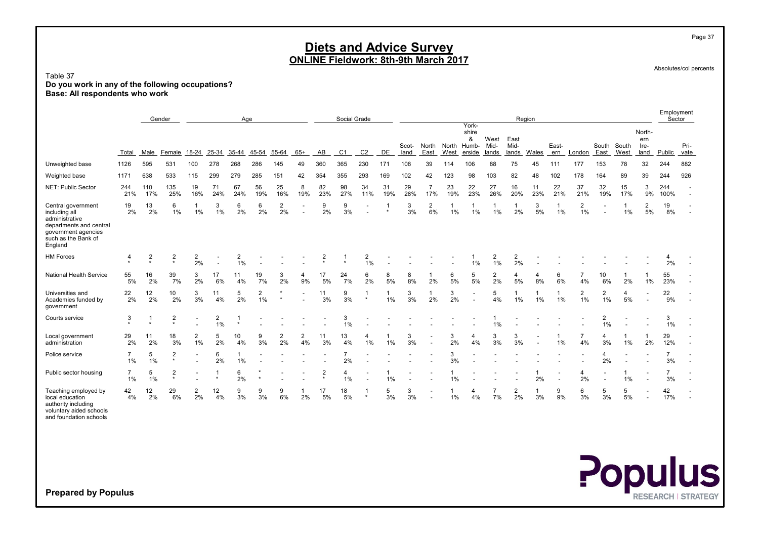# Diets and Advice Survey
## ONLINE Fieldwork: 8th-9th March 2017

Absolutes/col percents

Table 37
**Do you work in any of the following occupations?**
**Base: All respondents who work**

| | | Gender | | Age | | | | | | Social Grade | | | | Region | | | | | | | | | | | | Employment Sector | |
|---|---|---|---|---|---|---|---|---|---|---|---|---|---|---|---|---|---|---|---|---|---|---|---|---|---|---|---|
| | Total | Male | Female | 18-24 | 25-34 | 35-44 | 45-54 | 55-64 | 65+ | AB | C1 | C2 | DE | Scot-land | North East | North West | York-shire & Humb-erside | West Mid-lands | East Mid-lands | Wales | East-ern | London | South East | South West | North-ern Ire-land | Public | Pri-vate |
| Unweighted base | 1126 | 595 | 531 | 100 | 278 | 268 | 286 | 145 | 49 | 360 | 365 | 230 | 171 | 108 | 39 | 114 | 106 | 88 | 75 | 45 | 111 | 177 | 153 | 78 | 32 | 244 | 882 |
| Weighted base | 1171 | 638 | 533 | 115 | 299 | 279 | 285 | 151 | 42 | 354 | 355 | 293 | 169 | 102 | 42 | 123 | 98 | 103 | 82 | 48 | 102 | 178 | 164 | 89 | 39 | 244 | 926 |
| NET: Public Sector | 244<br>21% | 110<br>17% | 135<br>25% | 19<br>16% | 71<br>24% | 67<br>24% | 56<br>19% | 25<br>16% | 8<br>19% | 82<br>23% | 98<br>27% | 34<br>11% | 31<br>19% | 29<br>28% | 7<br>17% | 23<br>19% | 22<br>23% | 27<br>26% | 16<br>20% | 11<br>23% | 22<br>21% | 37<br>21% | 32<br>19% | 15<br>17% | 3<br>9% | 244<br>100% | -<br>- |
| Central government including all administrative departments and central government agencies such as the Bank of England | 19<br>2% | 13<br>2% | 6<br>1% | 1<br>1% | 3<br>1% | 6<br>2% | 6<br>2% | 2<br>2% | -<br>- | 9<br>2% | 9<br>3% | -<br>- | 1<br>* | 3<br>3% | 2<br>6% | 1<br>1% | 1<br>1% | 1<br>1% | 1<br>2% | 3<br>5% | 1<br>1% | 2<br>1% | -<br>- | 1<br>1% | 2<br>5% | 19<br>8% | -<br>- |
| HM Forces | 4<br>* | 2<br>* | 2<br>* | 2<br>2% | -<br>- | 2<br>1% | - | - | - | 2<br>* | 1<br>* | 2<br>1% | - | - | - | -<br>- | 1<br>1% | 2<br>1% | 2<br>2% | - | - | - | - | - | - | 4<br>2% | -<br>- |
| National Health Service | 55<br>5% | 16<br>2% | 39<br>7% | 3<br>2% | 17<br>6% | 11<br>4% | 19<br>7% | 3<br>2% | 4<br>9% | 17<br>5% | 24<br>7% | 6<br>2% | 8<br>5% | 8<br>8% | 1<br>2% | 6<br>5% | 5<br>5% | 2<br>2% | 4<br>5% | 4<br>8% | 6<br>6% | 7<br>4% | 10<br>6% | 1<br>2% | 1<br>1% | 55<br>23% | -<br>- |
| Universities and Academies funded by government | 22<br>2% | 12<br>2% | 10<br>2% | 3<br>3% | 11<br>4% | 5<br>2% | 2<br>1% | *<br>* | -<br>- | 11<br>3% | 9<br>3% | 1<br>* | 1<br>1% | 3<br>3% | 1<br>2% | 3<br>2% | -<br>- | 5<br>4% | 1<br>1% | 1<br>1% | 1<br>1% | 2<br>1% | 2<br>1% | 4<br>5% | -<br>- | 22<br>9% | -<br>- |
| Courts service | 3<br>* | 1<br>* | 2<br>* | -<br>- | 2<br>1% | 1<br>* | - | - | - | -<br>- | 3<br>1% | - | - | - | - | - | -<br>- | 1<br>1% | - | - | - | -<br>- | 2<br>1% | - | - | 3<br>1% | -<br>- |
| Local government administration | 29<br>2% | 11<br>2% | 18<br>3% | 2<br>1% | 5<br>2% | 10<br>4% | 9<br>3% | 2<br>2% | 2<br>4% | 11<br>3% | 13<br>4% | 4<br>1% | 1<br>1% | 3<br>3% | -<br>- | 3<br>2% | 4<br>4% | 3<br>3% | 3<br>3% | -<br>- | 1<br>1% | 7<br>4% | 4<br>3% | 1<br>1% | 1<br>2% | 29<br>12% | -<br>- |
| Police service | 7<br>1% | 5<br>1% | 2<br>* | -<br>- | 6<br>2% | 1<br>1% | - | - | - | -<br>- | 7<br>2% | - | - | - | -<br>- | 3<br>3% | - | - | - | - | -<br>- | -<br>- | 4<br>2% | - | -<br>- | 7<br>3% | -<br>- |
| Public sector housing | 7<br>1% | 5<br>1% | 2<br>* | -<br>- | 1<br>* | 6<br>2% | *<br>* | - | - | 2<br>* | 4<br>1% | -<br>- | 1<br>1% | - | -<br>- | 1<br>1% | - | - | -<br>- | 1<br>2% | -<br>- | 4<br>2% | -<br>- | 1<br>1% | -<br>- | 7<br>3% | -<br>- |
| Teaching employed by local education authority including voluntary aided schools and foundation schools | 42<br>4% | 12<br>2% | 29<br>6% | 2<br>2% | 12<br>4% | 9<br>3% | 9<br>3% | 9<br>6% | 1<br>2% | 17<br>5% | 18<br>5% | 1<br>* | 5<br>3% | 3<br>3% | -<br>- | 1<br>1% | 4<br>4% | 7<br>7% | 2<br>2% | 1<br>3% | 9<br>9% | 6<br>3% | 5<br>3% | 5<br>5% | -<br>- | 42<br>17% | -<br>- |

**Prepared by Populus**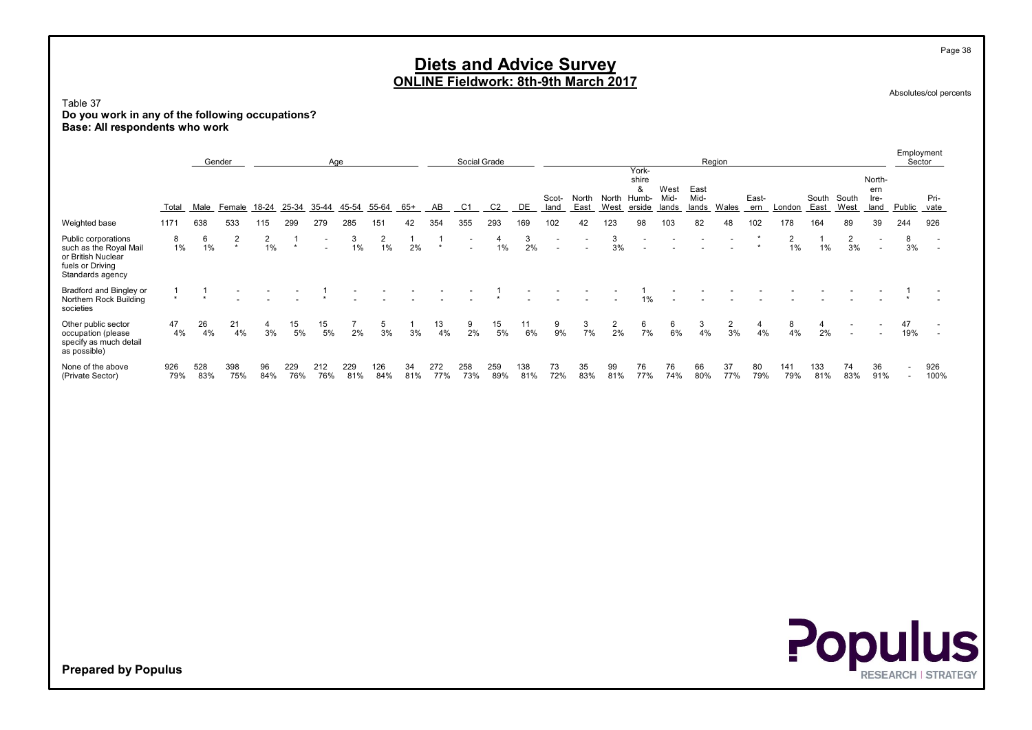Table 37
**Do you work in any of the following occupations?**
**Base: All respondents who work**

Absolutes/col percents

| | | Gender | | Age | | | | | | Social Grade | | | | Region | | | | | | | | | | | | Employment Sector | |
|---|---|---|---|---|---|---|---|---|---|---|---|---|---|---|---|---|---|---|---|---|---|---|---|---|---|---|---|
| | Total | Male | Female | 18-24 | 25-34 | 35-44 | 45-54 | 55-64 | 65+ | AB | C1 | C2 | DE | Scotland | North East | North West | Yorkshire & Humberside | West Midlands | East Midlands | Wales | Eastern | London | South East | South West | Northern Ireland | Public | Private |
| Weighted base | 1171 | 638 | 533 | 115 | 299 | 279 | 285 | 151 | 42 | 354 | 355 | 293 | 169 | 102 | 42 | 123 | 98 | 103 | 82 | 48 | 102 | 178 | 164 | 89 | 39 | 244 | 926 |
| Public corporations such as the Royal Mail or British Nuclear fuels or Driving Standards agency | 8 | 6 | 2 | 2 | 1 | - | 3 | 2 | 1 | 1 | - | 4 | 3 | - | - | 3 | - | - | - | - | * | 2 | 1 | 2 | - | 8 | - |
| | 1% | 1% | * | 1% | * | - | 1% | 1% | 2% | * | - | 1% | 2% | - | - | 3% | - | - | - | - | * | 1% | 1% | 3% | - | 3% | - |
| Bradford and Bingley or Northern Rock Building societies | 1 | 1 | - | - | - | 1 | - | - | - | - | - | 1 | - | - | - | - | 1 | - | - | - | - | - | - | - | - | 1 | - |
| | * | * | - | - | - | * | - | - | - | - | - | * | - | - | - | - | 1% | - | - | - | - | - | - | - | - | * | - |
| Other public sector occupation (please specify as much detail as possible) | 47 | 26 | 21 | 4 | 15 | 15 | 7 | 5 | 1 | 13 | 9 | 15 | 11 | 9 | 3 | 2 | 6 | 6 | 3 | 2 | 4 | 8 | 4 | - | - | 47 | - |
| | 4% | 4% | 4% | 3% | 5% | 5% | 2% | 3% | 3% | 4% | 2% | 5% | 6% | 9% | 7% | 2% | 7% | 6% | 4% | 3% | 4% | 4% | 2% | - | - | 19% | - |
| None of the above (Private Sector) | 926 | 528 | 398 | 96 | 229 | 212 | 229 | 126 | 34 | 272 | 258 | 259 | 138 | 73 | 35 | 99 | 76 | 76 | 66 | 37 | 80 | 141 | 133 | 74 | 36 | - | 926 |
| | 79% | 83% | 75% | 84% | 76% | 76% | 81% | 84% | 81% | 77% | 73% | 89% | 81% | 72% | 83% | 81% | 77% | 74% | 80% | 77% | 79% | 79% | 81% | 83% | 91% | - | 100% |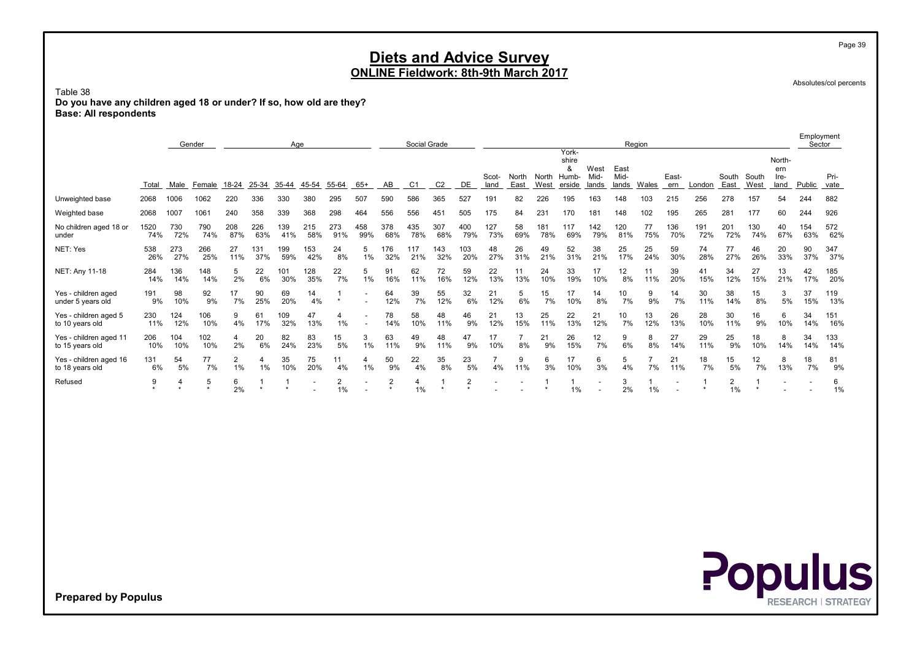# Diets and Advice Survey
## ONLINE Fieldwork: 8th-9th March 2017

Absolutes/col percents

Table 38
**Do you have any children aged 18 or under? If so, how old are they?**
**Base: All respondents**

| | | Gender | | Age | | | | | | Social Grade | | | | Region | | | | | | | | | | | | Employment Sector | |
|---|---|---|---|---|---|---|---|---|---|---|---|---|---|---|---|---|---|---|---|---|---|---|---|---|---|---|---|
| | Total | Male | Female | 18-24 | 25-34 | 35-44 | 45-54 | 55-64 | 65+ | AB | C1 | C2 | DE | Scotland | North East | North West | Yorkshire & Humberside | West Midlands | East Midlands | Wales | Eastern | London | South East | South West | Northern Ireland | Public | Private |
| Unweighted base | 2068 | 1006 | 1062 | 220 | 336 | 330 | 380 | 295 | 507 | 590 | 586 | 365 | 527 | 191 | 82 | 226 | 195 | 163 | 148 | 103 | 215 | 256 | 278 | 157 | 54 | 244 | 882 |
| Weighted base | 2068 | 1007 | 1061 | 240 | 358 | 339 | 368 | 298 | 464 | 556 | 556 | 451 | 505 | 175 | 84 | 231 | 170 | 181 | 148 | 102 | 195 | 265 | 281 | 177 | 60 | 244 | 926 |
| No children aged 18 or under | 1520 | 730 | 790 | 208 | 226 | 139 | 215 | 273 | 458 | 378 | 435 | 307 | 400 | 127 | 58 | 181 | 117 | 142 | 120 | 77 | 136 | 191 | 201 | 130 | 40 | 154 | 572 |
| | 74% | 72% | 74% | 87% | 63% | 41% | 58% | 91% | 99% | 68% | 78% | 68% | 79% | 73% | 69% | 78% | 69% | 79% | 81% | 75% | 70% | 72% | 72% | 74% | 67% | 63% | 62% |
| NET: Yes | 538 | 273 | 266 | 27 | 131 | 199 | 153 | 24 | 5 | 176 | 117 | 143 | 103 | 48 | 26 | 49 | 52 | 38 | 25 | 25 | 59 | 74 | 77 | 46 | 20 | 90 | 347 |
| | 26% | 27% | 25% | 11% | 37% | 59% | 42% | 8% | 1% | 32% | 21% | 32% | 20% | 27% | 31% | 21% | 31% | 21% | 17% | 24% | 30% | 28% | 27% | 26% | 33% | 37% | 37% |
| NET: Any 11-18 | 284 | 136 | 148 | 5 | 22 | 101 | 128 | 22 | 5 | 91 | 62 | 72 | 59 | 22 | 11 | 24 | 33 | 17 | 12 | 11 | 39 | 41 | 34 | 27 | 13 | 42 | 185 |
| | 14% | 14% | 14% | 2% | 6% | 30% | 35% | 7% | 1% | 16% | 11% | 16% | 12% | 13% | 13% | 10% | 19% | 10% | 8% | 11% | 20% | 15% | 12% | 15% | 21% | 17% | 20% |
| Yes - children aged under 5 years old | 191 | 98 | 92 | 17 | 90 | 69 | 14 | 1 | - | 64 | 39 | 55 | 32 | 21 | 5 | 15 | 17 | 14 | 10 | 9 | 14 | 30 | 38 | 15 | 3 | 37 | 119 |
| | 9% | 10% | 9% | 7% | 25% | 20% | 4% | * | - | 12% | 7% | 12% | 6% | 12% | 6% | 7% | 10% | 8% | 7% | 9% | 7% | 11% | 14% | 8% | 5% | 15% | 13% |
| Yes - children aged 5 to 10 years old | 230 | 124 | 106 | 9 | 61 | 109 | 47 | 4 | - | 78 | 58 | 48 | 46 | 21 | 13 | 25 | 22 | 21 | 10 | 13 | 26 | 28 | 30 | 16 | 6 | 34 | 151 |
| | 11% | 12% | 10% | 4% | 17% | 32% | 13% | 1% | - | 14% | 10% | 11% | 9% | 12% | 15% | 11% | 13% | 12% | 7% | 12% | 13% | 10% | 11% | 9% | 10% | 14% | 16% |
| Yes - children aged 11 to 15 years old | 206 | 104 | 102 | 4 | 20 | 82 | 83 | 15 | 3 | 63 | 49 | 48 | 47 | 17 | 7 | 21 | 26 | 12 | 9 | 8 | 27 | 29 | 25 | 18 | 8 | 34 | 133 |
| | 10% | 10% | 10% | 2% | 6% | 24% | 23% | 5% | 1% | 11% | 9% | 11% | 9% | 10% | 8% | 9% | 15% | 7% | 6% | 8% | 14% | 11% | 9% | 10% | 14% | 14% | 14% |
| Yes - children aged 16 to 18 years old | 131 | 54 | 77 | 2 | 4 | 35 | 75 | 11 | 4 | 50 | 22 | 35 | 23 | 7 | 9 | 6 | 17 | 6 | 5 | 7 | 21 | 18 | 15 | 12 | 8 | 18 | 81 |
| | 6% | 5% | 7% | 1% | 1% | 10% | 20% | 4% | 1% | 9% | 4% | 8% | 5% | 4% | 11% | 3% | 10% | 3% | 4% | 7% | 11% | 7% | 5% | 7% | 13% | 7% | 9% |
| Refused | 9 | 4 | 5 | 6 | 1 | 1 | - | 2 | - | 2 | 4 | 1 | 2 | - | - | 1 | 1 | - | 3 | 1 | - | 1 | 2 | 1 | - | - | 6 |
| | * | * | * | 2% | * | * | - | 1% | - | * | 1% | * | * | - | - | * | 1% | - | 2% | 1% | - | * | 1% | * | - | - | 1% |

**Prepared by Populus**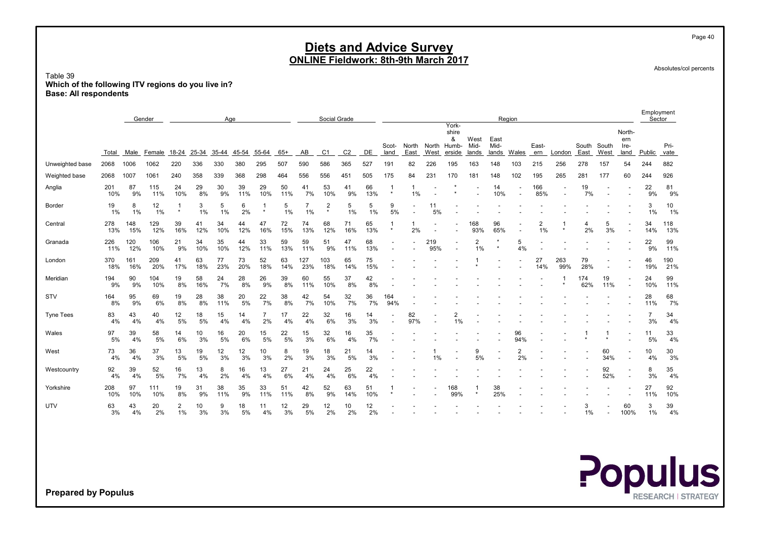# Diets and Advice Survey
## ONLINE Fieldwork: 8th-9th March 2017

Absolutes/col percents

Table 39
**Which of the following ITV regions do you live in?**
**Base: All respondents**

| | | Gender | | Age | | | | | | Social Grade | | | | Region | | | | | | | | | | | | Employment Sector | |
|---|---|---|---|---|---|---|---|---|---|---|---|---|---|---|---|---|---|---|---|---|---|---|---|---|---|---|---|
| | Total | Male | Female | 18-24 | 25-34 | 35-44 | 45-54 | 55-64 | 65+ | AB | C1 | C2 | DE | Scotland | North East | North West | Yorkshire & Humberside | West Midlands | East Midlands | Wales | Eastern | London | South East | South West | Northern Ireland | Public | Private |
| Unweighted base | 2068 | 1006 | 1062 | 220 | 336 | 330 | 380 | 295 | 507 | 590 | 586 | 365 | 527 | 191 | 82 | 226 | 195 | 163 | 148 | 103 | 215 | 256 | 278 | 157 | 54 | 244 | 882 |
| Weighted base | 2068 | 1007 | 1061 | 240 | 358 | 339 | 368 | 298 | 464 | 556 | 556 | 451 | 505 | 175 | 84 | 231 | 170 | 181 | 148 | 102 | 195 | 265 | 281 | 177 | 60 | 244 | 926 |
| Anglia | 201 | 87 | 115 | 24 | 29 | 30 | 39 | 29 | 50 | 41 | 53 | 41 | 66 | 1 | 1 | - | * | - | 14 | - | 166 | - | 19 | - | - | 22 | 81 |
| | 10% | 9% | 11% | 10% | 8% | 9% | 11% | 10% | 11% | 7% | 10% | 9% | 13% | * | 1% | - | * | - | 10% | - | 85% | - | 7% | - | - | 9% | 9% |
| Border | 19 | 8 | 12 | 1 | 3 | 5 | 6 | 1 | 5 | 7 | 2 | 5 | 5 | 9 | - | 11 | - | - | - | - | - | - | - | - | - | 3 | 10 |
| | 1% | 1% | 1% | * | 1% | 1% | 2% | * | 1% | 1% | * | 1% | 1% | 5% | - | 5% | - | - | - | - | - | - | - | - | - | 1% | 1% |
| Central | 278 | 148 | 129 | 39 | 41 | 34 | 44 | 47 | 72 | 74 | 68 | 71 | 65 | 1 | 1 | - | - | 168 | 96 | - | 2 | 1 | 4 | 5 | - | 34 | 118 |
| | 13% | 15% | 12% | 16% | 12% | 10% | 12% | 16% | 15% | 13% | 12% | 16% | 13% | * | 2% | - | - | 93% | 65% | - | 1% | * | 2% | 3% | - | 14% | 13% |
| Granada | 226 | 120 | 106 | 21 | 34 | 35 | 44 | 33 | 59 | 59 | 51 | 47 | 68 | - | - | 219 | - | 2 | * | 5 | - | - | - | - | - | 22 | 99 |
| | 11% | 12% | 10% | 9% | 10% | 10% | 12% | 11% | 13% | 11% | 9% | 11% | 13% | - | - | 95% | - | 1% | * | 4% | - | - | - | - | - | 9% | 11% |
| London | 370 | 161 | 209 | 41 | 63 | 77 | 73 | 52 | 63 | 127 | 103 | 65 | 75 | - | - | - | - | 1 | - | - | 27 | 263 | 79 | - | - | 46 | 190 |
| | 18% | 16% | 20% | 17% | 18% | 23% | 20% | 18% | 14% | 23% | 18% | 14% | 15% | - | - | - | - | * | - | - | 14% | 99% | 28% | - | - | 19% | 21% |
| Meridian | 194 | 90 | 104 | 19 | 58 | 24 | 28 | 26 | 39 | 60 | 55 | 37 | 42 | - | - | - | - | - | - | - | - | 1 | 174 | 19 | - | 24 | 99 |
| | 9% | 9% | 10% | 8% | 16% | 7% | 8% | 9% | 8% | 11% | 10% | 8% | 8% | - | - | - | - | - | - | - | - | * | 62% | 11% | - | 10% | 11% |
| STV | 164 | 95 | 69 | 19 | 28 | 38 | 20 | 22 | 38 | 42 | 54 | 32 | 36 | 164 | - | - | - | - | - | - | - | - | - | - | - | 28 | 68 |
| | 8% | 9% | 6% | 8% | 8% | 11% | 5% | 7% | 8% | 7% | 10% | 7% | 7% | 94% | - | - | - | - | - | - | - | - | - | - | - | 11% | 7% |
| Tyne Tees | 83 | 43 | 40 | 12 | 18 | 15 | 14 | 7 | 17 | 22 | 32 | 16 | 14 | - | 82 | - | 2 | - | - | - | - | - | - | - | - | 7 | 34 |
| | 4% | 4% | 4% | 5% | 5% | 4% | 4% | 2% | 4% | 4% | 6% | 3% | 3% | - | 97% | - | 1% | - | - | - | - | - | - | - | - | 3% | 4% |
| Wales | 97 | 39 | 58 | 14 | 10 | 16 | 20 | 15 | 22 | 15 | 32 | 16 | 35 | - | - | - | - | - | - | 96 | - | - | 1 | 1 | - | 11 | 33 |
| | 5% | 4% | 5% | 6% | 3% | 5% | 6% | 5% | 5% | 3% | 6% | 4% | 7% | - | - | - | - | - | - | 94% | - | - | * | * | - | 5% | 4% |
| West | 73 | 36 | 37 | 13 | 19 | 12 | 12 | 10 | 8 | 19 | 18 | 21 | 14 | - | - | 1 | - | 9 | - | 2 | - | - | - | 60 | - | 10 | 30 |
| | 4% | 4% | 3% | 5% | 5% | 3% | 3% | 3% | 2% | 3% | 3% | 5% | 3% | - | - | 1% | - | 5% | - | 2% | - | - | - | 34% | - | 4% | 3% |
| Westcountry | 92 | 39 | 52 | 16 | 13 | 8 | 16 | 13 | 27 | 21 | 24 | 25 | 22 | - | - | - | - | - | - | - | - | - | - | 92 | - | 8 | 35 |
| | 4% | 4% | 5% | 7% | 4% | 2% | 4% | 4% | 6% | 4% | 4% | 6% | 4% | - | - | - | - | - | - | - | - | - | - | 52% | - | 3% | 4% |
| Yorkshire | 208 | 97 | 111 | 19 | 31 | 38 | 35 | 33 | 51 | 42 | 52 | 63 | 51 | 1 | - | - | 168 | 1 | 38 | - | - | - | - | - | - | 27 | 92 |
| | 10% | 10% | 10% | 8% | 9% | 11% | 9% | 11% | 11% | 8% | 9% | 14% | 10% | * | - | - | 99% | * | 25% | - | - | - | - | - | - | 11% | 10% |
| UTV | 63 | 43 | 20 | 2 | 10 | 9 | 18 | 11 | 12 | 29 | 12 | 10 | 12 | - | - | - | - | - | - | - | - | - | 3 | - | 60 | 3 | 39 |
| | 3% | 4% | 2% | 1% | 3% | 3% | 5% | 4% | 3% | 5% | 2% | 2% | 2% | - | - | - | - | - | - | - | - | - | 1% | - | 100% | 1% | 4% |

**Prepared by Populus**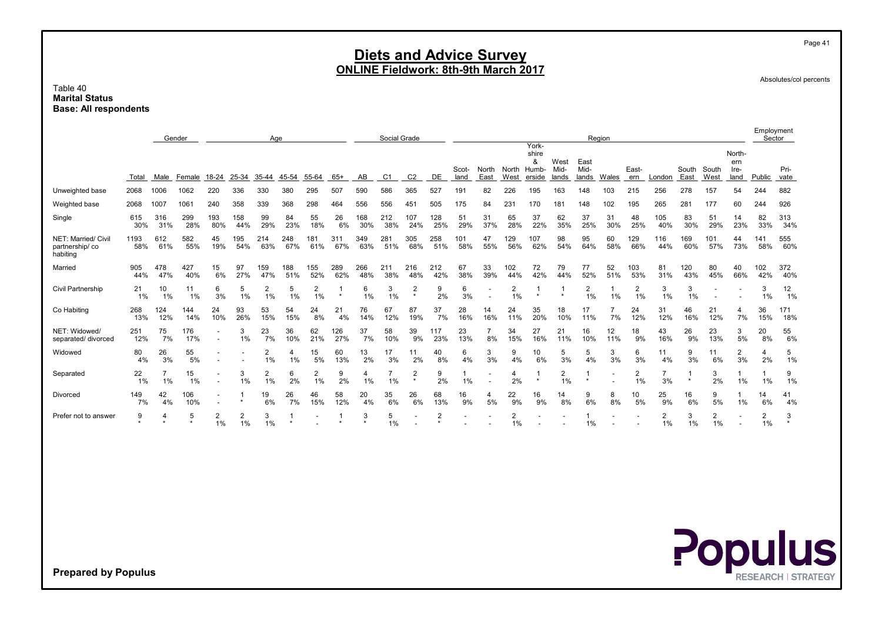# Diets and Advice Survey
## ONLINE Fieldwork: 8th-9th March 2017

Absolutes/col percents

Table 40
**Marital Status**
**Base: All respondents**

| | | Gender | | Age | | | | | | Social Grade | | | | Region | | | | | | | | | | | | Employment Sector | |
|---|---|---|---|---|---|---|---|---|---|---|---|---|---|---|---|---|---|---|---|---|---|---|---|---|---|---|---|
| | Total | Male | Female | 18-24 | 25-34 | 35-44 | 45-54 | 55-64 | 65+ | AB | C1 | C2 | DE | Scot-land | North East | North West | York-shire & Humb-erside | West Mid-lands | East Mid-lands | Wales | East-ern | London | South East | South West | North-ern Ire-land | Public | Pri-vate |
| Unweighted base | 2068 | 1006 | 1062 | 220 | 336 | 330 | 380 | 295 | 507 | 590 | 586 | 365 | 527 | 191 | 82 | 226 | 195 | 163 | 148 | 103 | 215 | 256 | 278 | 157 | 54 | 244 | 882 |
| Weighted base | 2068 | 1007 | 1061 | 240 | 358 | 339 | 368 | 298 | 464 | 556 | 556 | 451 | 505 | 175 | 84 | 231 | 170 | 181 | 148 | 102 | 195 | 265 | 281 | 177 | 60 | 244 | 926 |
| Single | 615 | 316 | 299 | 193 | 158 | 99 | 84 | 55 | 26 | 168 | 212 | 107 | 128 | 51 | 31 | 65 | 37 | 62 | 37 | 31 | 48 | 105 | 83 | 51 | 14 | 82 | 313 |
| | 30% | 31% | 28% | 80% | 44% | 29% | 23% | 18% | 6% | 30% | 38% | 24% | 25% | 29% | 37% | 28% | 22% | 35% | 25% | 30% | 25% | 40% | 30% | 29% | 23% | 33% | 34% |
| NET: Married/ Civil partnership/ co habiting | 1193 | 612 | 582 | 45 | 195 | 214 | 248 | 181 | 311 | 349 | 281 | 305 | 258 | 101 | 47 | 129 | 107 | 98 | 95 | 60 | 129 | 116 | 169 | 101 | 44 | 141 | 555 |
| | 58% | 61% | 55% | 19% | 54% | 63% | 67% | 61% | 67% | 63% | 51% | 68% | 51% | 58% | 55% | 56% | 62% | 54% | 64% | 58% | 66% | 44% | 60% | 57% | 73% | 58% | 60% |
| Married | 905 | 478 | 427 | 15 | 97 | 159 | 188 | 155 | 289 | 266 | 211 | 216 | 212 | 67 | 33 | 102 | 72 | 79 | 77 | 52 | 103 | 81 | 120 | 80 | 40 | 102 | 372 |
| | 44% | 47% | 40% | 6% | 27% | 47% | 51% | 52% | 62% | 48% | 38% | 48% | 42% | 38% | 39% | 44% | 42% | 44% | 52% | 51% | 53% | 31% | 43% | 45% | 66% | 42% | 40% |
| Civil Partnership | 21 | 10 | 11 | 6 | 5 | 2 | 5 | 2 | 1 | 6 | 3 | 2 | 9 | 6 | - | 2 | 1 | 1 | 2 | 1 | 2 | 3 | 3 | - | - | 3 | 12 |
| | 1% | 1% | 1% | 3% | 1% | 1% | 1% | 1% | * | 1% | 1% | * | 2% | 3% | - | 1% | * | * | 1% | 1% | 1% | 1% | 1% | - | - | 1% | 1% |
| Co Habiting | 268 | 124 | 144 | 24 | 93 | 53 | 54 | 24 | 21 | 76 | 67 | 87 | 37 | 28 | 14 | 24 | 35 | 18 | 17 | 7 | 24 | 31 | 46 | 21 | 4 | 36 | 171 |
| | 13% | 12% | 14% | 10% | 26% | 15% | 15% | 8% | 4% | 14% | 12% | 19% | 7% | 16% | 16% | 11% | 20% | 10% | 11% | 7% | 12% | 12% | 16% | 12% | 7% | 15% | 18% |
| NET: Widowed/ separated/ divorced | 251 | 75 | 176 | - | 3 | 23 | 36 | 62 | 126 | 37 | 58 | 39 | 117 | 23 | 7 | 34 | 27 | 21 | 16 | 12 | 18 | 43 | 26 | 23 | 3 | 20 | 55 |
| | 12% | 7% | 17% | - | 1% | 7% | 10% | 21% | 27% | 7% | 10% | 9% | 23% | 13% | 8% | 15% | 16% | 11% | 10% | 11% | 9% | 16% | 9% | 13% | 5% | 8% | 6% |
| Widowed | 80 | 26 | 55 | - | - | 2 | 4 | 15 | 60 | 13 | 17 | 11 | 40 | 6 | 3 | 9 | 10 | 5 | 5 | 3 | 6 | 11 | 9 | 11 | 2 | 4 | 5 |
| | 4% | 3% | 5% | - | - | 1% | 1% | 5% | 13% | 2% | 3% | 2% | 8% | 4% | 3% | 4% | 6% | 3% | 4% | 3% | 3% | 4% | 3% | 6% | 3% | 2% | 1% |
| Separated | 22 | 7 | 15 | - | 3 | 2 | 6 | 2 | 9 | 4 | 7 | 2 | 9 | 1 | - | 4 | 1 | 2 | 1 | - | 2 | 7 | 1 | 3 | 1 | 1 | 9 |
| | 1% | 1% | 1% | - | 1% | 1% | 2% | 1% | 2% | 1% | 1% | * | 2% | 1% | - | 2% | * | 1% | * | - | 1% | 3% | * | 2% | 1% | 1% | 1% |
| Divorced | 149 | 42 | 106 | - | 1 | 19 | 26 | 46 | 58 | 20 | 35 | 26 | 68 | 16 | 4 | 22 | 16 | 14 | 9 | 8 | 10 | 25 | 16 | 9 | 1 | 14 | 41 |
| | 7% | 4% | 10% | - | * | 6% | 7% | 15% | 12% | 4% | 6% | 6% | 13% | 9% | 5% | 9% | 9% | 8% | 6% | 8% | 5% | 9% | 6% | 5% | 1% | 6% | 4% |
| Prefer not to answer | 9 | 4 | 5 | 2 | 2 | 3 | 1 | - | 1 | 3 | 5 | - | 2 | - | - | 2 | - | - | 1 | - | - | 2 | 3 | 2 | - | 2 | 3 |
| | * | * | * | 1% | 1% | 1% | * | - | * | * | 1% | - | * | - | - | 1% | - | - | 1% | - | - | 1% | 1% | 1% | - | 1% | * |

**Prepared by Populus**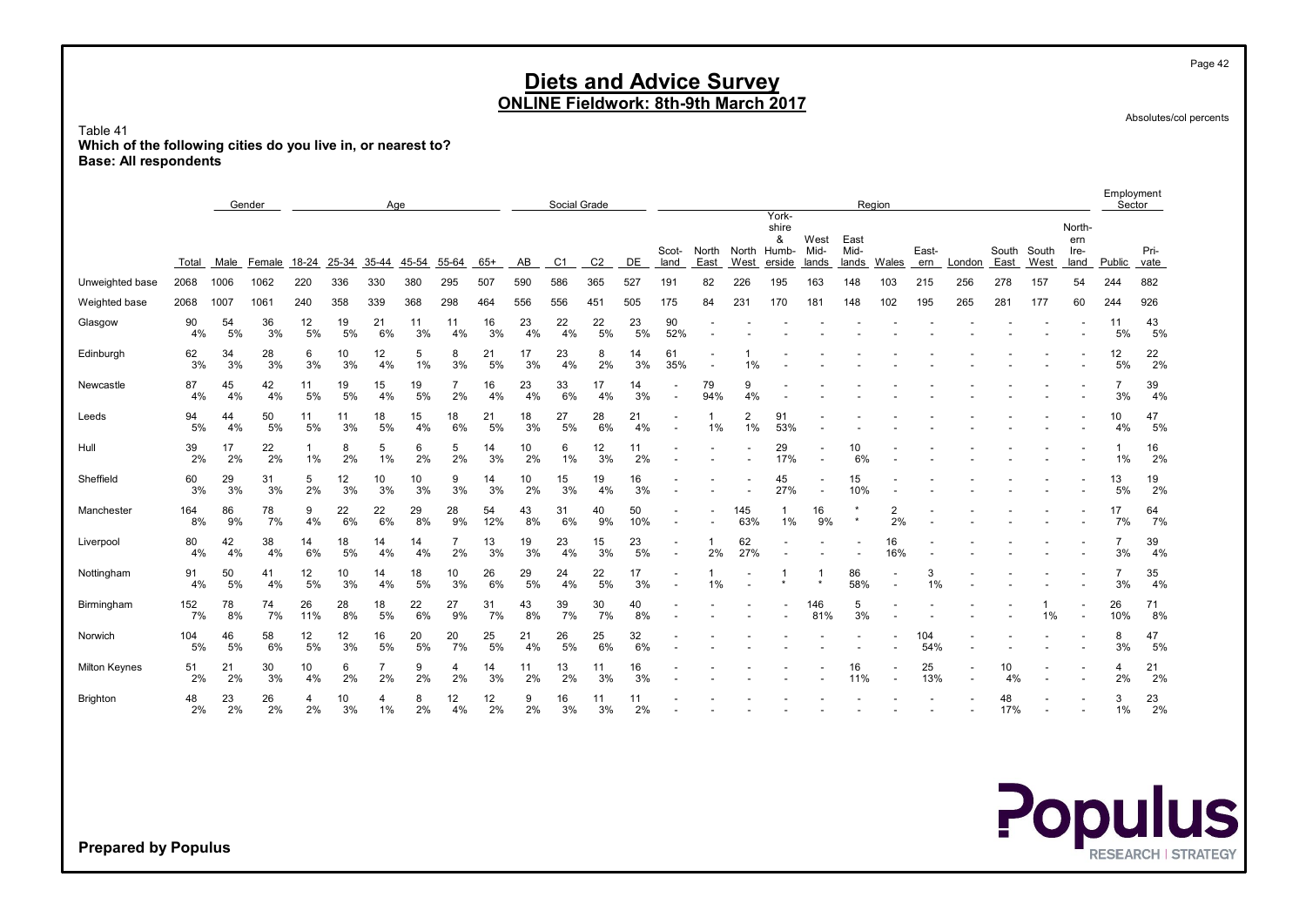# Diets and Advice Survey
## ONLINE Fieldwork: 8th-9th March 2017

Absolutes/col percents

Table 41
**Which of the following cities do you live in, or nearest to?**
**Base: All respondents**

| | | Gender | | Age | | | | | | Social Grade | | | | Region | | | | | | | | | | | | Employment Sector | |
|---|---|---|---|---|---|---|---|---|---|---|---|---|---|---|---|---|---|---|---|---|---|---|---|---|---|---|---|
| | Total | Male | Female | 18-24 | 25-34 | 35-44 | 45-54 | 55-64 | 65+ | AB | C1 | C2 | DE | Scotland | North East | North West | Yorkshire & Humberside | West Midlands | East Midlands | Wales | Eastern | London | South East | South West | Northern Ireland | Public | Private |
| Unweighted base | 2068 | 1006 | 1062 | 220 | 336 | 330 | 380 | 295 | 507 | 590 | 586 | 365 | 527 | 191 | 82 | 226 | 195 | 163 | 148 | 103 | 215 | 256 | 278 | 157 | 54 | 244 | 882 |
| Weighted base | 2068 | 1007 | 1061 | 240 | 358 | 339 | 368 | 298 | 464 | 556 | 556 | 451 | 505 | 175 | 84 | 231 | 170 | 181 | 148 | 102 | 195 | 265 | 281 | 177 | 60 | 244 | 926 |
| Glasgow | 90 | 54 | 36 | 12 | 19 | 21 | 11 | 11 | 16 | 23 | 22 | 22 | 23 | 90 | - | - | - | - | - | - | - | - | - | - | - | 11 | 43 |
| | 4% | 5% | 3% | 5% | 5% | 6% | 3% | 4% | 3% | 4% | 4% | 5% | 5% | 52% | - | - | - | - | - | - | - | - | - | - | - | 5% | 5% |
| Edinburgh | 62 | 34 | 28 | 6 | 10 | 12 | 5 | 8 | 21 | 17 | 23 | 8 | 14 | 61 | - | 1 | - | - | - | - | - | - | - | - | - | 12 | 22 |
| | 3% | 3% | 3% | 3% | 3% | 4% | 1% | 3% | 5% | 3% | 4% | 2% | 3% | 35% | - | 1% | - | - | - | - | - | - | - | - | - | 5% | 2% |
| Newcastle | 87 | 45 | 42 | 11 | 19 | 15 | 19 | 7 | 16 | 23 | 33 | 17 | 14 | - | 79 | 9 | - | - | - | - | - | - | - | - | - | 7 | 39 |
| | 4% | 4% | 4% | 5% | 5% | 4% | 5% | 2% | 4% | 4% | 6% | 4% | 3% | - | 94% | 4% | - | - | - | - | - | - | - | - | - | 3% | 4% |
| Leeds | 94 | 44 | 50 | 11 | 11 | 18 | 15 | 18 | 21 | 18 | 27 | 28 | 21 | - | 1 | 2 | 91 | - | - | - | - | - | - | - | - | 10 | 47 |
| | 5% | 4% | 5% | 5% | 3% | 5% | 4% | 6% | 5% | 3% | 5% | 6% | 4% | - | 1% | 1% | 53% | - | - | - | - | - | - | - | - | 4% | 5% |
| Hull | 39 | 17 | 22 | 1 | 8 | 5 | 6 | 5 | 14 | 10 | 6 | 12 | 11 | - | - | - | 29 | - | 10 | - | - | - | - | - | - | 1 | 16 |
| | 2% | 2% | 2% | 1% | 2% | 1% | 2% | 2% | 3% | 2% | 1% | 3% | 2% | - | - | - | 17% | - | 6% | - | - | - | - | - | - | 1% | 2% |
| Sheffield | 60 | 29 | 31 | 5 | 12 | 10 | 10 | 9 | 14 | 10 | 15 | 19 | 16 | - | - | - | 45 | - | 15 | - | - | - | - | - | - | 13 | 19 |
| | 3% | 3% | 3% | 2% | 3% | 3% | 3% | 3% | 3% | 2% | 3% | 4% | 3% | - | - | - | 27% | - | 10% | - | - | - | - | - | - | 5% | 2% |
| Manchester | 164 | 86 | 78 | 9 | 22 | 22 | 29 | 28 | 54 | 43 | 31 | 40 | 50 | - | - | 145 | 1 | 16 | * | 2 | - | - | - | - | - | 17 | 64 |
| | 8% | 9% | 7% | 4% | 6% | 6% | 8% | 9% | 12% | 8% | 6% | 9% | 10% | - | - | 63% | 1% | 9% | * | 2% | - | - | - | - | - | 7% | 7% |
| Liverpool | 80 | 42 | 38 | 14 | 18 | 14 | 14 | 7 | 13 | 19 | 23 | 15 | 23 | - | 1 | 62 | - | - | - | 16 | - | - | - | - | - | 7 | 39 |
| | 4% | 4% | 4% | 6% | 5% | 4% | 4% | 2% | 3% | 3% | 4% | 3% | 5% | - | 2% | 27% | - | - | - | 16% | - | - | - | - | - | 3% | 4% |
| Nottingham | 91 | 50 | 41 | 12 | 10 | 14 | 18 | 10 | 26 | 29 | 24 | 22 | 17 | - | 1 | - | 1 | 1 | 86 | - | 3 | - | - | - | - | 7 | 35 |
| | 4% | 5% | 4% | 5% | 3% | 4% | 5% | 3% | 6% | 5% | 4% | 5% | 3% | - | 1% | - | * | * | 58% | - | 1% | - | - | - | - | 3% | 4% |
| Birmingham | 152 | 78 | 74 | 26 | 28 | 18 | 22 | 27 | 31 | 43 | 39 | 30 | 40 | - | - | - | - | 146 | 5 | - | - | - | - | 1 | - | 26 | 71 |
| | 7% | 8% | 7% | 11% | 8% | 5% | 6% | 9% | 7% | 8% | 7% | 7% | 8% | - | - | - | - | 81% | 3% | - | - | - | - | 1% | - | 10% | 8% |
| Norwich | 104 | 46 | 58 | 12 | 12 | 16 | 20 | 20 | 25 | 21 | 26 | 25 | 32 | - | - | - | - | - | - | - | 104 | - | - | - | - | 8 | 47 |
| | 5% | 5% | 6% | 5% | 3% | 5% | 5% | 7% | 5% | 4% | 5% | 6% | 6% | - | - | - | - | - | - | - | 54% | - | - | - | - | 3% | 5% |
| Milton Keynes | 51 | 21 | 30 | 10 | 6 | 7 | 9 | 4 | 14 | 11 | 13 | 11 | 16 | - | - | - | - | - | 16 | - | 25 | - | 10 | - | - | 4 | 21 |
| | 2% | 2% | 3% | 4% | 2% | 2% | 2% | 2% | 3% | 2% | 2% | 3% | 3% | - | - | - | - | - | 11% | - | 13% | - | 4% | - | - | 2% | 2% |
| Brighton | 48 | 23 | 26 | 4 | 10 | 4 | 8 | 12 | 12 | 9 | 16 | 11 | 11 | - | - | - | - | - | - | - | - | - | 48 | - | - | 3 | 23 |
| | 2% | 2% | 2% | 2% | 3% | 1% | 2% | 4% | 2% | 2% | 3% | 3% | 2% | - | - | - | - | - | - | - | - | - | 17% | - | - | 1% | 2% |

**Prepared by Populus**

Populus RESEARCH | STRATEGY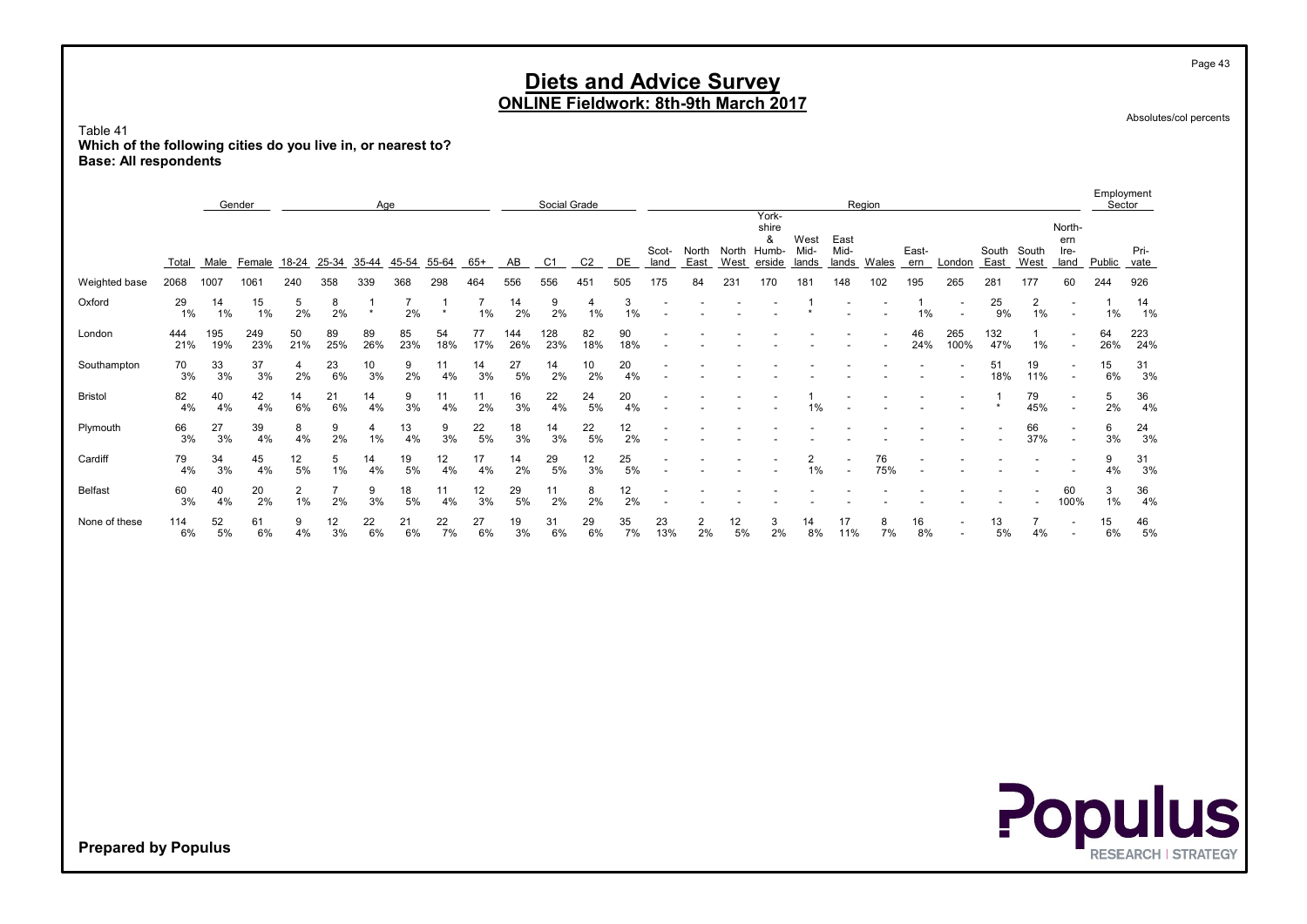Absolutes/col percents

# Diets and Advice Survey

## ONLINE Fieldwork: 8th-9th March 2017

Table 41
**Which of the following cities do you live in, or nearest to?**
**Base: All respondents**

| | | Gender | | Age | | | | | | Social Grade | | | | Region | | | | | | | | | | | | Employment Sector | |
|---|---|---|---|---|---|---|---|---|---|---|---|---|---|---|---|---|---|---|---|---|---|---|---|---|---|---|---|
| | Total | Male | Female | 18-24 | 25-34 | 35-44 | 45-54 | 55-64 | 65+ | AB | C1 | C2 | DE | Scotland | North East | North West | Yorkshire & Humberside | West Midlands | East Midlands | Wales | Eastern | London | South East | South West | Northern Ireland | Public | Private |
| Weighted base | 2068 | 1007 | 1061 | 240 | 358 | 339 | 368 | 298 | 464 | 556 | 556 | 451 | 505 | 175 | 84 | 231 | 170 | 181 | 148 | 102 | 195 | 265 | 281 | 177 | 60 | 244 | 926 |
| Oxford | 29 | 14 | 15 | 5 | 8 | 1 | 7 | 1 | 7 | 14 | 9 | 4 | 3 | - | - | - | - | 1 | - | - | 1 | - | 25 | 2 | - | 1 | 14 |
| | 1% | 1% | 1% | 2% | 2% | * | 2% | * | 1% | 2% | 2% | 1% | 1% | - | - | - | - | * | - | - | 1% | - | 9% | 1% | - | 1% | 1% |
| London | 444 | 195 | 249 | 50 | 89 | 89 | 85 | 54 | 77 | 144 | 128 | 82 | 90 | - | - | - | - | - | - | - | 46 | 265 | 132 | 1 | - | 64 | 223 |
| | 21% | 19% | 23% | 21% | 25% | 26% | 23% | 18% | 17% | 26% | 23% | 18% | 18% | - | - | - | - | - | - | - | 24% | 100% | 47% | 1% | - | 26% | 24% |
| Southampton | 70 | 33 | 37 | 4 | 23 | 10 | 9 | 11 | 14 | 27 | 14 | 10 | 20 | - | - | - | - | - | - | - | - | - | 51 | 19 | - | 15 | 31 |
| | 3% | 3% | 3% | 2% | 6% | 3% | 2% | 4% | 3% | 5% | 2% | 2% | 4% | - | - | - | - | - | - | - | - | - | 18% | 11% | - | 6% | 3% |
| Bristol | 82 | 40 | 42 | 14 | 21 | 14 | 9 | 11 | 11 | 16 | 22 | 24 | 20 | - | - | - | - | 1 | - | - | - | - | 1 | 79 | - | 5 | 36 |
| | 4% | 4% | 4% | 6% | 6% | 4% | 3% | 4% | 2% | 3% | 4% | 5% | 4% | - | - | - | - | 1% | - | - | - | - | * | 45% | - | 2% | 4% |
| Plymouth | 66 | 27 | 39 | 8 | 9 | 4 | 13 | 9 | 22 | 18 | 14 | 22 | 12 | - | - | - | - | - | - | - | - | - | - | 66 | - | 6 | 24 |
| | 3% | 3% | 4% | 4% | 2% | 1% | 4% | 3% | 5% | 3% | 3% | 5% | 2% | - | - | - | - | - | - | - | - | - | - | 37% | - | 3% | 3% |
| Cardiff | 79 | 34 | 45 | 12 | 5 | 14 | 19 | 12 | 17 | 14 | 29 | 12 | 25 | - | - | - | - | 2 | - | 76 | - | - | - | - | - | 9 | 31 |
| | 4% | 3% | 4% | 5% | 1% | 4% | 5% | 4% | 4% | 2% | 5% | 3% | 5% | - | - | - | - | 1% | - | 75% | - | - | - | - | - | 4% | 3% |
| Belfast | 60 | 40 | 20 | 2 | 7 | 9 | 18 | 11 | 12 | 29 | 11 | 8 | 12 | - | - | - | - | - | - | - | - | - | - | - | 60 | 3 | 36 |
| | 3% | 4% | 2% | 1% | 2% | 3% | 5% | 4% | 3% | 5% | 2% | 2% | 2% | - | - | - | - | - | - | - | - | - | - | - | 100% | 1% | 4% |
| None of these | 114 | 52 | 61 | 9 | 12 | 22 | 21 | 22 | 27 | 19 | 31 | 29 | 35 | 23 | 2 | 12 | 3 | 14 | 17 | 8 | 16 | - | 13 | 7 | - | 15 | 46 |
| | 6% | 5% | 6% | 4% | 3% | 6% | 6% | 7% | 6% | 3% | 6% | 6% | 7% | 13% | 2% | 5% | 2% | 8% | 11% | 7% | 8% | - | 5% | 4% | - | 6% | 5% |

Prepared by Populus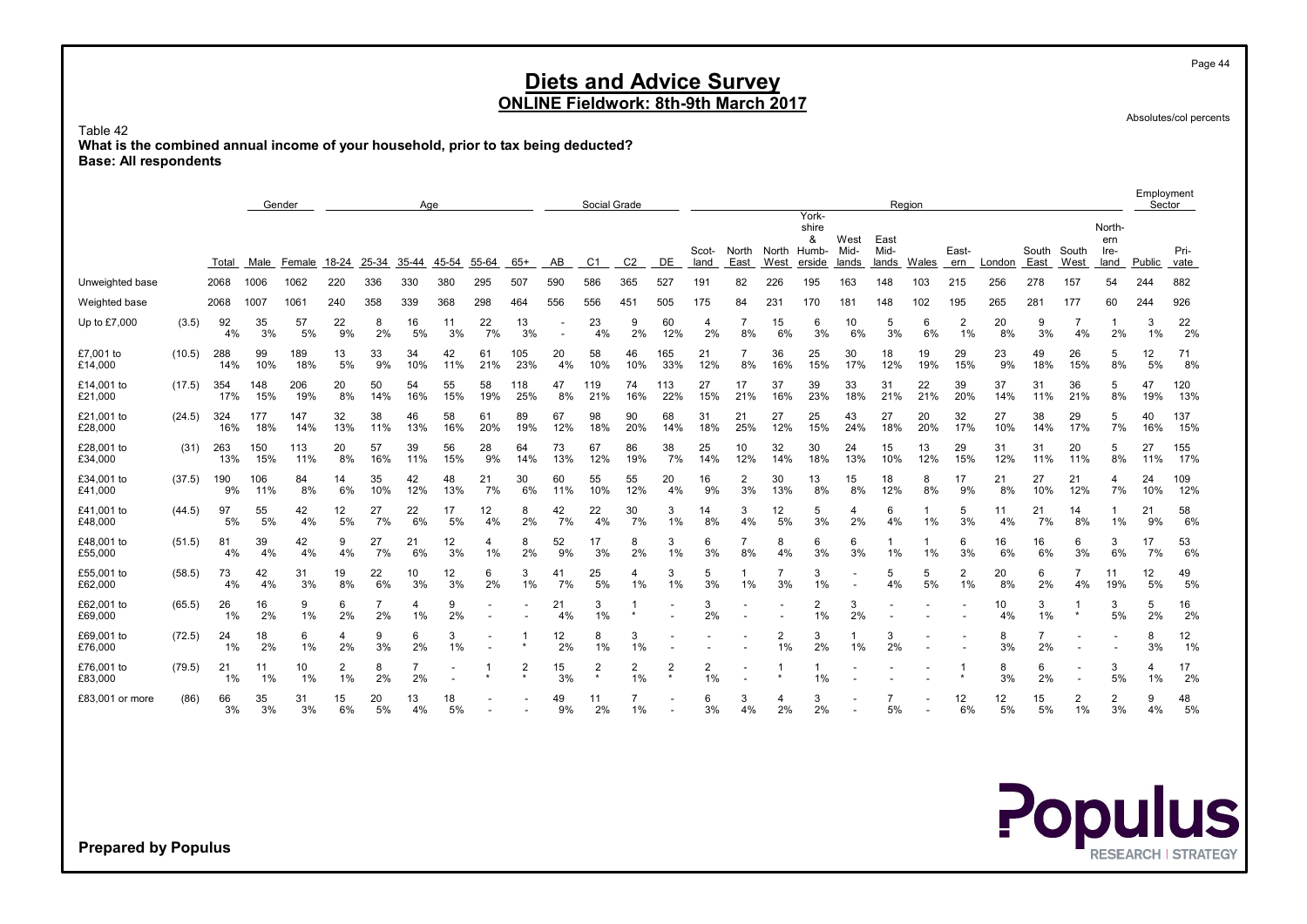# Diets and Advice Survey

## ONLINE Fieldwork: 8th-9th March 2017

Absolutes/col percents

Table 42

**What is the combined annual income of your household, prior to tax being deducted?**

**Base: All respondents**

| | | | Gender | | Age | | | | | | Social Grade | | | | Region | | | | | | | | | | | | Employment Sector | |
|---|---|---|---|---|---|---|---|---|---|---|---|---|---|---|---|---|---|---|---|---|---|---|---|---|---|---|---|---|
| | | Total | Male | Female | 18-24 | 25-34 | 35-44 | 45-54 | 55-64 | 65+ | AB | C1 | C2 | DE | Scotland | North East | North West | Yorkshire & Humberside | West Midlands | East Midlands | Wales | Eastern | London | South East | South West | Northern Ireland | Public | Private |
| Unweighted base | | 2068 | 1006 | 1062 | 220 | 336 | 330 | 380 | 295 | 507 | 590 | 586 | 365 | 527 | 191 | 82 | 226 | 195 | 163 | 148 | 103 | 215 | 256 | 278 | 157 | 54 | 244 | 882 |
| Weighted base | | 2068 | 1007 | 1061 | 240 | 358 | 339 | 368 | 298 | 464 | 556 | 556 | 451 | 505 | 175 | 84 | 231 | 170 | 181 | 148 | 102 | 195 | 265 | 281 | 177 | 60 | 244 | 926 |
| Up to £7,000 | (3.5) | 92 | 35 | 57 | 22 | 8 | 16 | 11 | 22 | 13 | - | 23 | 9 | 60 | 4 | 7 | 15 | 6 | 10 | 5 | 6 | 2 | 20 | 9 | 7 | 1 | 3 | 22 |
| | | 4% | 3% | 5% | 9% | 2% | 5% | 3% | 7% | 3% | - | 4% | 2% | 12% | 2% | 8% | 6% | 3% | 6% | 3% | 6% | 1% | 8% | 3% | 4% | 2% | 1% | 2% |
| £7,001 to £14,000 | (10.5) | 288 | 99 | 189 | 13 | 33 | 34 | 42 | 61 | 105 | 20 | 58 | 46 | 165 | 21 | 7 | 36 | 25 | 30 | 18 | 19 | 29 | 23 | 49 | 26 | 5 | 12 | 71 |
| | | 14% | 10% | 18% | 5% | 9% | 10% | 11% | 21% | 23% | 4% | 10% | 10% | 33% | 12% | 8% | 16% | 15% | 17% | 12% | 19% | 15% | 9% | 18% | 15% | 8% | 5% | 8% |
| £14,001 to £21,000 | (17.5) | 354 | 148 | 206 | 20 | 50 | 54 | 55 | 58 | 118 | 47 | 119 | 74 | 113 | 27 | 17 | 37 | 39 | 33 | 31 | 22 | 39 | 37 | 31 | 36 | 5 | 47 | 120 |
| | | 17% | 15% | 19% | 8% | 14% | 16% | 15% | 19% | 25% | 8% | 21% | 16% | 22% | 15% | 21% | 16% | 23% | 18% | 21% | 21% | 20% | 14% | 11% | 21% | 8% | 19% | 13% |
| £21,001 to £28,000 | (24.5) | 324 | 177 | 147 | 32 | 38 | 46 | 58 | 61 | 89 | 67 | 98 | 90 | 68 | 31 | 21 | 27 | 25 | 43 | 27 | 20 | 32 | 27 | 38 | 29 | 5 | 40 | 137 |
| | | 16% | 18% | 14% | 13% | 11% | 13% | 16% | 20% | 19% | 12% | 18% | 20% | 14% | 18% | 25% | 12% | 15% | 24% | 18% | 20% | 17% | 10% | 14% | 17% | 7% | 16% | 15% |
| £28,001 to £34,000 | (31) | 263 | 150 | 113 | 20 | 57 | 39 | 56 | 28 | 64 | 73 | 67 | 86 | 38 | 25 | 10 | 32 | 30 | 24 | 15 | 13 | 29 | 31 | 31 | 20 | 5 | 27 | 155 |
| | | 13% | 15% | 11% | 8% | 16% | 11% | 15% | 9% | 14% | 13% | 12% | 19% | 7% | 14% | 12% | 14% | 18% | 13% | 10% | 12% | 15% | 12% | 11% | 11% | 8% | 11% | 17% |
| £34,001 to £41,000 | (37.5) | 190 | 106 | 84 | 14 | 35 | 42 | 48 | 21 | 30 | 60 | 55 | 55 | 20 | 16 | 2 | 30 | 13 | 15 | 18 | 8 | 17 | 21 | 27 | 21 | 4 | 24 | 109 |
| | | 9% | 11% | 8% | 6% | 10% | 12% | 13% | 7% | 6% | 11% | 10% | 12% | 4% | 9% | 3% | 13% | 8% | 8% | 12% | 8% | 9% | 8% | 10% | 12% | 7% | 10% | 12% |
| £41,001 to £48,000 | (44.5) | 97 | 55 | 42 | 12 | 27 | 22 | 17 | 12 | 8 | 42 | 22 | 30 | 3 | 14 | 3 | 12 | 5 | 4 | 6 | 1 | 5 | 11 | 21 | 14 | 1 | 21 | 58 |
| | | 5% | 5% | 4% | 5% | 7% | 6% | 5% | 4% | 2% | 7% | 4% | 7% | 1% | 8% | 4% | 5% | 3% | 2% | 4% | 1% | 3% | 4% | 7% | 8% | 1% | 9% | 6% |
| £48,001 to £55,000 | (51.5) | 81 | 39 | 42 | 9 | 27 | 21 | 12 | 4 | 8 | 52 | 17 | 8 | 3 | 6 | 7 | 8 | 6 | 6 | 1 | 1 | 6 | 16 | 16 | 6 | 3 | 17 | 53 |
| | | 4% | 4% | 4% | 4% | 7% | 6% | 3% | 1% | 2% | 9% | 3% | 2% | 1% | 3% | 8% | 4% | 3% | 3% | 1% | 1% | 3% | 6% | 6% | 3% | 6% | 7% | 6% |
| £55,001 to £62,000 | (58.5) | 73 | 42 | 31 | 19 | 22 | 10 | 12 | 6 | 3 | 41 | 25 | 4 | 3 | 5 | 1 | 7 | 3 | - | 5 | 5 | 2 | 20 | 6 | 7 | 11 | 12 | 49 |
| | | 4% | 4% | 3% | 8% | 6% | 3% | 3% | 2% | 1% | 7% | 5% | 1% | 1% | 3% | 1% | 3% | 1% | - | 4% | 5% | 1% | 8% | 2% | 4% | 19% | 5% | 5% |
| £62,001 to £69,000 | (65.5) | 26 | 16 | 9 | 6 | 7 | 4 | 9 | - | - | 21 | 3 | 1 | - | 3 | - | - | 2 | 3 | - | - | - | 10 | 3 | 1 | 3 | 5 | 16 |
| | | 1% | 2% | 1% | 2% | 2% | 1% | 2% | - | - | 4% | 1% | * | - | 2% | - | - | 1% | 2% | - | - | - | 4% | 1% | * | 5% | 2% | 2% |
| £69,001 to £76,000 | (72.5) | 24 | 18 | 6 | 4 | 9 | 6 | 3 | - | 1 | 12 | 8 | 3 | - | - | - | 2 | 3 | 1 | 3 | - | - | 8 | 7 | - | - | 8 | 12 |
| | | 1% | 2% | 1% | 2% | 3% | 2% | 1% | - | * | 2% | 1% | 1% | - | - | - | 1% | 2% | 1% | 2% | - | - | 3% | 2% | - | - | 3% | 1% |
| £76,001 to £83,000 | (79.5) | 21 | 11 | 10 | 2 | 8 | 7 | - | 1 | 2 | 15 | 2 | 2 | 2 | 2 | - | 1 | 1 | - | - | - | 1 | 8 | 6 | - | 3 | 4 | 17 |
| | | 1% | 1% | 1% | 1% | 2% | 2% | - | * | * | 3% | * | 1% | * | 1% | - | * | 1% | - | - | - | * | 3% | 2% | - | 5% | 1% | 2% |
| £83,001 or more | (86) | 66 | 35 | 31 | 15 | 20 | 13 | 18 | - | - | 49 | 11 | 7 | - | 6 | 3 | 4 | 3 | - | 7 | - | 12 | 12 | 15 | 2 | 2 | 9 | 48 |
| | | 3% | 3% | 3% | 6% | 5% | 4% | 5% | - | - | 9% | 2% | 1% | - | 3% | 4% | 2% | 2% | - | 5% | - | 6% | 5% | 5% | 1% | 3% | 4% | 5% |

Prepared by Populus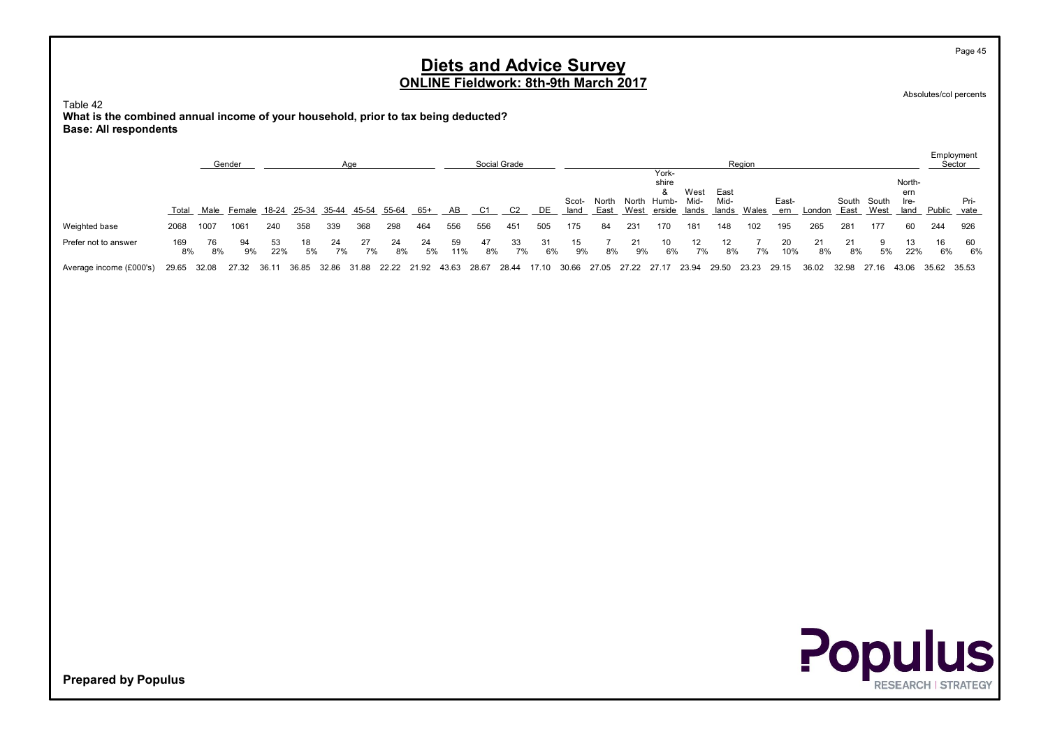# Diets and Advice Survey

## ONLINE Fieldwork: 8th-9th March 2017

Absolutes/col percents

Table 42

**What is the combined annual income of your household, prior to tax being deducted?**

**Base: All respondents**

| | | Gender | | Age | | | | | | Social Grade | | | | Region | | | | | | | | | | | | Employment Sector | |
|---|---|---|---|---|---|---|---|---|---|---|---|---|---|---|---|---|---|---|---|---|---|---|---|---|---|---|---|
| | Total | Male | Female | 18-24 | 25-34 | 35-44 | 45-54 | 55-64 | 65+ | AB | C1 | C2 | DE | Scot-land | North East | North West | York-shire & Humb-erside | West Mid-lands | East Mid-lands | Wales | East-ern | London | South East | South West | North-ern Ire-land | Public | Pri-vate |
| Weighted base | 2068 | 1007 | 1061 | 240 | 358 | 339 | 368 | 298 | 464 | 556 | 556 | 451 | 505 | 175 | 84 | 231 | 170 | 181 | 148 | 102 | 195 | 265 | 281 | 177 | 60 | 244 | 926 |
| Prefer not to answer | 169 | 76 | 94 | 53 | 18 | 24 | 27 | 24 | 24 | 59 | 47 | 33 | 31 | 15 | 7 | 21 | 10 | 12 | 12 | 7 | 20 | 21 | 21 | 9 | 13 | 16 | 60 |
| | 8% | 8% | 9% | 22% | 5% | 7% | 7% | 8% | 5% | 11% | 8% | 7% | 6% | 9% | 8% | 9% | 6% | 7% | 8% | 7% | 10% | 8% | 8% | 5% | 22% | 6% | 6% |
| Average income (£000's) | 29.65 | 32.08 | 27.32 | 36.11 | 36.85 | 32.86 | 31.88 | 22.22 | 21.92 | 43.63 | 28.67 | 28.44 | 17.10 | 30.66 | 27.05 | 27.22 | 27.17 | 23.94 | 29.50 | 23.23 | 29.15 | 36.02 | 32.98 | 27.16 | 43.06 | 35.62 | 35.53 |

**Prepared by Populus**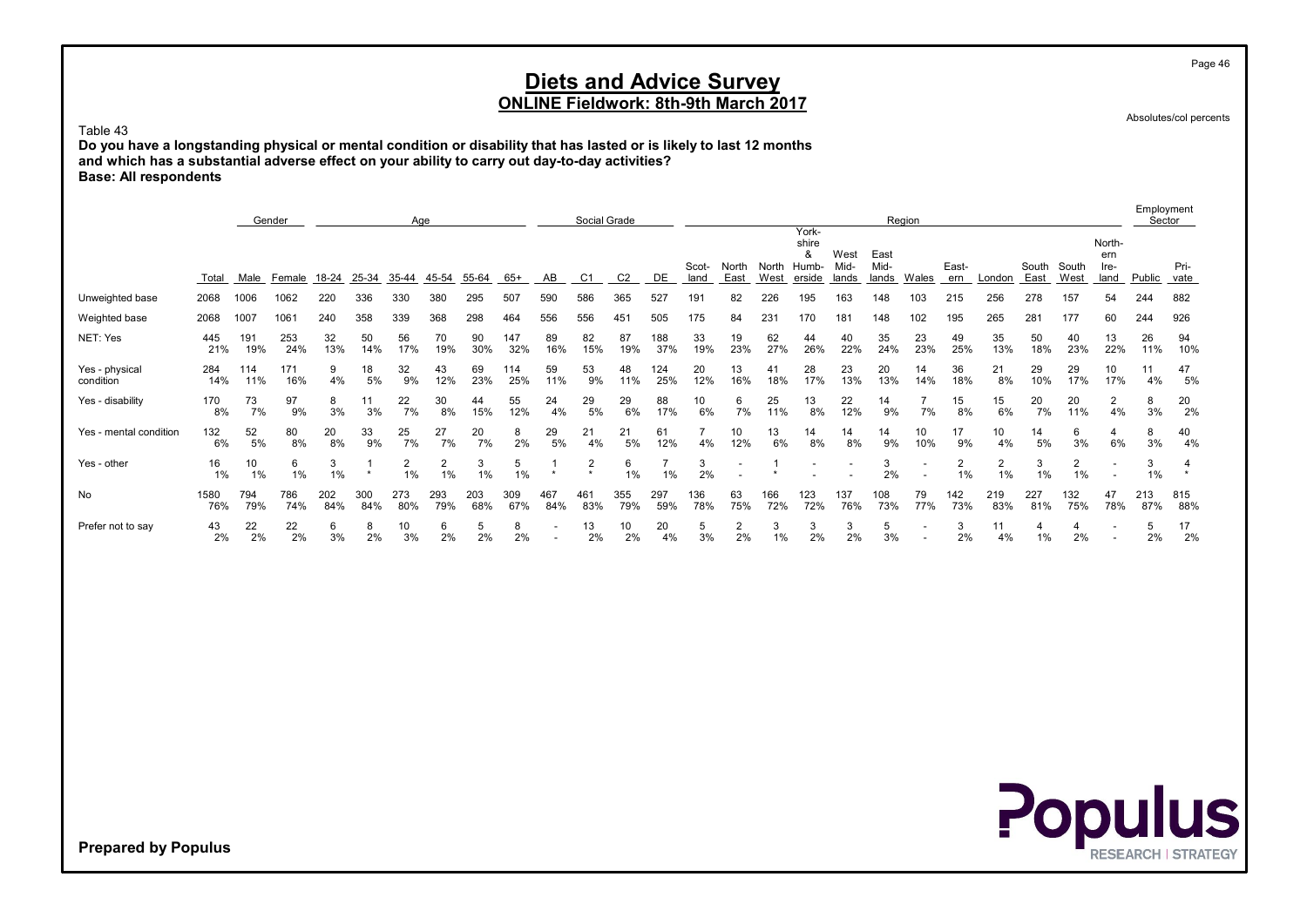# Diets and Advice Survey

## ONLINE Fieldwork: 8th-9th March 2017

Absolutes/col percents

Table 43

**Do you have a longstanding physical or mental condition or disability that has lasted or is likely to last 12 months and which has a substantial adverse effect on your ability to carry out day-to-day activities?**

**Base: All respondents**

| | | Gender | | Age | | | | | | Social Grade | | | | Region | | | | | | | | | | | | Employment Sector | |
|---|---|---|---|---|---|---|---|---|---|---|---|---|---|---|---|---|---|---|---|---|---|---|---|---|---|---|---|
| | Total | Male | Female | 18-24 | 25-34 | 35-44 | 45-54 | 55-64 | 65+ | AB | C1 | C2 | DE | Scotland | North East | North West | Yorkshire & Humberside | West Midlands | East Midlands | Wales | Eastern | London | South East | South West | Northern Ireland | Public | Private |
| Unweighted base | 2068 | 1006 | 1062 | 220 | 336 | 330 | 380 | 295 | 507 | 590 | 586 | 365 | 527 | 191 | 82 | 226 | 195 | 163 | 148 | 103 | 215 | 256 | 278 | 157 | 54 | 244 | 882 |
| Weighted base | 2068 | 1007 | 1061 | 240 | 358 | 339 | 368 | 298 | 464 | 556 | 556 | 451 | 505 | 175 | 84 | 231 | 170 | 181 | 148 | 102 | 195 | 265 | 281 | 177 | 60 | 244 | 926 |
| NET: Yes | 445 | 191 | 253 | 32 | 50 | 56 | 70 | 90 | 147 | 89 | 82 | 87 | 188 | 33 | 19 | 62 | 44 | 40 | 35 | 23 | 49 | 35 | 50 | 40 | 13 | 26 | 94 |
| | 21% | 19% | 24% | 13% | 14% | 17% | 19% | 30% | 32% | 16% | 15% | 19% | 37% | 19% | 23% | 27% | 26% | 22% | 24% | 23% | 25% | 13% | 18% | 23% | 22% | 11% | 10% |
| Yes - physical condition | 284 | 114 | 171 | 9 | 18 | 32 | 43 | 69 | 114 | 59 | 53 | 48 | 124 | 20 | 13 | 41 | 28 | 23 | 20 | 14 | 36 | 21 | 29 | 29 | 10 | 11 | 47 |
| | 14% | 11% | 16% | 4% | 5% | 9% | 12% | 23% | 25% | 11% | 9% | 11% | 25% | 12% | 16% | 18% | 17% | 13% | 13% | 14% | 18% | 8% | 10% | 17% | 17% | 4% | 5% |
| Yes - disability | 170 | 73 | 97 | 8 | 11 | 22 | 30 | 44 | 55 | 24 | 29 | 29 | 88 | 10 | 6 | 25 | 13 | 22 | 14 | 7 | 15 | 15 | 20 | 20 | 2 | 8 | 20 |
| | 8% | 7% | 9% | 3% | 3% | 7% | 8% | 15% | 12% | 4% | 5% | 6% | 17% | 6% | 7% | 11% | 8% | 12% | 9% | 7% | 8% | 6% | 7% | 11% | 4% | 3% | 2% |
| Yes - mental condition | 132 | 52 | 80 | 20 | 33 | 25 | 27 | 20 | 8 | 29 | 21 | 21 | 61 | 7 | 10 | 13 | 14 | 14 | 14 | 10 | 17 | 10 | 14 | 6 | 4 | 8 | 40 |
| | 6% | 5% | 8% | 8% | 9% | 7% | 7% | 7% | 2% | 5% | 4% | 5% | 12% | 4% | 12% | 6% | 8% | 8% | 9% | 10% | 9% | 4% | 5% | 3% | 6% | 3% | 4% |
| Yes - other | 16 | 10 | 6 | 3 | 1 | 2 | 2 | 3 | 5 | 1 | 2 | 6 | 7 | 3 | - | 1 | - | - | 3 | - | 2 | 2 | 3 | 2 | - | 3 | 4 |
| | 1% | 1% | 1% | 1% | * | 1% | 1% | 1% | 1% | * | * | 1% | 1% | 2% | - | * | - | - | 2% | - | 1% | 1% | 1% | 1% | - | 1% | * |
| No | 1580 | 794 | 786 | 202 | 300 | 273 | 293 | 203 | 309 | 467 | 461 | 355 | 297 | 136 | 63 | 166 | 123 | 137 | 108 | 79 | 142 | 219 | 227 | 132 | 47 | 213 | 815 |
| | 76% | 79% | 74% | 84% | 84% | 80% | 79% | 68% | 67% | 84% | 83% | 79% | 59% | 78% | 75% | 72% | 72% | 76% | 73% | 77% | 73% | 83% | 81% | 75% | 78% | 87% | 88% |
| Prefer not to say | 43 | 22 | 22 | 6 | 8 | 10 | 6 | 5 | 8 | - | 13 | 10 | 20 | 5 | 2 | 3 | 3 | 3 | 5 | - | 3 | 11 | 4 | 4 | - | 5 | 17 |
| | 2% | 2% | 2% | 3% | 2% | 3% | 2% | 2% | 2% | - | 2% | 2% | 4% | 3% | 2% | 1% | 2% | 2% | 3% | - | 2% | 4% | 1% | 2% | - | 2% | 2% |

Prepared by Populus